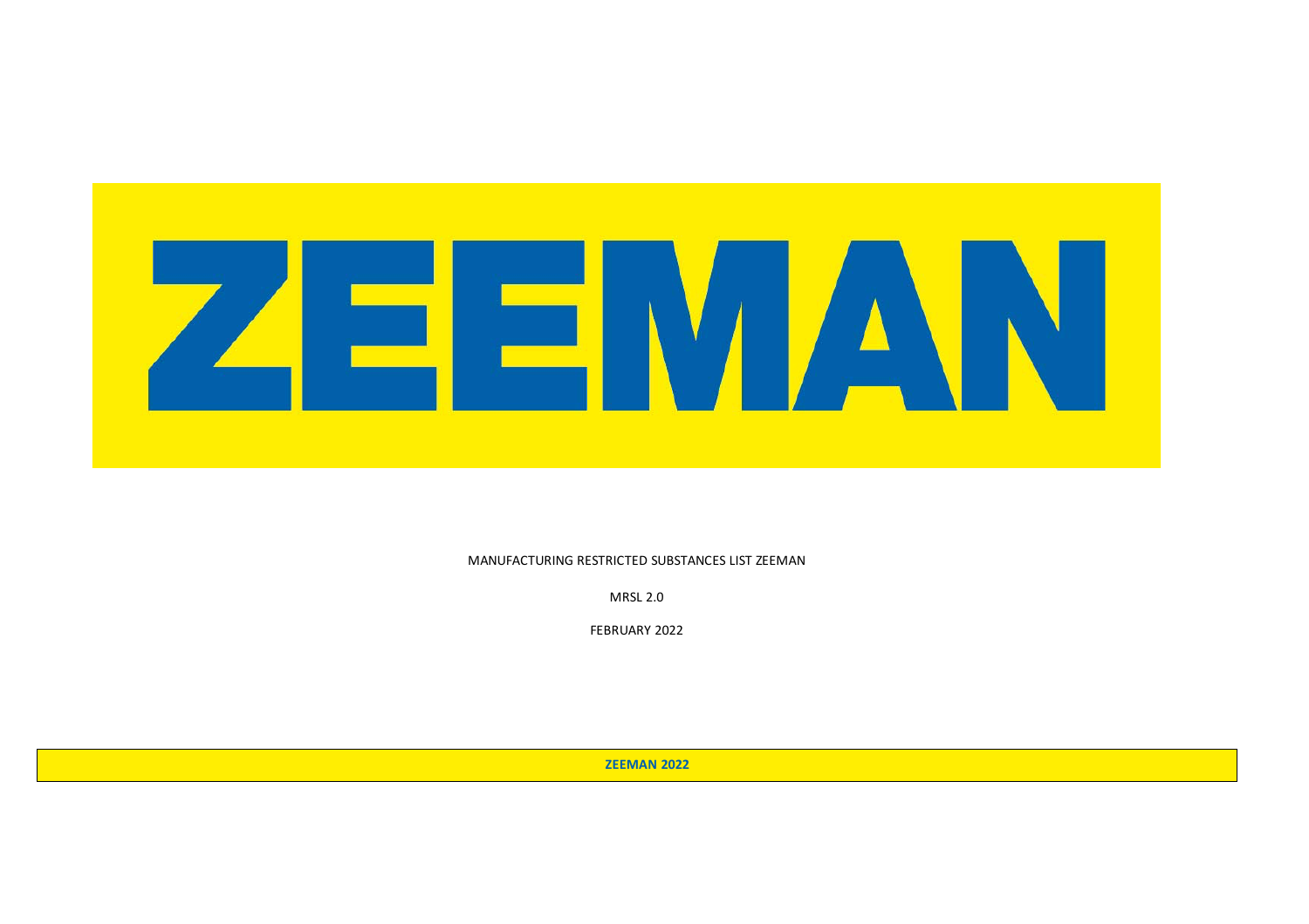# ZEEMAN

MANUFACTURING RESTRICTED SUBSTANCES LIST ZEEMAN

MRSL 2.0

FEBRUARY 2022

**ZEEMAN 2022**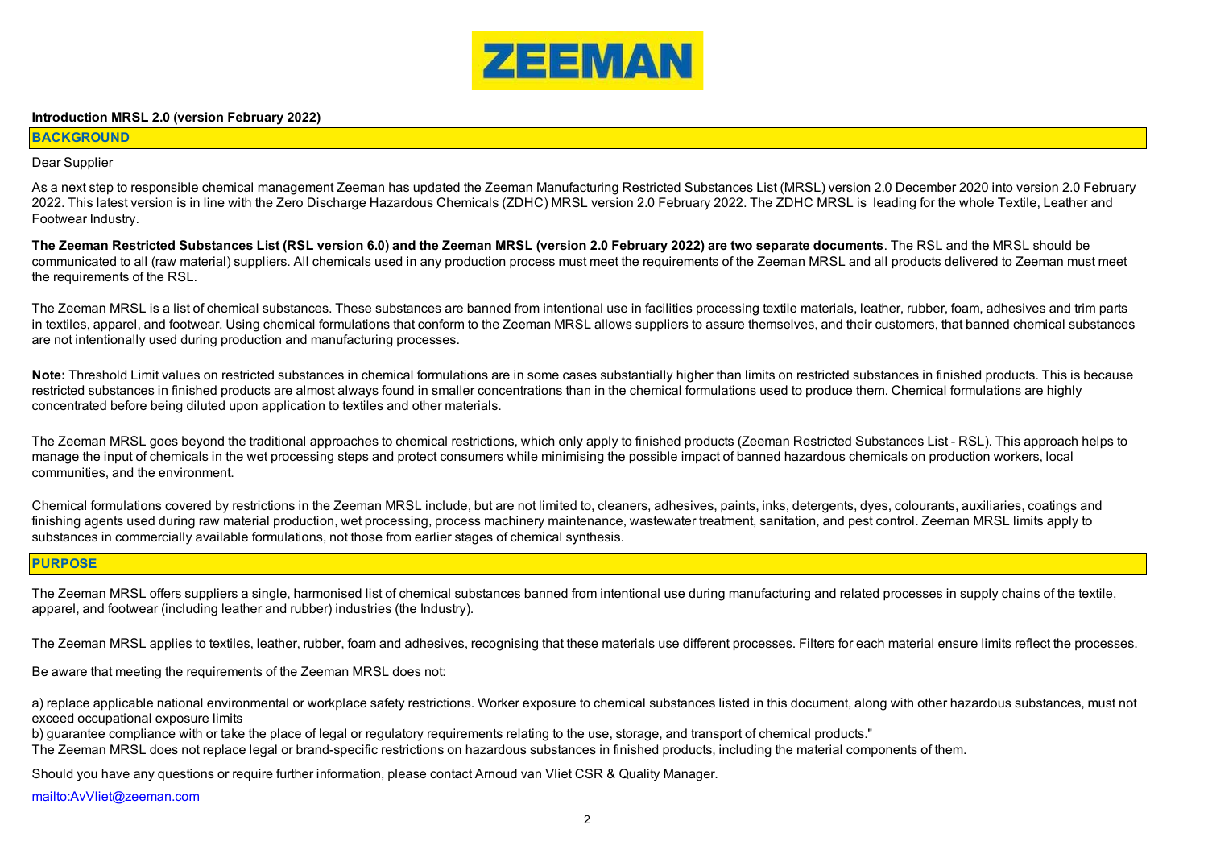ZEEMAN

**Introduction MRSL 2.0 (version February 2022)**

## BACKGROUND

Dear Supplier

As a next step to responsible chemical management Zeeman has updated the Zeeman Manufacturing Restricted Substances List (MRSL) version 2.0 December 2020 into version 2.0 February 2022. This latest version is in line with the Zero Discharge Hazardous Chemicals (ZDHC) MRSL version 2.0 February 2022. The ZDHC MRSL is leading for the whole Textile, Leather and Footwear Industry.

**The Zeeman Restricted Substances List (RSL version 6.0) and the Zeeman MRSL (version 2.0 February 2022) are two separate documents**. The RSL and the MRSL should be communicated to all (raw material) suppliers. All chemicals used in any production process must meet the requirements of the Zeeman MRSL and all products delivered to Zeeman must meet the requirements of the RSL.

The Zeeman MRSL is a list of chemical substances. These substances are banned from intentional use in facilities processing textile materials, leather, rubber, foam, adhesives and trim parts in textiles, apparel, and footwear. Using chemical formulations that conform to the Zeeman MRSL allows suppliers to assure themselves, and their customers, that banned chemical substances are not intentionally used during production and manufacturing processes.

**Note:** Threshold Limit values on restricted substances in chemical formulations are in some cases substantially higher than limits on restricted substances in finished products. This is because restricted substances in finished products are almost always found in smaller concentrations than in the chemical formulations used to produce them. Chemical formulations are highly concentrated before being diluted upon application to textiles and other materials.

The Zeeman MRSL goes beyond the traditional approaches to chemical restrictions, which only apply to finished products (Zeeman Restricted Substances List - RSL). This approach helps to manage the input of chemicals in the wet processing steps and protect consumers while minimising the possible impact of banned hazardous chemicals on production workers, local communities, and the environment.

Chemical formulations covered by restrictions in the Zeeman MRSL include, but are not limited to, cleaners, adhesives, paints, inks, detergents, dyes, colourants, auxiliaries, coatings and finishing agents used during raw material production, wet processing, process machinery maintenance, wastewater treatment, sanitation, and pest control. Zeeman MRSL limits apply to substances in commercially available formulations, not those from earlier stages of chemical synthesis.

## PURPOSE

The Zeeman MRSL offers suppliers a single, harmonised list of chemical substances banned from intentional use during manufacturing and related processes in supply chains of the textile, apparel, and footwear (including leather and rubber) industries (the Industry).

The Zeeman MRSL applies to textiles, leather, rubber, foam and adhesives, recognising that these materials use different processes. Filters for each material ensure limits reflect the processes.

Be aware that meeting the requirements of the Zeeman MRSL does not:

a) replace applicable national environmental or workplace safety restrictions. Worker exposure to chemical substances listed in this document, along with other hazardous substances, must not exceed occupational exposure limits
b) guarantee compliance with or take the place of legal or regulatory requirements relating to the use, storage, and transport of chemical products."
The Zeeman MRSL does not replace legal or brand-specific restrictions on hazardous substances in finished products, including the material components of them.

Should you have any questions or require further information, please contact Arnoud van Vliet CSR & Quality Manager.

mailto:AvVliet@zeeman.com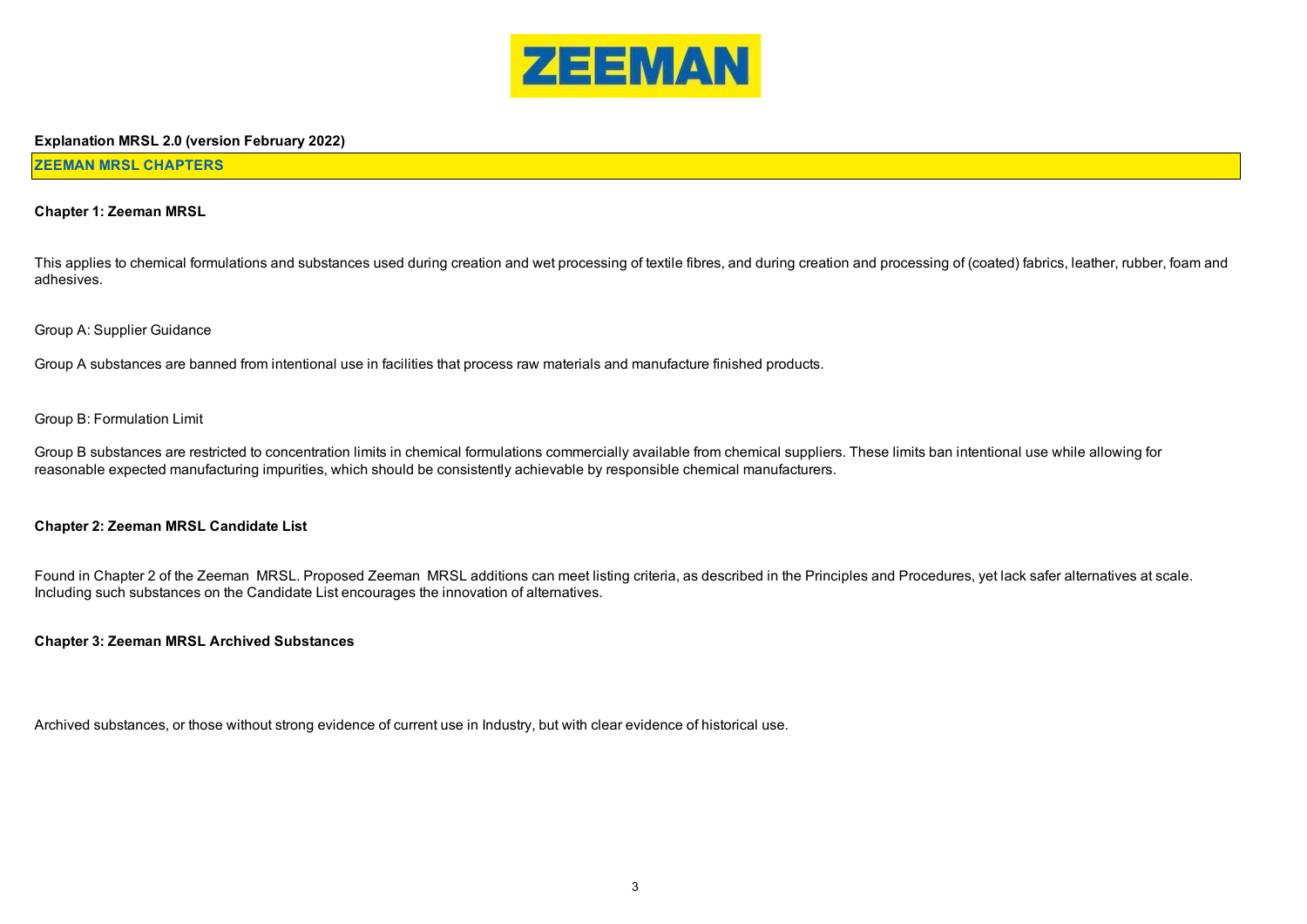**Explanation MRSL 2.0 (version February 2022)**

## ZEEMAN MRSL CHAPTERS

### Chapter 1: Zeeman MRSL

This applies to chemical formulations and substances used during creation and wet processing of textile fibres, and during creation and processing of (coated) fabrics, leather, rubber, foam and adhesives.

Group A: Supplier Guidance

Group A substances are banned from intentional use in facilities that process raw materials and manufacture finished products.

Group B: Formulation Limit

Group B substances are restricted to concentration limits in chemical formulations commercially available from chemical suppliers. These limits ban intentional use while allowing for reasonable expected manufacturing impurities, which should be consistently achievable by responsible chemical manufacturers.

### Chapter 2: Zeeman MRSL Candidate List

Found in Chapter 2 of the Zeeman MRSL. Proposed Zeeman MRSL additions can meet listing criteria, as described in the Principles and Procedures, yet lack safer alternatives at scale. Including such substances on the Candidate List encourages the innovation of alternatives.

### Chapter 3: Zeeman MRSL Archived Substances

Archived substances, or those without strong evidence of current use in Industry, but with clear evidence of historical use.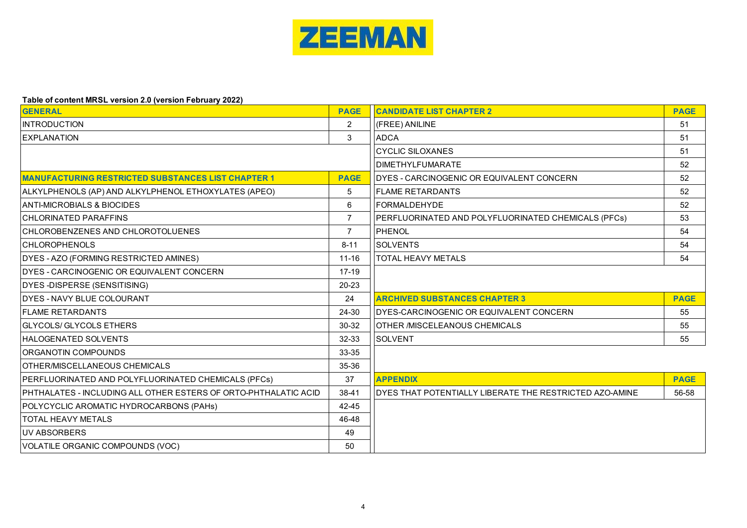ZEEMAN

**Table of content MRSL version 2.0 (version February 2022)**

| GENERAL | PAGE |
|---|---|
| INTRODUCTION | 2 |
| EXPLANATION | 3 |

| MANUFACTURING RESTRICTED SUBSTANCES LIST CHAPTER 1 | PAGE |
|---|---|
| ALKYLPHENOLS (AP) AND ALKYLPHENOL ETHOXYLATES (APEO) | 5 |
| ANTI-MICROBIALS & BIOCIDES | 6 |
| CHLORINATED PARAFFINS | 7 |
| CHLOROBENZENES AND CHLOROTOLUENES | 7 |
| CHLOROPHENOLS | 8-11 |
| DYES - AZO (FORMING RESTRICTED AMINES) | 11-16 |
| DYES - CARCINOGENIC OR EQUIVALENT CONCERN | 17-19 |
| DYES -DISPERSE (SENSITISING) | 20-23 |
| DYES - NAVY BLUE COLOURANT | 24 |
| FLAME RETARDANTS | 24-30 |
| GLYCOLS/ GLYCOLS ETHERS | 30-32 |
| HALOGENATED SOLVENTS | 32-33 |
| ORGANOTIN COMPOUNDS | 33-35 |
| OTHER/MISCELLANEOUS CHEMICALS | 35-36 |
| PERFLUORINATED AND POLYFLUORINATED CHEMICALS (PFCs) | 37 |
| PHTHALATES - INCLUDING ALL OTHER ESTERS OF ORTO-PHTHALATIC ACID | 38-41 |
| POLYCYCLIC AROMATIC HYDROCARBONS (PAHs) | 42-45 |
| TOTAL HEAVY METALS | 46-48 |
| UV ABSORBERS | 49 |
| VOLATILE ORGANIC COMPOUNDS (VOC) | 50 |

| CANDIDATE LIST CHAPTER 2 | PAGE |
|---|---|
| (FREE) ANILINE | 51 |
| ADCA | 51 |
| CYCLIC SILOXANES | 51 |
| DIMETHYLFUMARATE | 52 |
| DYES - CARCINOGENIC OR EQUIVALENT CONCERN | 52 |
| FLAME RETARDANTS | 52 |
| FORMALDEHYDE | 52 |
| PERFLUORINATED AND POLYFLUORINATED CHEMICALS (PFCs) | 53 |
| PHENOL | 54 |
| SOLVENTS | 54 |
| TOTAL HEAVY METALS | 54 |

| ARCHIVED SUBSTANCES CHAPTER 3 | PAGE |
|---|---|
| DYES-CARCINOGENIC OR EQUIVALENT CONCERN | 55 |
| OTHER /MISCELEANOUS CHEMICALS | 55 |
| SOLVENT | 55 |

| APPENDIX | PAGE |
|---|---|
| DYES THAT POTENTIALLY LIBERATE THE RESTRICTED AZO-AMINE | 56-58 |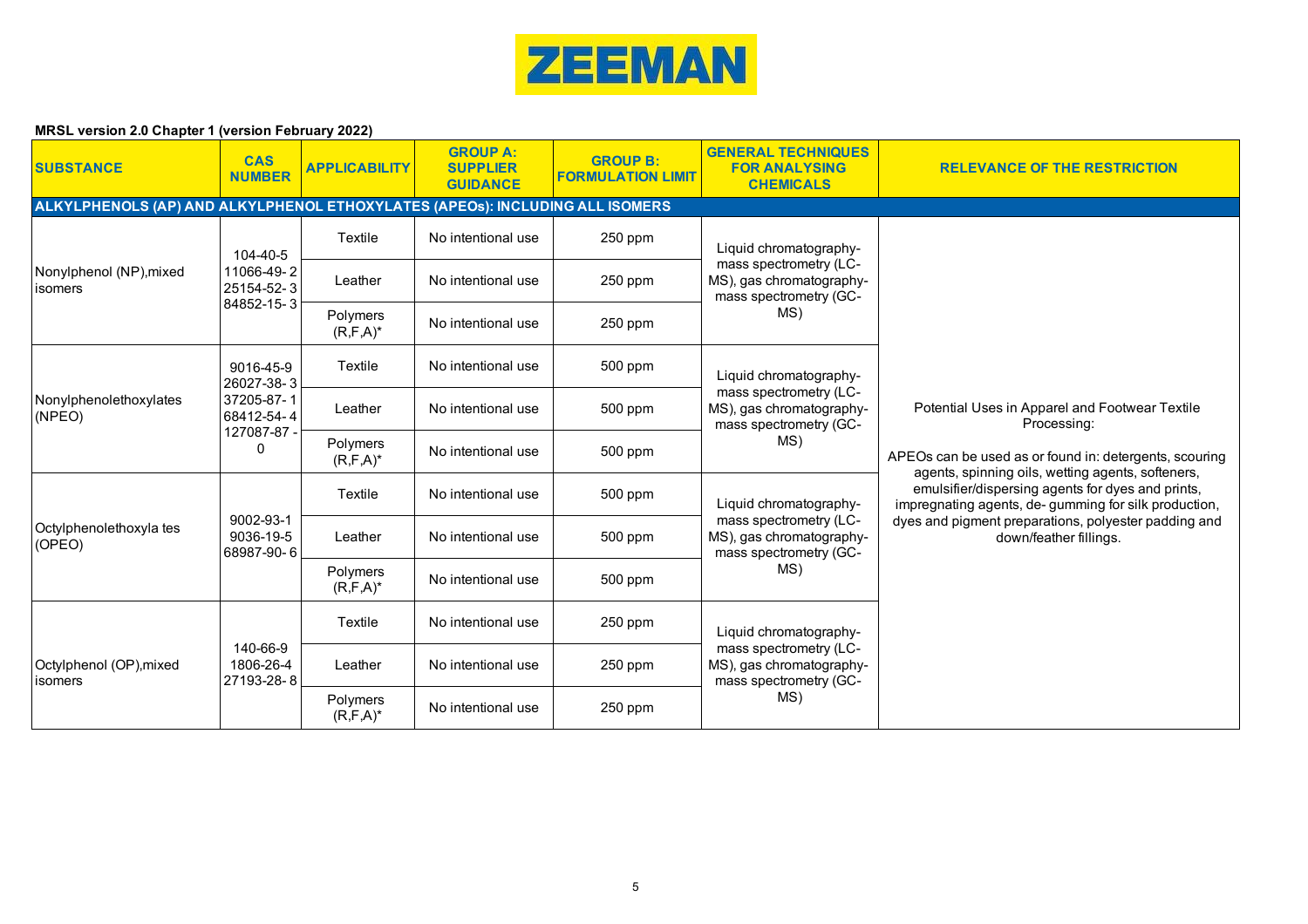# ZEEMAN

**MRSL version 2.0 Chapter 1 (version February 2022)**

| SUBSTANCE | CAS NUMBER | APPLICABILITY | GROUP A: SUPPLIER GUIDANCE | GROUP B: FORMULATION LIMIT | GENERAL TECHNIQUES FOR ANALYSING CHEMICALS | RELEVANCE OF THE RESTRICTION |
|---|---|---|---|---|---|---|
| **ALKYLPHENOLS (AP) AND ALKYLPHENOL ETHOXYLATES (APEOs): INCLUDING ALL ISOMERS** | | | | | | |
| Nonylphenol (NP),mixed isomers | 104-40-5 11066-49-2 25154-52-3 84852-15-3 | Textile | No intentional use | 250 ppm | Liquid chromatography-mass spectrometry (LC-MS), gas chromatography-mass spectrometry (GC-MS) | Potential Uses in Apparel and Footwear Textile Processing: APEOs can be used as or found in: detergents, scouring agents, spinning oils, wetting agents, softeners, emulsifier/dispersing agents for dyes and prints, impregnating agents, de- gumming for silk production, dyes and pigment preparations, polyester padding and down/feather fillings. |
| | | Leather | No intentional use | 250 ppm | | |
| | | Polymers (R,F,A)* | No intentional use | 250 ppm | | |
| Nonylphenolethoxylates (NPEO) | 9016-45-9 26027-38-3 37205-87-1 68412-54-4 127087-87-0 | Textile | No intentional use | 500 ppm | Liquid chromatography-mass spectrometry (LC-MS), gas chromatography-mass spectrometry (GC-MS) | |
| | | Leather | No intentional use | 500 ppm | | |
| | | Polymers (R,F,A)* | No intentional use | 500 ppm | | |
| Octylphenolethoxyla tes (OPEO) | 9002-93-1 9036-19-5 68987-90-6 | Textile | No intentional use | 500 ppm | Liquid chromatography-mass spectrometry (LC-MS), gas chromatography-mass spectrometry (GC-MS) | |
| | | Leather | No intentional use | 500 ppm | | |
| | | Polymers (R,F,A)* | No intentional use | 500 ppm | | |
| Octylphenol (OP),mixed isomers | 140-66-9 1806-26-4 27193-28-8 | Textile | No intentional use | 250 ppm | Liquid chromatography-mass spectrometry (LC-MS), gas chromatography-mass spectrometry (GC-MS) | |
| | | Leather | No intentional use | 250 ppm | | |
| | | Polymers (R,F,A)* | No intentional use | 250 ppm | | |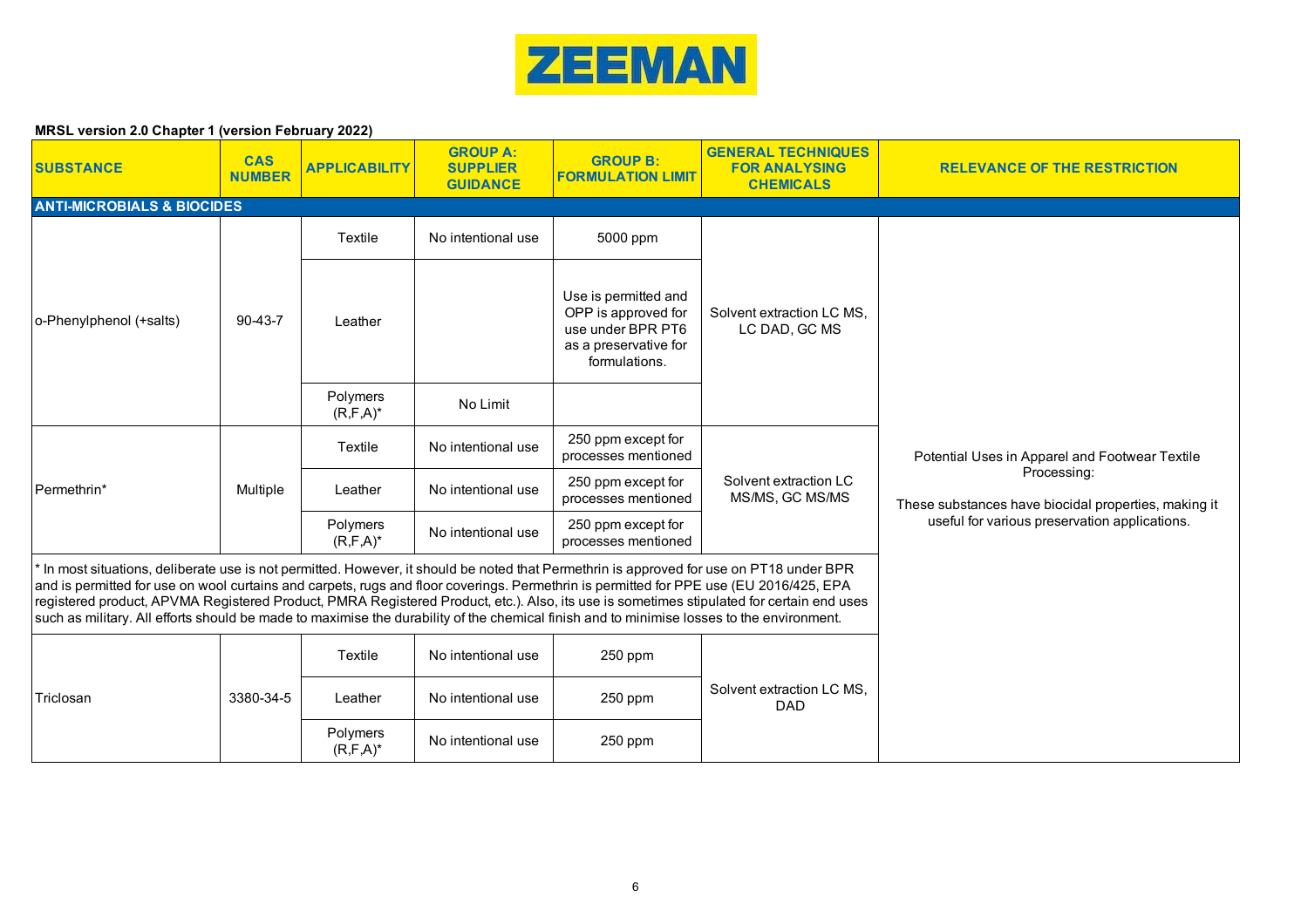**MRSL version 2.0 Chapter 1 (version February 2022)**

| SUBSTANCE | CAS NUMBER | APPLICABILITY | GROUP A: SUPPLIER GUIDANCE | GROUP B: FORMULATION LIMIT | GENERAL TECHNIQUES FOR ANALYSING CHEMICALS | RELEVANCE OF THE RESTRICTION |
|---|---|---|---|---|---|---|
| **ANTI-MICROBIALS & BIOCIDES** | | | | | | |
| o-Phenylphenol (+salts) | 90-43-7 | Textile | No intentional use | 5000 ppm | Solvent extraction LC MS, LC DAD, GC MS | Potential Uses in Apparel and Footwear Textile Processing: These substances have biocidal properties, making it useful for various preservation applications. |
| | | Leather | | Use is permitted and OPP is approved for use under BPR PT6 as a preservative for formulations. | | |
| | | Polymers (R,F,A)* | No Limit | | | |
| Permethrin* | Multiple | Textile | No intentional use | 250 ppm except for processes mentioned | Solvent extraction LC MS/MS, GC MS/MS | |
| | | Leather | No intentional use | 250 ppm except for processes mentioned | | |
| | | Polymers (R,F,A)* | No intentional use | 250 ppm except for processes mentioned | | |
| * In most situations, deliberate use is not permitted. However, it should be noted that Permethrin is approved for use on PT18 under BPR and is permitted for use on wool curtains and carpets, rugs and floor coverings. Permethrin is permitted for PPE use (EU 2016/425, EPA registered product, APVMA Registered Product, PMRA Registered Product, etc.). Also, its use is sometimes stipulated for certain end uses such as military. All efforts should be made to maximise the durability of the chemical finish and to minimise losses to the environment. | | | | | | |
| Triclosan | 3380-34-5 | Textile | No intentional use | 250 ppm | Solvent extraction LC MS, DAD | |
| | | Leather | No intentional use | 250 ppm | | |
| | | Polymers (R,F,A)* | No intentional use | 250 ppm | | |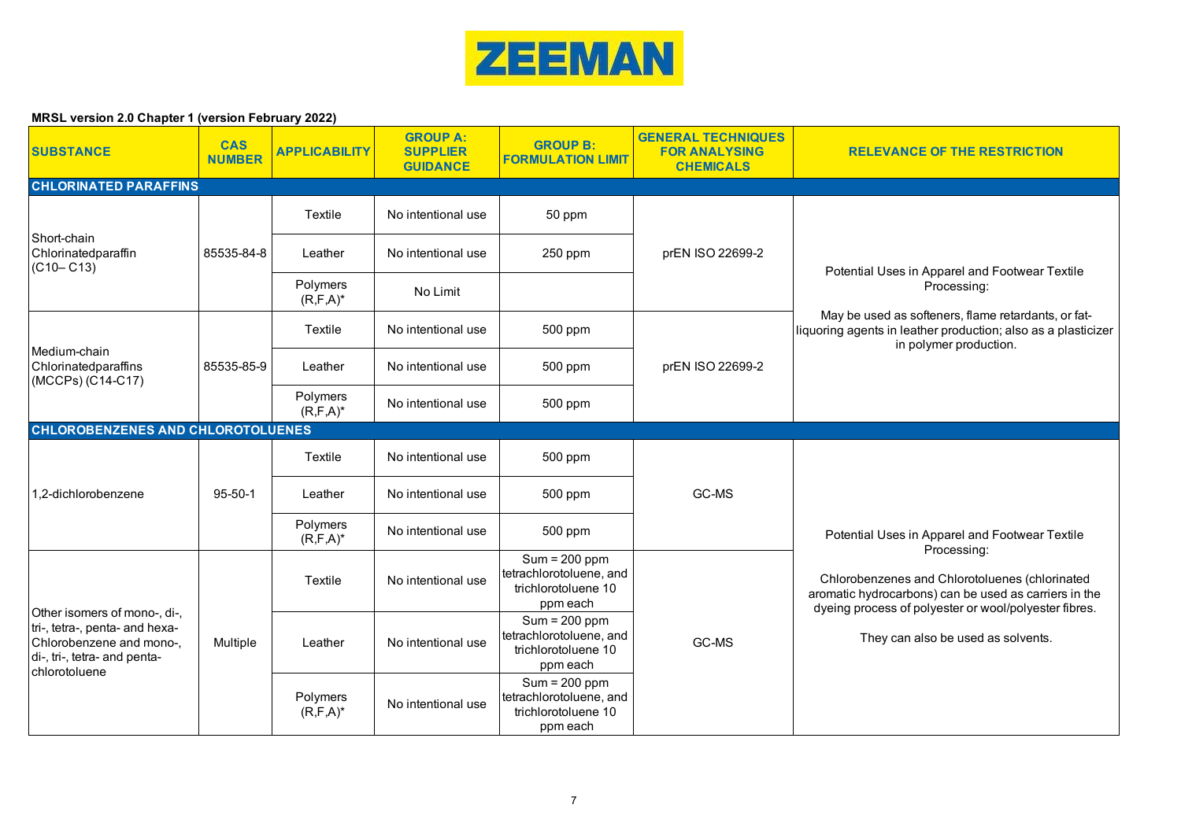**MRSL version 2.0 Chapter 1 (version February 2022)**

| SUBSTANCE | CAS NUMBER | APPLICABILITY | GROUP A: SUPPLIER GUIDANCE | GROUP B: FORMULATION LIMIT | GENERAL TECHNIQUES FOR ANALYSING CHEMICALS | RELEVANCE OF THE RESTRICTION |
|---|---|---|---|---|---|---|
| **CHLORINATED PARAFFINS** | | | | | | |
| Short-chain Chlorinatedparaffin (C10– C13) | 85535-84-8 | Textile | No intentional use | 50 ppm | prEN ISO 22699-2 | Potential Uses in Apparel and Footwear Textile Processing: May be used as softeners, flame retardants, or fat-liquoring agents in leather production; also as a plasticizer in polymer production. |
| | | Leather | No intentional use | 250 ppm | | |
| | | Polymers (R,F,A)* | No Limit | | | |
| Medium-chain Chlorinatedparaffins (MCCPs) (C14-C17) | 85535-85-9 | Textile | No intentional use | 500 ppm | prEN ISO 22699-2 | |
| | | Leather | No intentional use | 500 ppm | | |
| | | Polymers (R,F,A)* | No intentional use | 500 ppm | | |
| **CHLOROBENZENES AND CHLOROTOLUENES** | | | | | | |
| 1,2-dichlorobenzene | 95-50-1 | Textile | No intentional use | 500 ppm | GC-MS | Potential Uses in Apparel and Footwear Textile Processing: Chlorobenzenes and Chlorotoluenes (chlorinated aromatic hydrocarbons) can be used as carriers in the dyeing process of polyester or wool/polyester fibres. They can also be used as solvents. |
| | | Leather | No intentional use | 500 ppm | | |
| | | Polymers (R,F,A)* | No intentional use | 500 ppm | | |
| Other isomers of mono-, di-, tri-, tetra-, penta- and hexa-Chlorobenzene and mono-, di-, tri-, tetra- and penta-chlorotoluene | Multiple | Textile | No intentional use | Sum = 200 ppm tetrachlorotoluene, and trichlorotoluene 10 ppm each | GC-MS | |
| | | Leather | No intentional use | Sum = 200 ppm tetrachlorotoluene, and trichlorotoluene 10 ppm each | | |
| | | Polymers (R,F,A)* | No intentional use | Sum = 200 ppm tetrachlorotoluene, and trichlorotoluene 10 ppm each | | |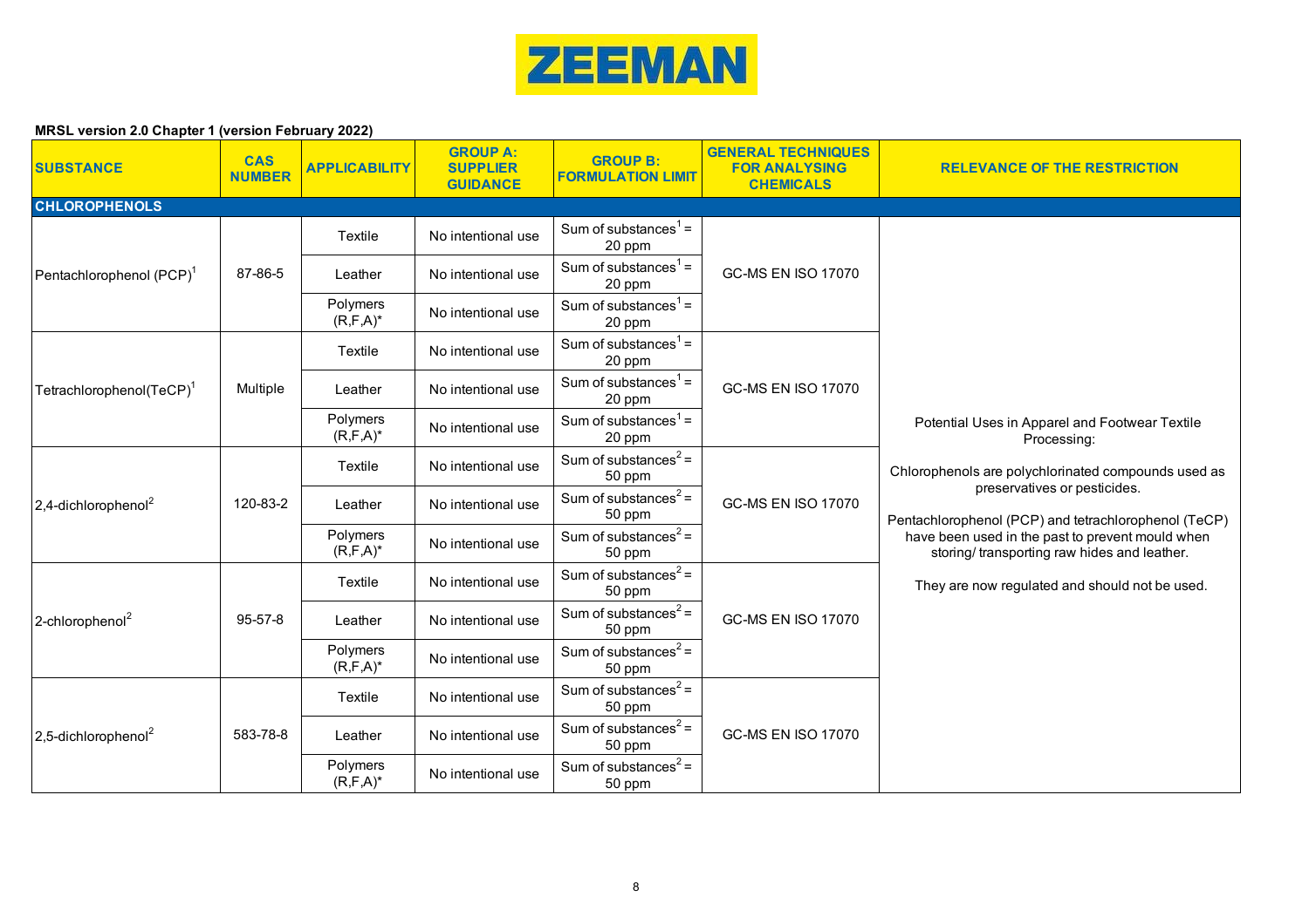ZEEMAN

**MRSL version 2.0 Chapter 1 (version February 2022)**

| SUBSTANCE | CAS NUMBER | APPLICABILITY | GROUP A: SUPPLIER GUIDANCE | GROUP B: FORMULATION LIMIT | GENERAL TECHNIQUES FOR ANALYSING CHEMICALS | RELEVANCE OF THE RESTRICTION |
|---|---|---|---|---|---|---|
| **CHLOROPHENOLS** | | | | | | |
| Pentachlorophenol (PCP)[1] | 87-86-5 | Textile | No intentional use | Sum of substances[1] = 20 ppm | GC-MS EN ISO 17070 | Potential Uses in Apparel and Footwear Textile Processing: Chlorophenols are polychlorinated compounds used as preservatives or pesticides. Pentachlorophenol (PCP) and tetrachlorophenol (TeCP) have been used in the past to prevent mould when storing/ transporting raw hides and leather. They are now regulated and should not be used. |
| | | Leather | No intentional use | Sum of substances[1] = 20 ppm | | |
| | | Polymers (R,F,A)* | No intentional use | Sum of substances[1] = 20 ppm | | |
| Tetrachlorophenol(TeCP)[1] | Multiple | Textile | No intentional use | Sum of substances[1] = 20 ppm | GC-MS EN ISO 17070 | |
| | | Leather | No intentional use | Sum of substances[1] = 20 ppm | | |
| | | Polymers (R,F,A)* | No intentional use | Sum of substances[1] = 20 ppm | | |
| 2,4-dichlorophenol[2] | 120-83-2 | Textile | No intentional use | Sum of substances[2] = 50 ppm | GC-MS EN ISO 17070 | |
| | | Leather | No intentional use | Sum of substances[2] = 50 ppm | | |
| | | Polymers (R,F,A)* | No intentional use | Sum of substances[2] = 50 ppm | | |
| 2-chlorophenol[2] | 95-57-8 | Textile | No intentional use | Sum of substances[2] = 50 ppm | GC-MS EN ISO 17070 | |
| | | Leather | No intentional use | Sum of substances[2] = 50 ppm | | |
| | | Polymers (R,F,A)* | No intentional use | Sum of substances[2] = 50 ppm | | |
| 2,5-dichlorophenol[2] | 583-78-8 | Textile | No intentional use | Sum of substances[2] = 50 ppm | GC-MS EN ISO 17070 | |
| | | Leather | No intentional use | Sum of substances[2] = 50 ppm | | |
| | | Polymers (R,F,A)* | No intentional use | Sum of substances[2] = 50 ppm | | |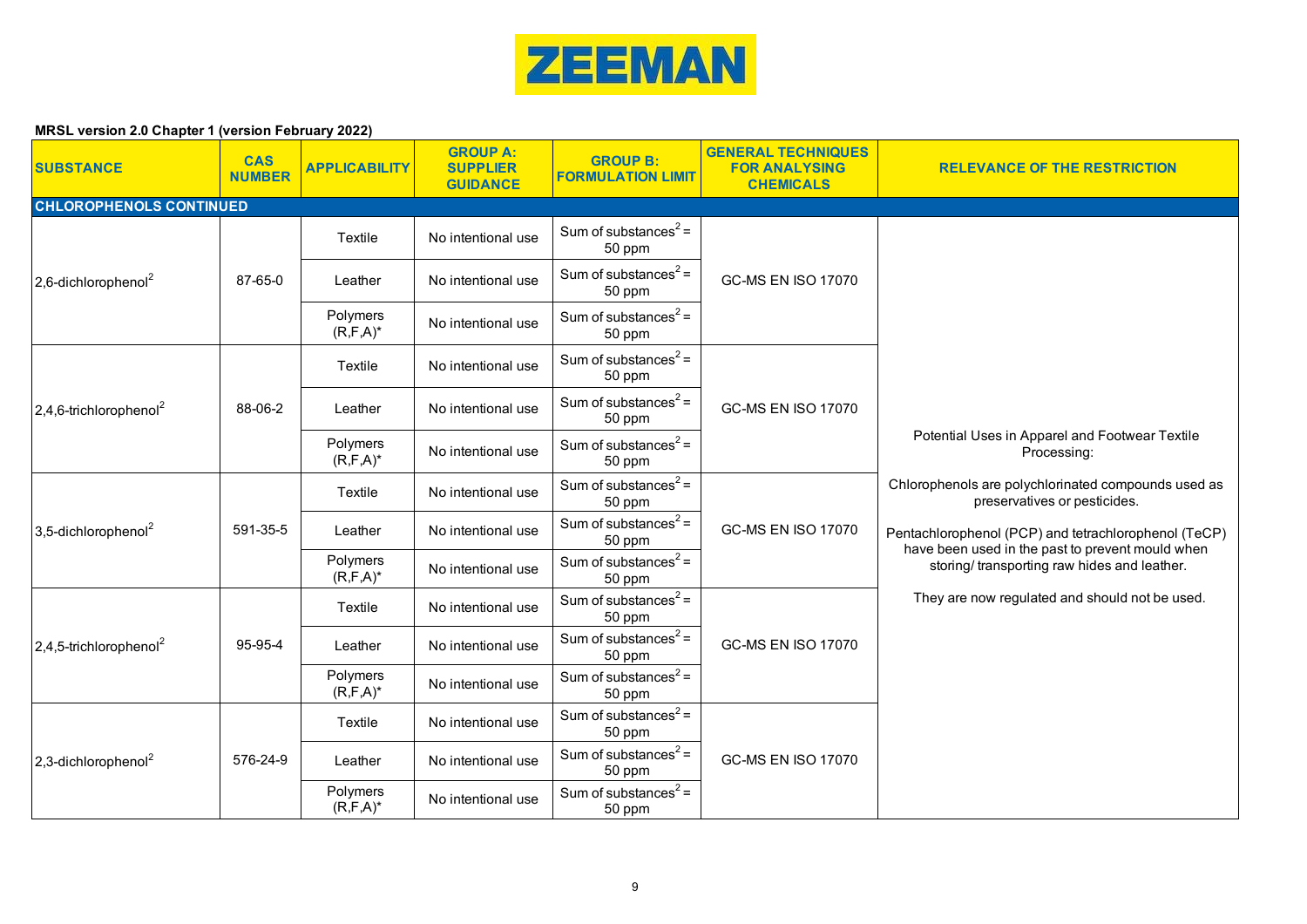ZEEMAN

**MRSL version 2.0 Chapter 1 (version February 2022)**

| SUBSTANCE | CAS NUMBER | APPLICABILITY | GROUP A: SUPPLIER GUIDANCE | GROUP B: FORMULATION LIMIT | GENERAL TECHNIQUES FOR ANALYSING CHEMICALS | RELEVANCE OF THE RESTRICTION |
|---|---|---|---|---|---|---|
| **CHLOROPHENOLS CONTINUED** | | | | | | |
| 2,6-dichlorophenol[2] | 87-65-0 | Textile | No intentional use | Sum of substances[2] = 50 ppm | GC-MS EN ISO 17070 | Potential Uses in Apparel and Footwear Textile Processing: Chlorophenols are polychlorinated compounds used as preservatives or pesticides. Pentachlorophenol (PCP) and tetrachlorophenol (TeCP) have been used in the past to prevent mould when storing/ transporting raw hides and leather. They are now regulated and should not be used. |
| | | Leather | No intentional use | Sum of substances[2] = 50 ppm | | |
| | | Polymers (R,F,A)* | No intentional use | Sum of substances[2] = 50 ppm | | |
| 2,4,6-trichlorophenol[2] | 88-06-2 | Textile | No intentional use | Sum of substances[2] = 50 ppm | GC-MS EN ISO 17070 | |
| | | Leather | No intentional use | Sum of substances[2] = 50 ppm | | |
| | | Polymers (R,F,A)* | No intentional use | Sum of substances[2] = 50 ppm | | |
| 3,5-dichlorophenol[2] | 591-35-5 | Textile | No intentional use | Sum of substances[2] = 50 ppm | GC-MS EN ISO 17070 | |
| | | Leather | No intentional use | Sum of substances[2] = 50 ppm | | |
| | | Polymers (R,F,A)* | No intentional use | Sum of substances[2] = 50 ppm | | |
| 2,4,5-trichlorophenol[2] | 95-95-4 | Textile | No intentional use | Sum of substances[2] = 50 ppm | GC-MS EN ISO 17070 | |
| | | Leather | No intentional use | Sum of substances[2] = 50 ppm | | |
| | | Polymers (R,F,A)* | No intentional use | Sum of substances[2] = 50 ppm | | |
| 2,3-dichlorophenol[2] | 576-24-9 | Textile | No intentional use | Sum of substances[2] = 50 ppm | GC-MS EN ISO 17070 | |
| | | Leather | No intentional use | Sum of substances[2] = 50 ppm | | |
| | | Polymers (R,F,A)* | No intentional use | Sum of substances[2] = 50 ppm | | |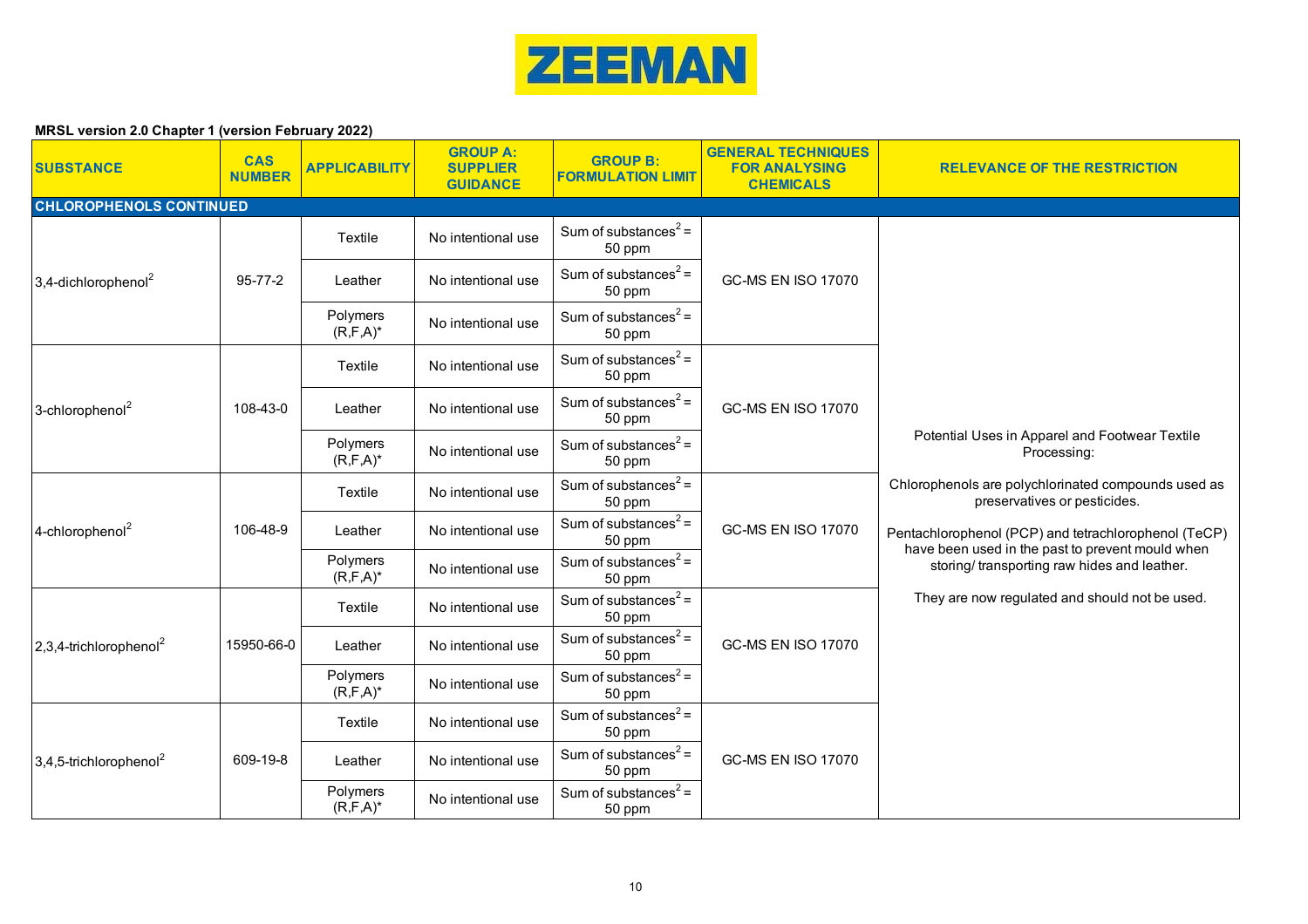ZEEMAN

**MRSL version 2.0 Chapter 1 (version February 2022)**

| SUBSTANCE | CAS NUMBER | APPLICABILITY | GROUP A: SUPPLIER GUIDANCE | GROUP B: FORMULATION LIMIT | GENERAL TECHNIQUES FOR ANALYSING CHEMICALS | RELEVANCE OF THE RESTRICTION |
|---|---|---|---|---|---|---|
| **CHLOROPHENOLS CONTINUED** | | | | | | |
| 3,4-dichlorophenol[2] | 95-77-2 | Textile | No intentional use | Sum of substances[2] = 50 ppm | GC-MS EN ISO 17070 | Potential Uses in Apparel and Footwear Textile Processing: Chlorophenols are polychlorinated compounds used as preservatives or pesticides. Pentachlorophenol (PCP) and tetrachlorophenol (TeCP) have been used in the past to prevent mould when storing/ transporting raw hides and leather. They are now regulated and should not be used. |
| | | Leather | No intentional use | Sum of substances[2] = 50 ppm | | |
| | | Polymers (R,F,A)* | No intentional use | Sum of substances[2] = 50 ppm | | |
| 3-chlorophenol[2] | 108-43-0 | Textile | No intentional use | Sum of substances[2] = 50 ppm | GC-MS EN ISO 17070 | |
| | | Leather | No intentional use | Sum of substances[2] = 50 ppm | | |
| | | Polymers (R,F,A)* | No intentional use | Sum of substances[2] = 50 ppm | | |
| 4-chlorophenol[2] | 106-48-9 | Textile | No intentional use | Sum of substances[2] = 50 ppm | GC-MS EN ISO 17070 | |
| | | Leather | No intentional use | Sum of substances[2] = 50 ppm | | |
| | | Polymers (R,F,A)* | No intentional use | Sum of substances[2] = 50 ppm | | |
| 2,3,4-trichlorophenol[2] | 15950-66-0 | Textile | No intentional use | Sum of substances[2] = 50 ppm | GC-MS EN ISO 17070 | |
| | | Leather | No intentional use | Sum of substances[2] = 50 ppm | | |
| | | Polymers (R,F,A)* | No intentional use | Sum of substances[2] = 50 ppm | | |
| 3,4,5-trichlorophenol[2] | 609-19-8 | Textile | No intentional use | Sum of substances[2] = 50 ppm | GC-MS EN ISO 17070 | |
| | | Leather | No intentional use | Sum of substances[2] = 50 ppm | | |
| | | Polymers (R,F,A)* | No intentional use | Sum of substances[2] = 50 ppm | | |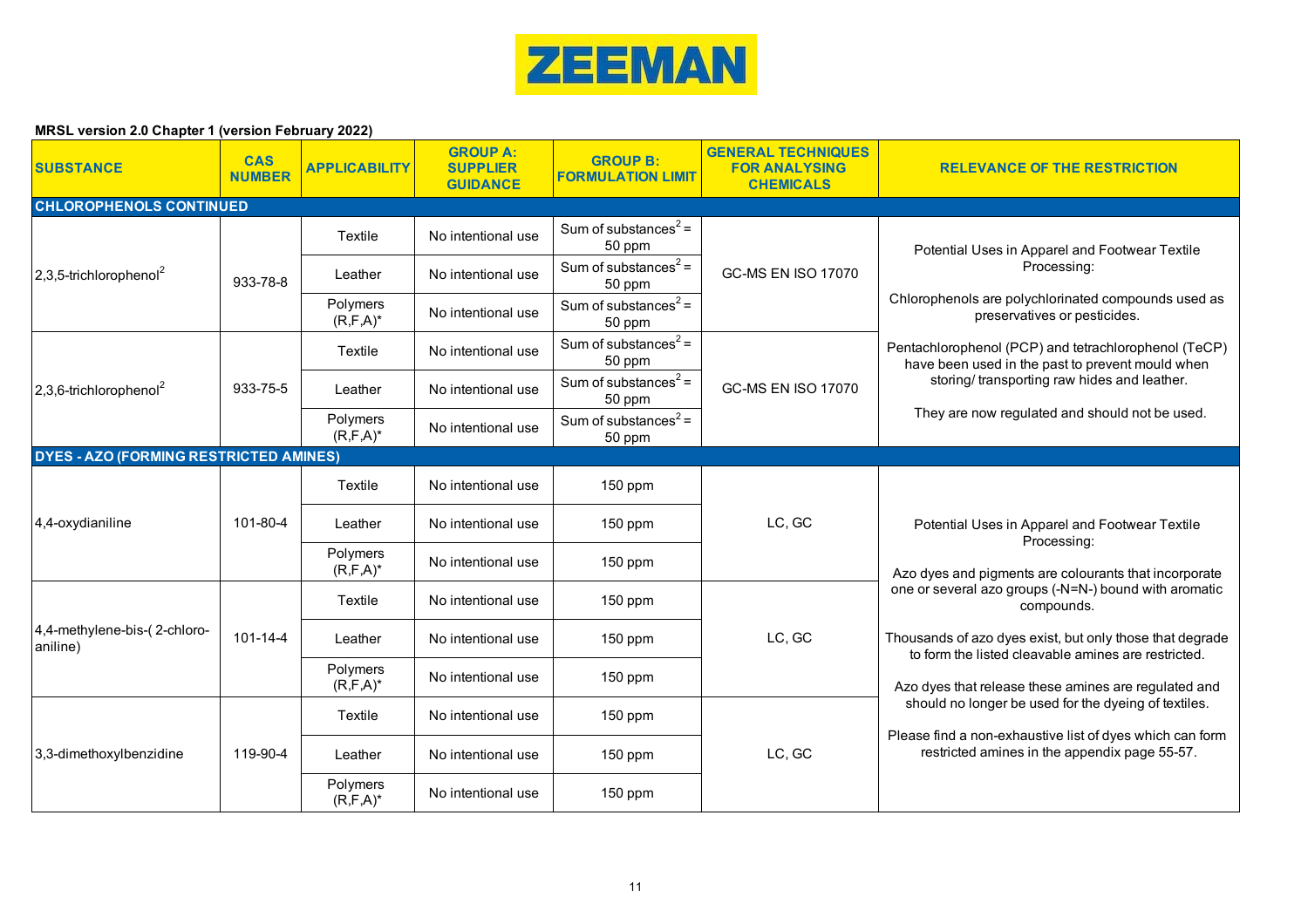**MRSL version 2.0 Chapter 1 (version February 2022)**

| SUBSTANCE | CAS NUMBER | APPLICABILITY | GROUP A: SUPPLIER GUIDANCE | GROUP B: FORMULATION LIMIT | GENERAL TECHNIQUES FOR ANALYSING CHEMICALS | RELEVANCE OF THE RESTRICTION |
|---|---|---|---|---|---|---|
| **CHLOROPHENOLS CONTINUED** | | | | | | |
| 2,3,5-trichlorophenol[2] | 933-78-8 | Textile | No intentional use | Sum of substances[2] = 50 ppm | GC-MS EN ISO 17070 | Potential Uses in Apparel and Footwear Textile Processing: Chlorophenols are polychlorinated compounds used as preservatives or pesticides. Pentachlorophenol (PCP) and tetrachlorophenol (TeCP) have been used in the past to prevent mould when storing/ transporting raw hides and leather. They are now regulated and should not be used. |
| | | Leather | No intentional use | Sum of substances[2] = 50 ppm | | |
| | | Polymers (R,F,A)* | No intentional use | Sum of substances[2] = 50 ppm | | |
| 2,3,6-trichlorophenol[2] | 933-75-5 | Textile | No intentional use | Sum of substances[2] = 50 ppm | GC-MS EN ISO 17070 | |
| | | Leather | No intentional use | Sum of substances[2] = 50 ppm | | |
| | | Polymers (R,F,A)* | No intentional use | Sum of substances[2] = 50 ppm | | |
| **DYES - AZO (FORMING RESTRICTED AMINES)** | | | | | | |
| 4,4-oxydianiline | 101-80-4 | Textile | No intentional use | 150 ppm | LC, GC | Potential Uses in Apparel and Footwear Textile Processing: Azo dyes and pigments are colourants that incorporate one or several azo groups (-N=N-) bound with aromatic compounds. Thousands of azo dyes exist, but only those that degrade to form the listed cleavable amines are restricted. Azo dyes that release these amines are regulated and should no longer be used for the dyeing of textiles. Please find a non-exhaustive list of dyes which can form restricted amines in the appendix page 55-57. |
| | | Leather | No intentional use | 150 ppm | | |
| | | Polymers (R,F,A)* | No intentional use | 150 ppm | | |
| 4,4-methylene-bis-( 2-chloro-aniline) | 101-14-4 | Textile | No intentional use | 150 ppm | LC, GC | |
| | | Leather | No intentional use | 150 ppm | | |
| | | Polymers (R,F,A)* | No intentional use | 150 ppm | | |
| 3,3-dimethoxylbenzidine | 119-90-4 | Textile | No intentional use | 150 ppm | LC, GC | |
| | | Leather | No intentional use | 150 ppm | | |
| | | Polymers (R,F,A)* | No intentional use | 150 ppm | | |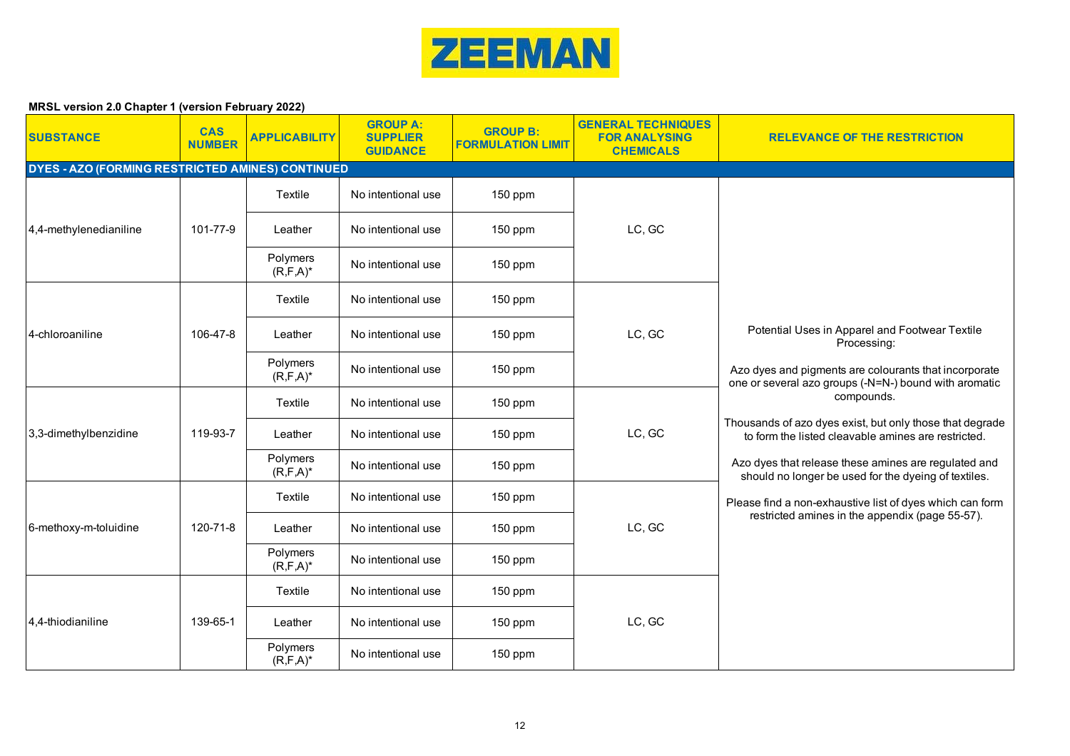**ZEEMAN**

**MRSL version 2.0 Chapter 1 (version February 2022)**

| SUBSTANCE | CAS NUMBER | APPLICABILITY | GROUP A: SUPPLIER GUIDANCE | GROUP B: FORMULATION LIMIT | GENERAL TECHNIQUES FOR ANALYSING CHEMICALS | RELEVANCE OF THE RESTRICTION |
|---|---|---|---|---|---|---|
| **DYES - AZO (FORMING RESTRICTED AMINES) CONTINUED** | | | | | | |
| 4,4-methylenedianiline | 101-77-9 | Textile | No intentional use | 150 ppm | LC, GC | Potential Uses in Apparel and Footwear Textile Processing: Azo dyes and pigments are colourants that incorporate one or several azo groups (-N=N-) bound with aromatic compounds. Thousands of azo dyes exist, but only those that degrade to form the listed cleavable amines are restricted. Azo dyes that release these amines are regulated and should no longer be used for the dyeing of textiles. Please find a non-exhaustive list of dyes which can form restricted amines in the appendix (page 55-57). |
| | | Leather | No intentional use | 150 ppm | | |
| | | Polymers (R,F,A)* | No intentional use | 150 ppm | | |
| 4-chloroaniline | 106-47-8 | Textile | No intentional use | 150 ppm | LC, GC | |
| | | Leather | No intentional use | 150 ppm | | |
| | | Polymers (R,F,A)* | No intentional use | 150 ppm | | |
| 3,3-dimethylbenzidine | 119-93-7 | Textile | No intentional use | 150 ppm | LC, GC | |
| | | Leather | No intentional use | 150 ppm | | |
| | | Polymers (R,F,A)* | No intentional use | 150 ppm | | |
| 6-methoxy-m-toluidine | 120-71-8 | Textile | No intentional use | 150 ppm | LC, GC | |
| | | Leather | No intentional use | 150 ppm | | |
| | | Polymers (R,F,A)* | No intentional use | 150 ppm | | |
| 4,4-thiodianiline | 139-65-1 | Textile | No intentional use | 150 ppm | LC, GC | |
| | | Leather | No intentional use | 150 ppm | | |
| | | Polymers (R,F,A)* | No intentional use | 150 ppm | | |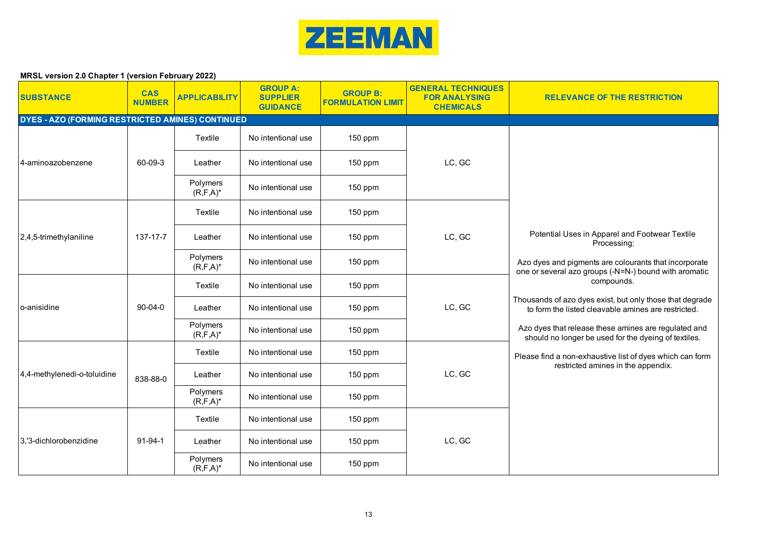**ZEEMAN**

**MRSL version 2.0 Chapter 1 (version February 2022)**

| SUBSTANCE | CAS NUMBER | APPLICABILITY | GROUP A: SUPPLIER GUIDANCE | GROUP B: FORMULATION LIMIT | GENERAL TECHNIQUES FOR ANALYSING CHEMICALS | RELEVANCE OF THE RESTRICTION |
|---|---|---|---|---|---|---|
| **DYES - AZO (FORMING RESTRICTED AMINES) CONTINUED** | | | | | | |
| 4-aminoazobenzene | 60-09-3 | Textile | No intentional use | 150 ppm | LC, GC | Potential Uses in Apparel and Footwear Textile Processing:<br><br>Azo dyes and pigments are colourants that incorporate one or several azo groups (-N=N-) bound with aromatic compounds.<br><br>Thousands of azo dyes exist, but only those that degrade to form the listed cleavable amines are restricted.<br><br>Azo dyes that release these amines are regulated and should no longer be used for the dyeing of textiles.<br><br>Please find a non-exhaustive list of dyes which can form restricted amines in the appendix. |
| | | Leather | No intentional use | 150 ppm | | |
| | | Polymers (R,F,A)* | No intentional use | 150 ppm | | |
| 2,4,5-trimethylaniline | 137-17-7 | Textile | No intentional use | 150 ppm | LC, GC | |
| | | Leather | No intentional use | 150 ppm | | |
| | | Polymers (R,F,A)* | No intentional use | 150 ppm | | |
| o-anisidine | 90-04-0 | Textile | No intentional use | 150 ppm | LC, GC | |
| | | Leather | No intentional use | 150 ppm | | |
| | | Polymers (R,F,A)* | No intentional use | 150 ppm | | |
| 4,4-methylenedi-o-toluidine | 838-88-0 | Textile | No intentional use | 150 ppm | LC, GC | |
| | | Leather | No intentional use | 150 ppm | | |
| | | Polymers (R,F,A)* | No intentional use | 150 ppm | | |
| 3,'3-dichlorobenzidine | 91-94-1 | Textile | No intentional use | 150 ppm | LC, GC | |
| | | Leather | No intentional use | 150 ppm | | |
| | | Polymers (R,F,A)* | No intentional use | 150 ppm | | |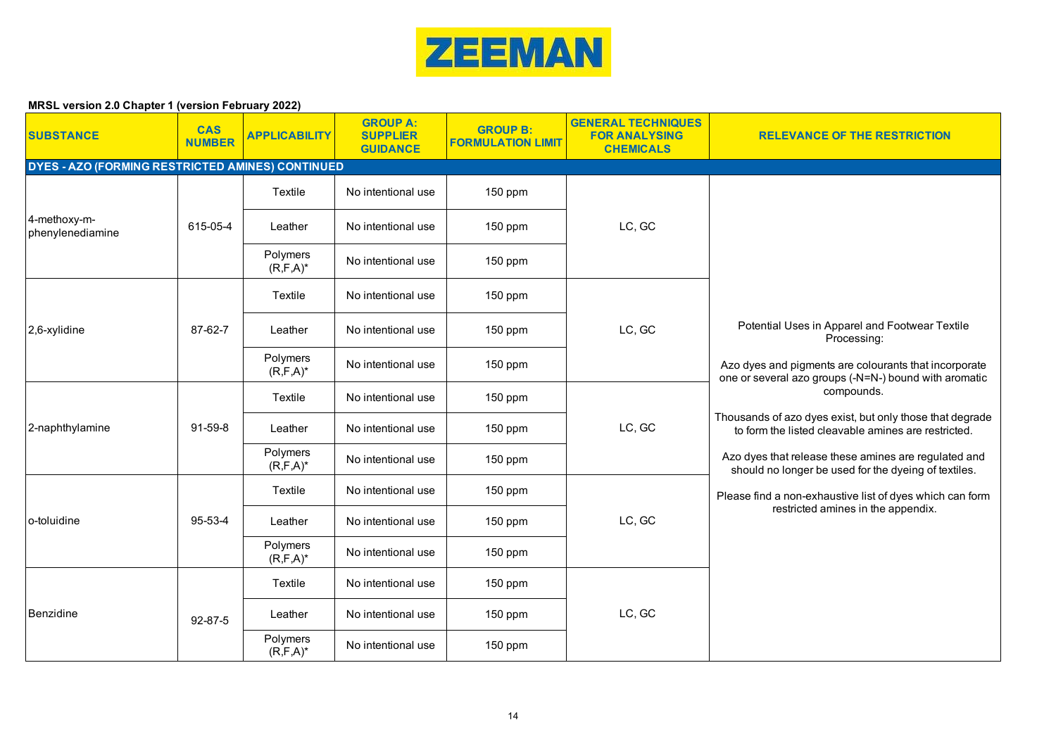ZEEMAN

**MRSL version 2.0 Chapter 1 (version February 2022)**

| SUBSTANCE | CAS NUMBER | APPLICABILITY | GROUP A: SUPPLIER GUIDANCE | GROUP B: FORMULATION LIMIT | GENERAL TECHNIQUES FOR ANALYSING CHEMICALS | RELEVANCE OF THE RESTRICTION |
|---|---|---|---|---|---|---|
| **DYES - AZO (FORMING RESTRICTED AMINES) CONTINUED** | | | | | | |
| 4-methoxy-m-phenylenediamine | 615-05-4 | Textile | No intentional use | 150 ppm | LC, GC | Potential Uses in Apparel and Footwear Textile Processing: Azo dyes and pigments are colourants that incorporate one or several azo groups (-N=N-) bound with aromatic compounds. Thousands of azo dyes exist, but only those that degrade to form the listed cleavable amines are restricted. Azo dyes that release these amines are regulated and should no longer be used for the dyeing of textiles. Please find a non-exhaustive list of dyes which can form restricted amines in the appendix. |
| | | Leather | No intentional use | 150 ppm | | |
| | | Polymers (R,F,A)* | No intentional use | 150 ppm | | |
| 2,6-xylidine | 87-62-7 | Textile | No intentional use | 150 ppm | LC, GC | |
| | | Leather | No intentional use | 150 ppm | | |
| | | Polymers (R,F,A)* | No intentional use | 150 ppm | | |
| 2-naphthylamine | 91-59-8 | Textile | No intentional use | 150 ppm | LC, GC | |
| | | Leather | No intentional use | 150 ppm | | |
| | | Polymers (R,F,A)* | No intentional use | 150 ppm | | |
| o-toluidine | 95-53-4 | Textile | No intentional use | 150 ppm | LC, GC | |
| | | Leather | No intentional use | 150 ppm | | |
| | | Polymers (R,F,A)* | No intentional use | 150 ppm | | |
| Benzidine | 92-87-5 | Textile | No intentional use | 150 ppm | LC, GC | |
| | | Leather | No intentional use | 150 ppm | | |
| | | Polymers (R,F,A)* | No intentional use | 150 ppm | | |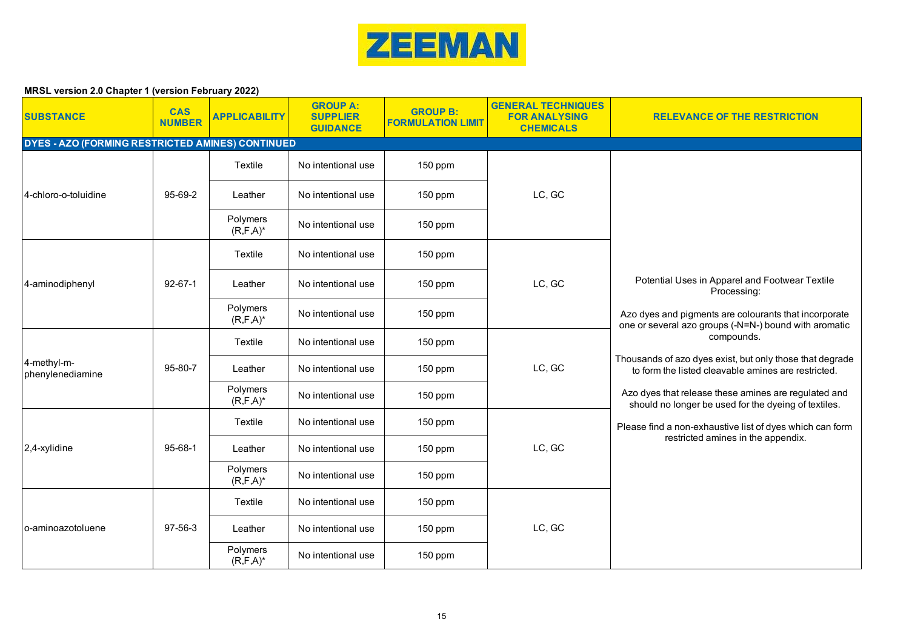**ZEEMAN**

**MRSL version 2.0 Chapter 1 (version February 2022)**

| SUBSTANCE | CAS NUMBER | APPLICABILITY | GROUP A: SUPPLIER GUIDANCE | GROUP B: FORMULATION LIMIT | GENERAL TECHNIQUES FOR ANALYSING CHEMICALS | RELEVANCE OF THE RESTRICTION |
|---|---|---|---|---|---|---|
| **DYES - AZO (FORMING RESTRICTED AMINES) CONTINUED** | | | | | | |
| 4-chloro-o-toluidine | 95-69-2 | Textile | No intentional use | 150 ppm | LC, GC | Potential Uses in Apparel and Footwear Textile Processing: Azo dyes and pigments are colourants that incorporate one or several azo groups (-N=N-) bound with aromatic compounds. Thousands of azo dyes exist, but only those that degrade to form the listed cleavable amines are restricted. Azo dyes that release these amines are regulated and should no longer be used for the dyeing of textiles. Please find a non-exhaustive list of dyes which can form restricted amines in the appendix. |
| | | Leather | No intentional use | 150 ppm | | |
| | | Polymers (R,F,A)* | No intentional use | 150 ppm | | |
| 4-aminodiphenyl | 92-67-1 | Textile | No intentional use | 150 ppm | LC, GC | |
| | | Leather | No intentional use | 150 ppm | | |
| | | Polymers (R,F,A)* | No intentional use | 150 ppm | | |
| 4-methyl-m-phenylenediamine | 95-80-7 | Textile | No intentional use | 150 ppm | LC, GC | |
| | | Leather | No intentional use | 150 ppm | | |
| | | Polymers (R,F,A)* | No intentional use | 150 ppm | | |
| 2,4-xylidine | 95-68-1 | Textile | No intentional use | 150 ppm | LC, GC | |
| | | Leather | No intentional use | 150 ppm | | |
| | | Polymers (R,F,A)* | No intentional use | 150 ppm | | |
| o-aminoazotoluene | 97-56-3 | Textile | No intentional use | 150 ppm | LC, GC | |
| | | Leather | No intentional use | 150 ppm | | |
| | | Polymers (R,F,A)* | No intentional use | 150 ppm | | |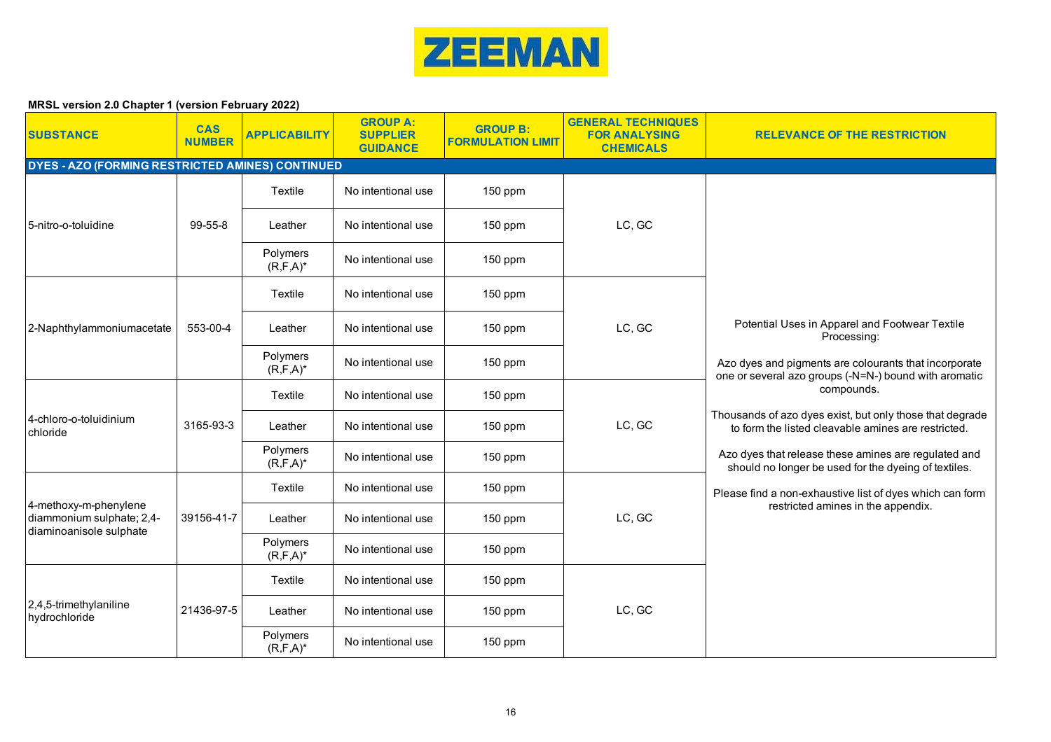**MRSL version 2.0 Chapter 1 (version February 2022)**

| SUBSTANCE | CAS NUMBER | APPLICABILITY | GROUP A: SUPPLIER GUIDANCE | GROUP B: FORMULATION LIMIT | GENERAL TECHNIQUES FOR ANALYSING CHEMICALS | RELEVANCE OF THE RESTRICTION |
|---|---|---|---|---|---|---|
| **DYES - AZO (FORMING RESTRICTED AMINES) CONTINUED** | | | | | | |
| 5-nitro-o-toluidine | 99-55-8 | Textile | No intentional use | 150 ppm | LC, GC | Potential Uses in Apparel and Footwear Textile Processing:<br><br>Azo dyes and pigments are colourants that incorporate one or several azo groups (-N=N-) bound with aromatic compounds.<br><br>Thousands of azo dyes exist, but only those that degrade to form the listed cleavable amines are restricted.<br><br>Azo dyes that release these amines are regulated and should no longer be used for the dyeing of textiles.<br><br>Please find a non-exhaustive list of dyes which can form restricted amines in the appendix. |
| | | Leather | No intentional use | 150 ppm | | |
| | | Polymers (R,F,A)* | No intentional use | 150 ppm | | |
| 2-Naphthylammoniumacetate | 553-00-4 | Textile | No intentional use | 150 ppm | LC, GC | |
| | | Leather | No intentional use | 150 ppm | | |
| | | Polymers (R,F,A)* | No intentional use | 150 ppm | | |
| 4-chloro-o-toluidinium chloride | 3165-93-3 | Textile | No intentional use | 150 ppm | LC, GC | |
| | | Leather | No intentional use | 150 ppm | | |
| | | Polymers (R,F,A)* | No intentional use | 150 ppm | | |
| 4-methoxy-m-phenylene diammonium sulphate; 2,4-diaminoanisole sulphate | 39156-41-7 | Textile | No intentional use | 150 ppm | LC, GC | |
| | | Leather | No intentional use | 150 ppm | | |
| | | Polymers (R,F,A)* | No intentional use | 150 ppm | | |
| 2,4,5-trimethylaniline hydrochloride | 21436-97-5 | Textile | No intentional use | 150 ppm | LC, GC | |
| | | Leather | No intentional use | 150 ppm | | |
| | | Polymers (R,F,A)* | No intentional use | 150 ppm | | |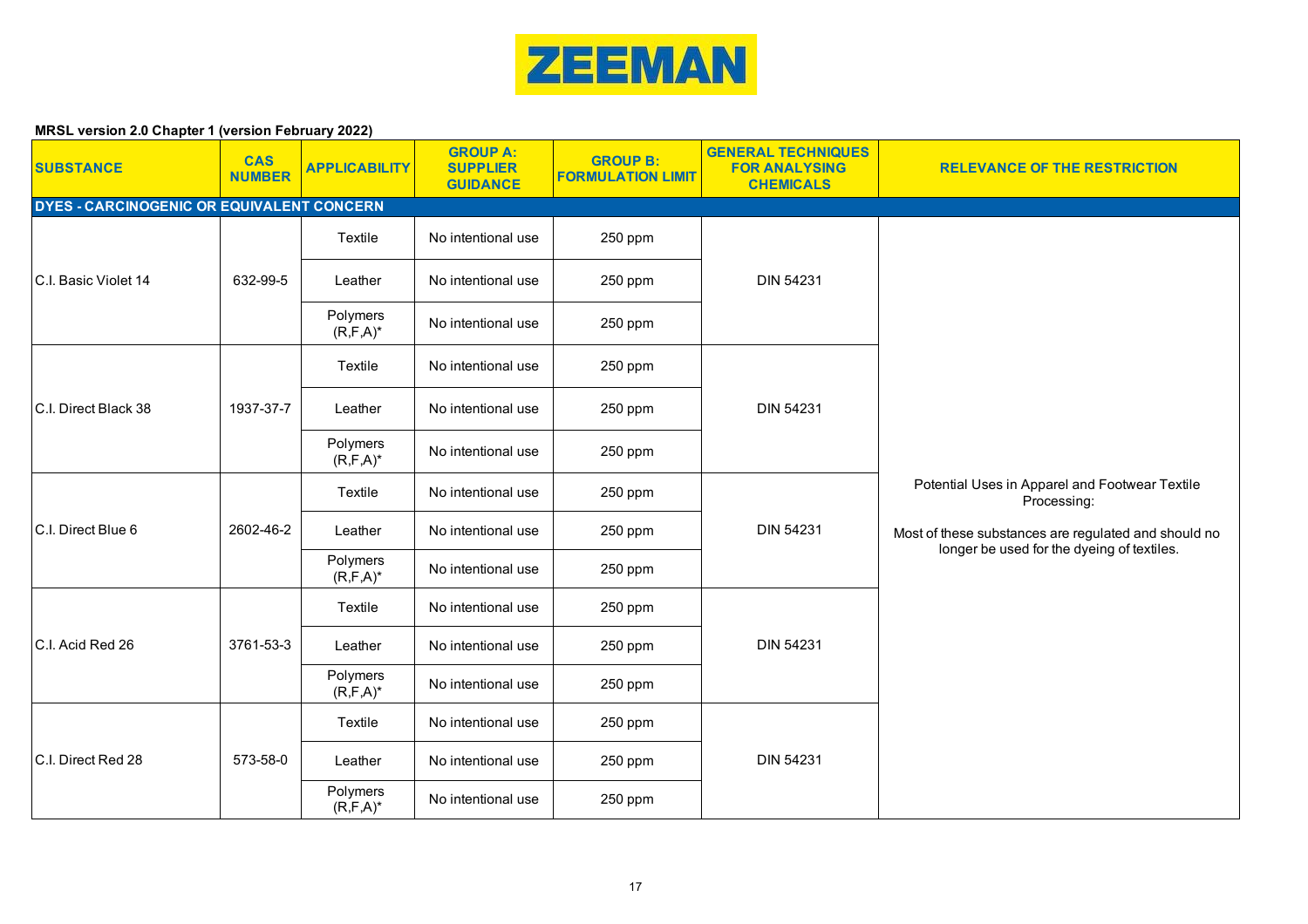**MRSL version 2.0 Chapter 1 (version February 2022)**

| SUBSTANCE | CAS NUMBER | APPLICABILITY | GROUP A: SUPPLIER GUIDANCE | GROUP B: FORMULATION LIMIT | GENERAL TECHNIQUES FOR ANALYSING CHEMICALS | RELEVANCE OF THE RESTRICTION |
|---|---|---|---|---|---|---|
| **DYES - CARCINOGENIC OR EQUIVALENT CONCERN** | | | | | | |
| C.I. Basic Violet 14 | 632-99-5 | Textile | No intentional use | 250 ppm | DIN 54231 | Potential Uses in Apparel and Footwear Textile Processing: Most of these substances are regulated and should no longer be used for the dyeing of textiles. |
| | | Leather | No intentional use | 250 ppm | | |
| | | Polymers (R,F,A)* | No intentional use | 250 ppm | | |
| C.I. Direct Black 38 | 1937-37-7 | Textile | No intentional use | 250 ppm | DIN 54231 | |
| | | Leather | No intentional use | 250 ppm | | |
| | | Polymers (R,F,A)* | No intentional use | 250 ppm | | |
| C.I. Direct Blue 6 | 2602-46-2 | Textile | No intentional use | 250 ppm | DIN 54231 | |
| | | Leather | No intentional use | 250 ppm | | |
| | | Polymers (R,F,A)* | No intentional use | 250 ppm | | |
| C.I. Acid Red 26 | 3761-53-3 | Textile | No intentional use | 250 ppm | DIN 54231 | |
| | | Leather | No intentional use | 250 ppm | | |
| | | Polymers (R,F,A)* | No intentional use | 250 ppm | | |
| C.I. Direct Red 28 | 573-58-0 | Textile | No intentional use | 250 ppm | DIN 54231 | |
| | | Leather | No intentional use | 250 ppm | | |
| | | Polymers (R,F,A)* | No intentional use | 250 ppm | | |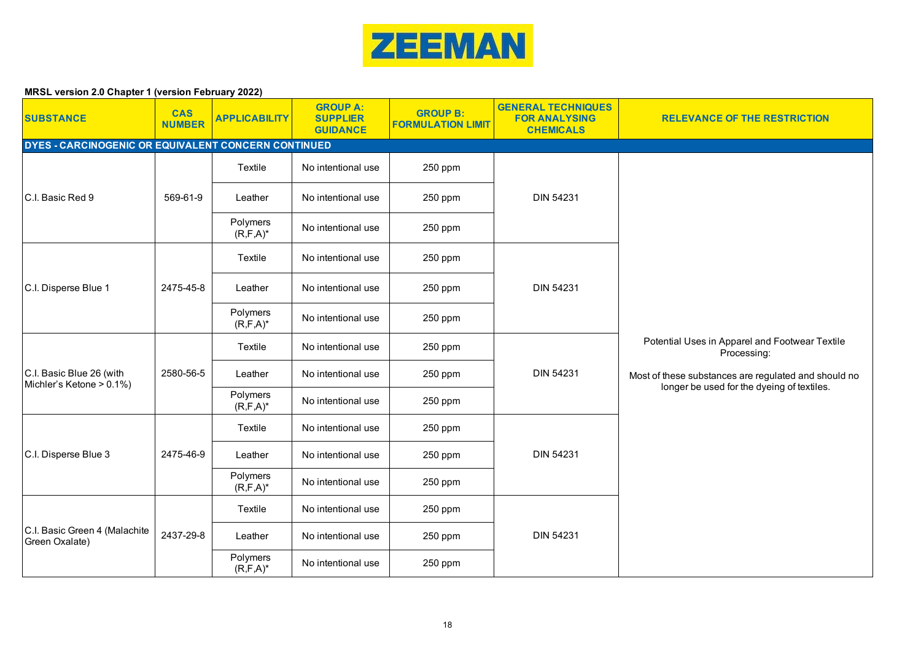**MRSL version 2.0 Chapter 1 (version February 2022)**

| SUBSTANCE | CAS NUMBER | APPLICABILITY | GROUP A: SUPPLIER GUIDANCE | GROUP B: FORMULATION LIMIT | GENERAL TECHNIQUES FOR ANALYSING CHEMICALS | RELEVANCE OF THE RESTRICTION |
|---|---|---|---|---|---|---|
| **DYES - CARCINOGENIC OR EQUIVALENT CONCERN CONTINUED** | | | | | | |
| C.I. Basic Red 9 | 569-61-9 | Textile | No intentional use | 250 ppm | DIN 54231 | Potential Uses in Apparel and Footwear Textile Processing: Most of these substances are regulated and should no longer be used for the dyeing of textiles. |
| | | Leather | No intentional use | 250 ppm | | |
| | | Polymers (R,F,A)* | No intentional use | 250 ppm | | |
| C.I. Disperse Blue 1 | 2475-45-8 | Textile | No intentional use | 250 ppm | DIN 54231 | |
| | | Leather | No intentional use | 250 ppm | | |
| | | Polymers (R,F,A)* | No intentional use | 250 ppm | | |
| C.I. Basic Blue 26 (with Michler's Ketone > 0.1%) | 2580-56-5 | Textile | No intentional use | 250 ppm | DIN 54231 | |
| | | Leather | No intentional use | 250 ppm | | |
| | | Polymers (R,F,A)* | No intentional use | 250 ppm | | |
| C.I. Disperse Blue 3 | 2475-46-9 | Textile | No intentional use | 250 ppm | DIN 54231 | |
| | | Leather | No intentional use | 250 ppm | | |
| | | Polymers (R,F,A)* | No intentional use | 250 ppm | | |
| C.I. Basic Green 4 (Malachite Green Oxalate) | 2437-29-8 | Textile | No intentional use | 250 ppm | DIN 54231 | |
| | | Leather | No intentional use | 250 ppm | | |
| | | Polymers (R,F,A)* | No intentional use | 250 ppm | | |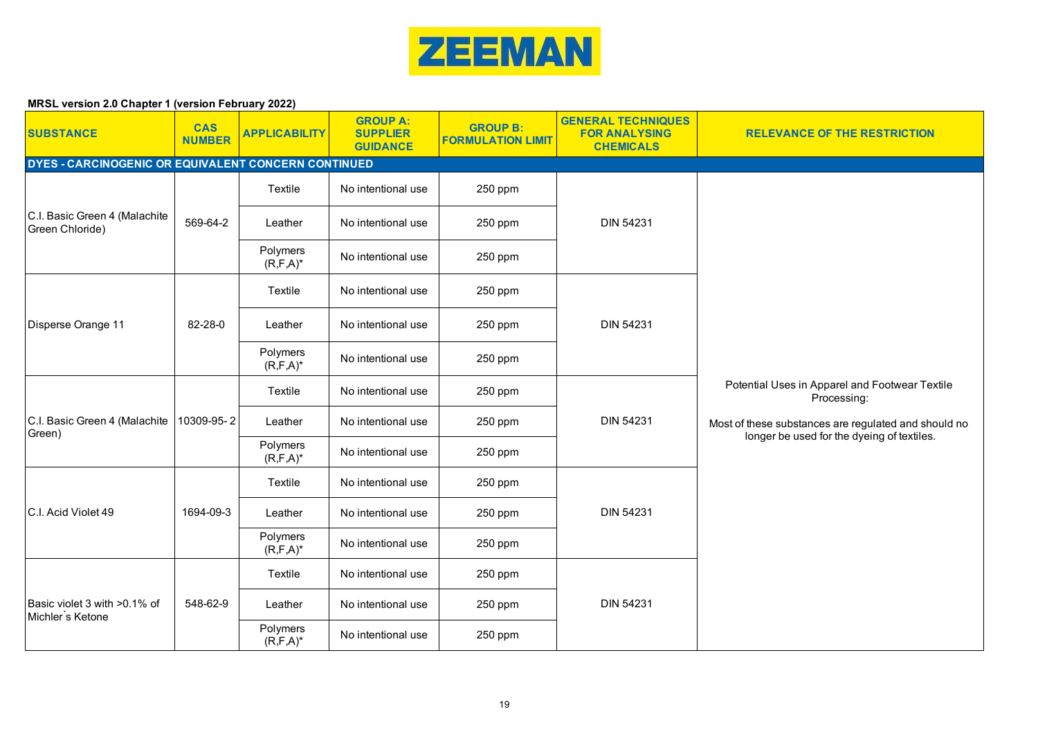**MRSL version 2.0 Chapter 1 (version February 2022)**

| SUBSTANCE | CAS NUMBER | APPLICABILITY | GROUP A: SUPPLIER GUIDANCE | GROUP B: FORMULATION LIMIT | GENERAL TECHNIQUES FOR ANALYSING CHEMICALS | RELEVANCE OF THE RESTRICTION |
|---|---|---|---|---|---|---|
| **DYES - CARCINOGENIC OR EQUIVALENT CONCERN CONTINUED** | | | | | | |
| C.I. Basic Green 4 (Malachite Green Chloride) | 569-64-2 | Textile | No intentional use | 250 ppm | DIN 54231 | Potential Uses in Apparel and Footwear Textile Processing: Most of these substances are regulated and should no longer be used for the dyeing of textiles. |
| | | Leather | No intentional use | 250 ppm | | |
| | | Polymers (R,F,A)* | No intentional use | 250 ppm | | |
| Disperse Orange 11 | 82-28-0 | Textile | No intentional use | 250 ppm | DIN 54231 | |
| | | Leather | No intentional use | 250 ppm | | |
| | | Polymers (R,F,A)* | No intentional use | 250 ppm | | |
| C.I. Basic Green 4 (Malachite Green) | 10309-95-2 | Textile | No intentional use | 250 ppm | DIN 54231 | |
| | | Leather | No intentional use | 250 ppm | | |
| | | Polymers (R,F,A)* | No intentional use | 250 ppm | | |
| C.I. Acid Violet 49 | 1694-09-3 | Textile | No intentional use | 250 ppm | DIN 54231 | |
| | | Leather | No intentional use | 250 ppm | | |
| | | Polymers (R,F,A)* | No intentional use | 250 ppm | | |
| Basic violet 3 with >0.1% of Michler´s Ketone | 548-62-9 | Textile | No intentional use | 250 ppm | DIN 54231 | |
| | | Leather | No intentional use | 250 ppm | | |
| | | Polymers (R,F,A)* | No intentional use | 250 ppm | | |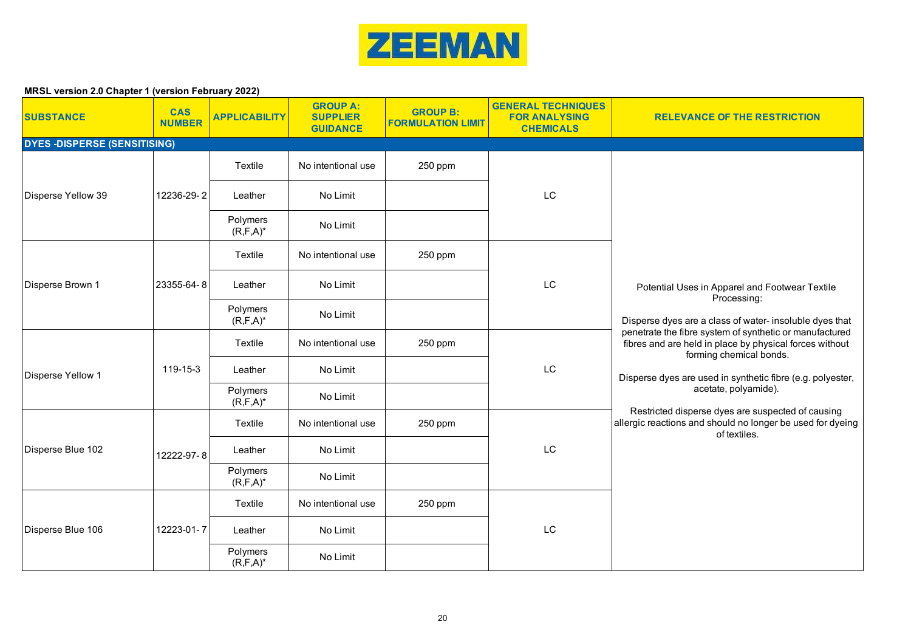ZEEMAN

**MRSL version 2.0 Chapter 1 (version February 2022)**

| SUBSTANCE | CAS NUMBER | APPLICABILITY | GROUP A: SUPPLIER GUIDANCE | GROUP B: FORMULATION LIMIT | GENERAL TECHNIQUES FOR ANALYSING CHEMICALS | RELEVANCE OF THE RESTRICTION |
|---|---|---|---|---|---|---|
| **DYES -DISPERSE (SENSITISING)** | | | | | | |
| Disperse Yellow 39 | 12236-29- 2 | Textile | No intentional use | 250 ppm | LC | Potential Uses in Apparel and Footwear Textile Processing:<br><br>Disperse dyes are a class of water- insoluble dyes that penetrate the fibre system of synthetic or manufactured fibres and are held in place by physical forces without forming chemical bonds.<br><br>Disperse dyes are used in synthetic fibre (e.g. polyester, acetate, polyamide).<br><br>Restricted disperse dyes are suspected of causing allergic reactions and should no longer be used for dyeing of textiles. |
| | | Leather | No Limit | | | |
| | | Polymers (R,F,A)* | No Limit | | | |
| Disperse Brown 1 | 23355-64- 8 | Textile | No intentional use | 250 ppm | LC | |
| | | Leather | No Limit | | | |
| | | Polymers (R,F,A)* | No Limit | | | |
| Disperse Yellow 1 | 119-15-3 | Textile | No intentional use | 250 ppm | LC | |
| | | Leather | No Limit | | | |
| | | Polymers (R,F,A)* | No Limit | | | |
| Disperse Blue 102 | 12222-97- 8 | Textile | No intentional use | 250 ppm | LC | |
| | | Leather | No Limit | | | |
| | | Polymers (R,F,A)* | No Limit | | | |
| Disperse Blue 106 | 12223-01- 7 | Textile | No intentional use | 250 ppm | LC | |
| | | Leather | No Limit | | | |
| | | Polymers (R,F,A)* | No Limit | | | |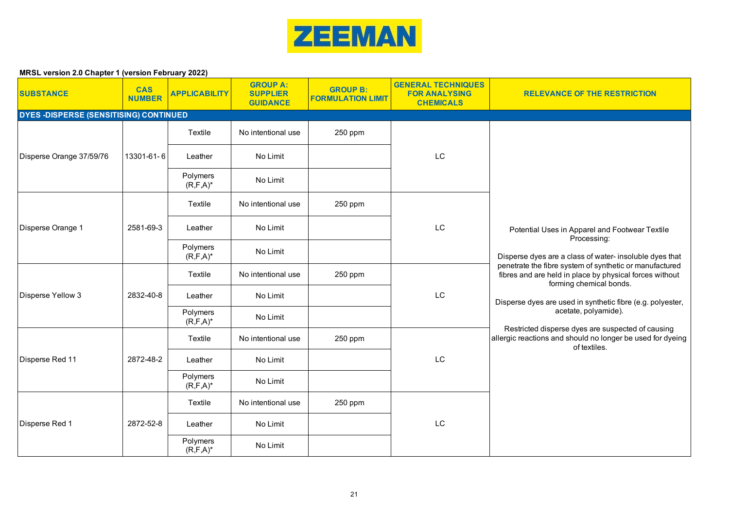ZEEMAN

**MRSL version 2.0 Chapter 1 (version February 2022)**

| SUBSTANCE | CAS NUMBER | APPLICABILITY | GROUP A: SUPPLIER GUIDANCE | GROUP B: FORMULATION LIMIT | GENERAL TECHNIQUES FOR ANALYSING CHEMICALS | RELEVANCE OF THE RESTRICTION |
|---|---|---|---|---|---|---|
| **DYES -DISPERSE (SENSITISING) CONTINUED** | | | | | | |
| Disperse Orange 37/59/76 | 13301-61-6 | Textile | No intentional use | 250 ppm | LC | Potential Uses in Apparel and Footwear Textile Processing:<br><br>Disperse dyes are a class of water- insoluble dyes that penetrate the fibre system of synthetic or manufactured fibres and are held in place by physical forces without forming chemical bonds.<br><br>Disperse dyes are used in synthetic fibre (e.g. polyester, acetate, polyamide).<br><br>Restricted disperse dyes are suspected of causing allergic reactions and should no longer be used for dyeing of textiles. |
| | | Leather | No Limit | | | |
| | | Polymers (R,F,A)* | No Limit | | | |
| Disperse Orange 1 | 2581-69-3 | Textile | No intentional use | 250 ppm | LC | |
| | | Leather | No Limit | | | |
| | | Polymers (R,F,A)* | No Limit | | | |
| Disperse Yellow 3 | 2832-40-8 | Textile | No intentional use | 250 ppm | LC | |
| | | Leather | No Limit | | | |
| | | Polymers (R,F,A)* | No Limit | | | |
| Disperse Red 11 | 2872-48-2 | Textile | No intentional use | 250 ppm | LC | |
| | | Leather | No Limit | | | |
| | | Polymers (R,F,A)* | No Limit | | | |
| Disperse Red 1 | 2872-52-8 | Textile | No intentional use | 250 ppm | LC | |
| | | Leather | No Limit | | | |
| | | Polymers (R,F,A)* | No Limit | | | |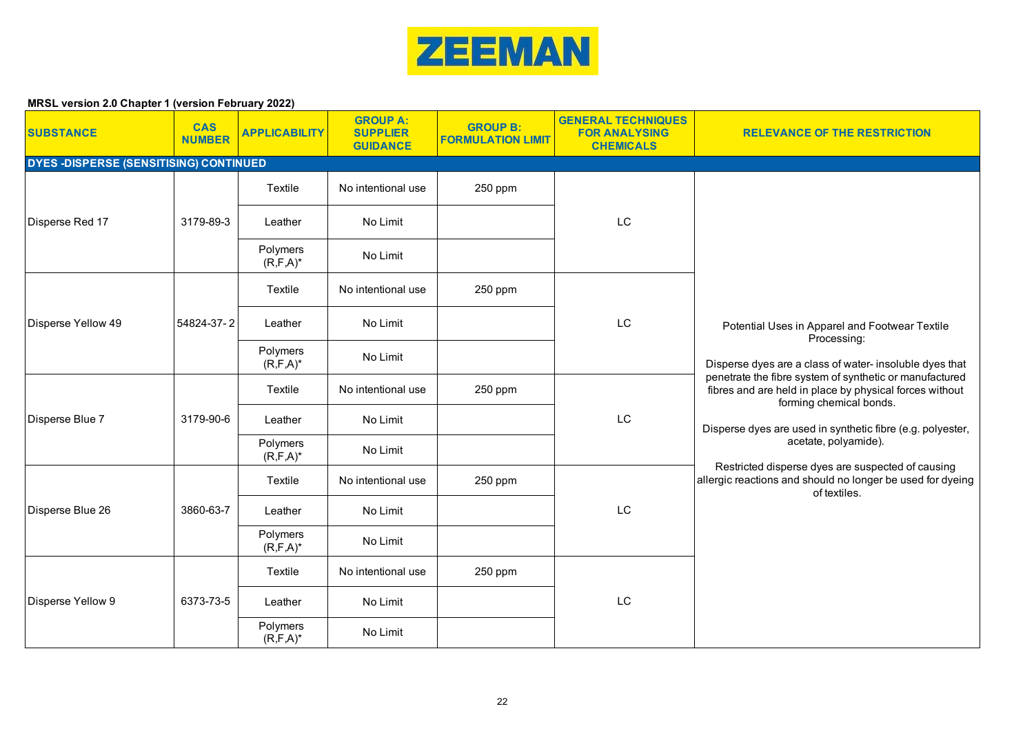**MRSL version 2.0 Chapter 1 (version February 2022)**

| SUBSTANCE | CAS NUMBER | APPLICABILITY | GROUP A: SUPPLIER GUIDANCE | GROUP B: FORMULATION LIMIT | GENERAL TECHNIQUES FOR ANALYSING CHEMICALS | RELEVANCE OF THE RESTRICTION |
|---|---|---|---|---|---|---|
| **DYES -DISPERSE (SENSITISING) CONTINUED** | | | | | | |
| Disperse Red 17 | 3179-89-3 | Textile | No intentional use | 250 ppm | LC | Potential Uses in Apparel and Footwear Textile Processing:<br><br>Disperse dyes are a class of water- insoluble dyes that penetrate the fibre system of synthetic or manufactured fibres and are held in place by physical forces without forming chemical bonds.<br><br>Disperse dyes are used in synthetic fibre (e.g. polyester, acetate, polyamide).<br><br>Restricted disperse dyes are suspected of causing allergic reactions and should no longer be used for dyeing of textiles. |
| | | Leather | No Limit | | | |
| | | Polymers (R,F,A)* | No Limit | | | |
| Disperse Yellow 49 | 54824-37- 2 | Textile | No intentional use | 250 ppm | LC | |
| | | Leather | No Limit | | | |
| | | Polymers (R,F,A)* | No Limit | | | |
| Disperse Blue 7 | 3179-90-6 | Textile | No intentional use | 250 ppm | LC | |
| | | Leather | No Limit | | | |
| | | Polymers (R,F,A)* | No Limit | | | |
| Disperse Blue 26 | 3860-63-7 | Textile | No intentional use | 250 ppm | LC | |
| | | Leather | No Limit | | | |
| | | Polymers (R,F,A)* | No Limit | | | |
| Disperse Yellow 9 | 6373-73-5 | Textile | No intentional use | 250 ppm | LC | |
| | | Leather | No Limit | | | |
| | | Polymers (R,F,A)* | No Limit | | | |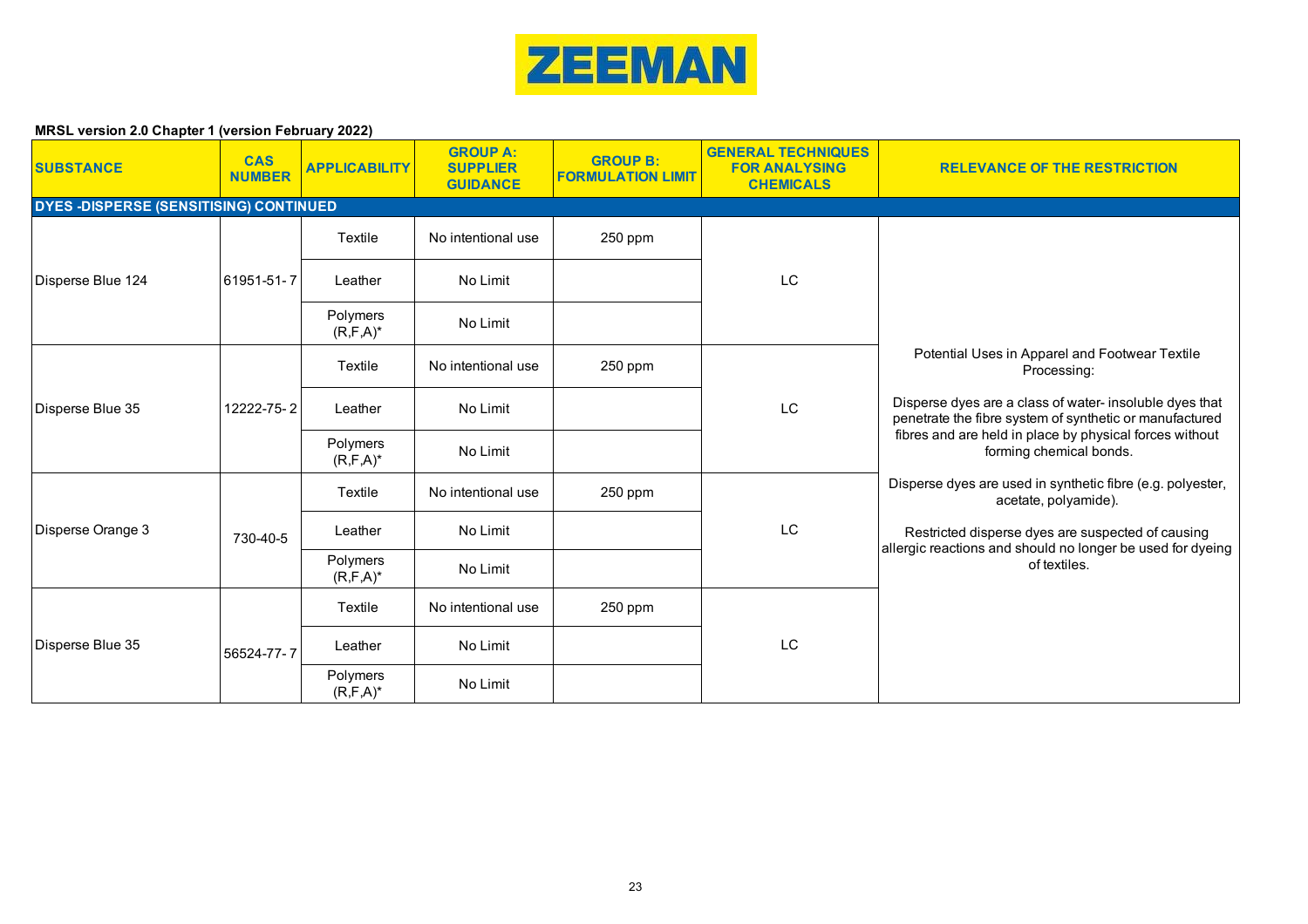ZEEMAN

**MRSL version 2.0 Chapter 1 (version February 2022)**

| SUBSTANCE | CAS NUMBER | APPLICABILITY | GROUP A: SUPPLIER GUIDANCE | GROUP B: FORMULATION LIMIT | GENERAL TECHNIQUES FOR ANALYSING CHEMICALS | RELEVANCE OF THE RESTRICTION |
|---|---|---|---|---|---|---|
| **DYES -DISPERSE (SENSITISING) CONTINUED** | | | | | | |
| Disperse Blue 124 | 61951-51-7 | Textile | No intentional use | 250 ppm | LC | Potential Uses in Apparel and Footwear Textile Processing: Disperse dyes are a class of water- insoluble dyes that penetrate the fibre system of synthetic or manufactured fibres and are held in place by physical forces without forming chemical bonds. Disperse dyes are used in synthetic fibre (e.g. polyester, acetate, polyamide). Restricted disperse dyes are suspected of causing allergic reactions and should no longer be used for dyeing of textiles. |
| | | Leather | No Limit | | | |
| | | Polymers (R,F,A)* | No Limit | | | |
| Disperse Blue 35 | 12222-75-2 | Textile | No intentional use | 250 ppm | LC | |
| | | Leather | No Limit | | | |
| | | Polymers (R,F,A)* | No Limit | | | |
| Disperse Orange 3 | 730-40-5 | Textile | No intentional use | 250 ppm | LC | |
| | | Leather | No Limit | | | |
| | | Polymers (R,F,A)* | No Limit | | | |
| Disperse Blue 35 | 56524-77-7 | Textile | No intentional use | 250 ppm | LC | |
| | | Leather | No Limit | | | |
| | | Polymers (R,F,A)* | No Limit | | | |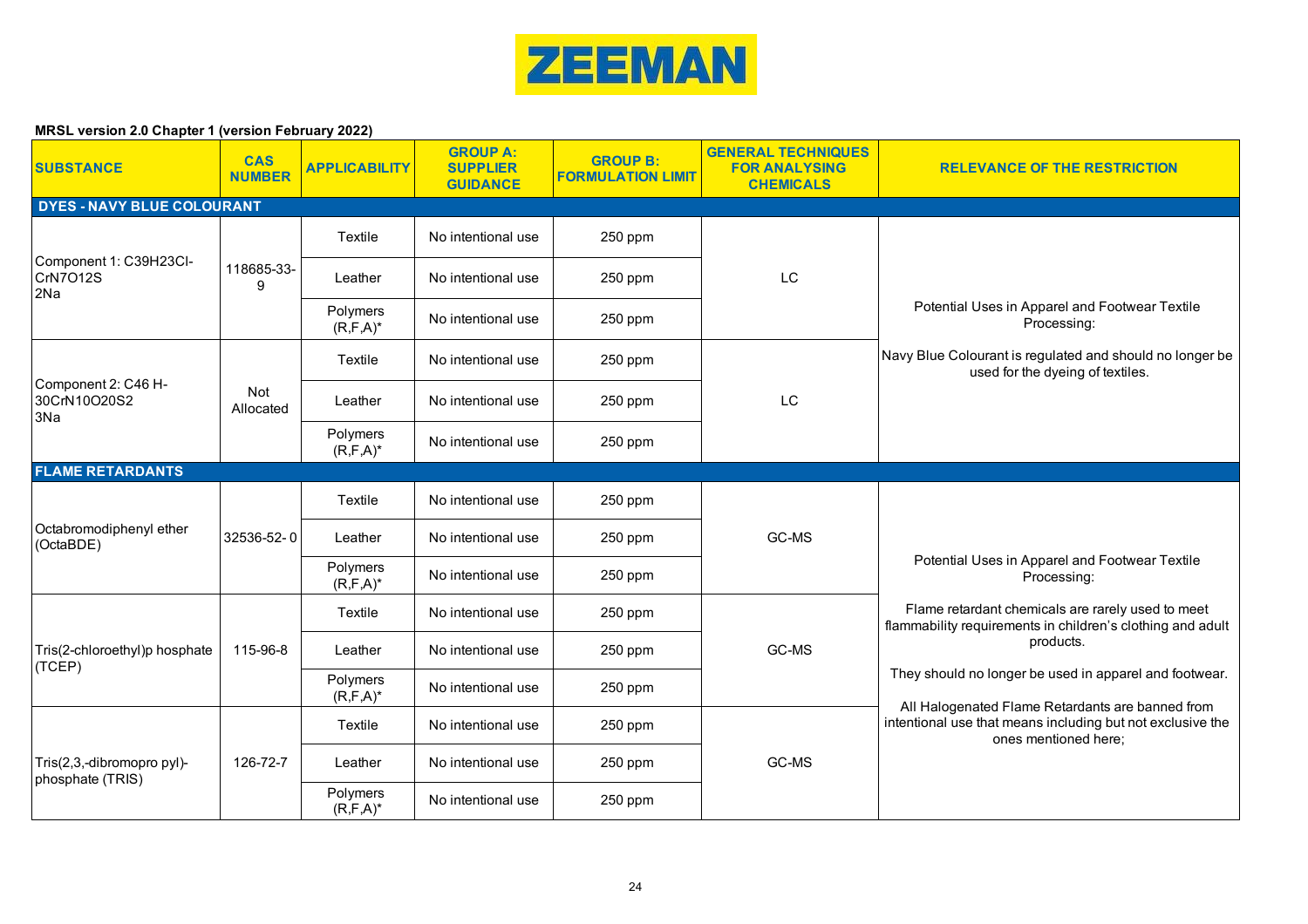ZEEMAN

**MRSL version 2.0 Chapter 1 (version February 2022)**

| SUBSTANCE | CAS NUMBER | APPLICABILITY | GROUP A: SUPPLIER GUIDANCE | GROUP B: FORMULATION LIMIT | GENERAL TECHNIQUES FOR ANALYSING CHEMICALS | RELEVANCE OF THE RESTRICTION |
|---|---|---|---|---|---|---|
| **DYES - NAVY BLUE COLOURANT** | | | | | | |
| Component 1: C39H23Cl-CrN7O12S 2Na | 118685-33-9 | Textile | No intentional use | 250 ppm | LC | Potential Uses in Apparel and Footwear Textile Processing: Navy Blue Colourant is regulated and should no longer be used for the dyeing of textiles. |
| | | Leather | No intentional use | 250 ppm | | |
| | | Polymers (R,F,A)* | No intentional use | 250 ppm | | |
| Component 2: C46 H-30CrN10O20S2 3Na | Not Allocated | Textile | No intentional use | 250 ppm | LC | |
| | | Leather | No intentional use | 250 ppm | | |
| | | Polymers (R,F,A)* | No intentional use | 250 ppm | | |
| **FLAME RETARDANTS** | | | | | | |
| Octabromodiphenyl ether (OctaBDE) | 32536-52-0 | Textile | No intentional use | 250 ppm | GC-MS | Potential Uses in Apparel and Footwear Textile Processing: Flame retardant chemicals are rarely used to meet flammability requirements in children's clothing and adult products. They should no longer be used in apparel and footwear. All Halogenated Flame Retardants are banned from intentional use that means including but not exclusive the ones mentioned here; |
| | | Leather | No intentional use | 250 ppm | | |
| | | Polymers (R,F,A)* | No intentional use | 250 ppm | | |
| Tris(2-chloroethyl)p hosphate (TCEP) | 115-96-8 | Textile | No intentional use | 250 ppm | GC-MS | |
| | | Leather | No intentional use | 250 ppm | | |
| | | Polymers (R,F,A)* | No intentional use | 250 ppm | | |
| Tris(2,3,-dibromopro pyl)-phosphate (TRIS) | 126-72-7 | Textile | No intentional use | 250 ppm | GC-MS | |
| | | Leather | No intentional use | 250 ppm | | |
| | | Polymers (R,F,A)* | No intentional use | 250 ppm | | |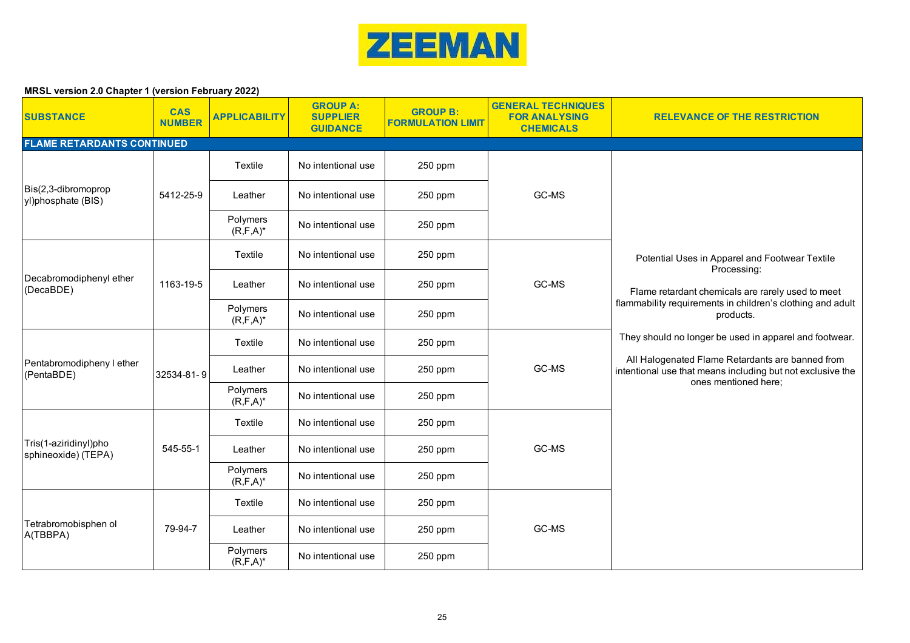**ZEEMAN**

**MRSL version 2.0 Chapter 1 (version February 2022)**

| SUBSTANCE | CAS NUMBER | APPLICABILITY | GROUP A: SUPPLIER GUIDANCE | GROUP B: FORMULATION LIMIT | GENERAL TECHNIQUES FOR ANALYSING CHEMICALS | RELEVANCE OF THE RESTRICTION |
|---|---|---|---|---|---|---|
| **FLAME RETARDANTS CONTINUED** | | | | | | |
| Bis(2,3-dibromoprop yl)phosphate (BIS) | 5412-25-9 | Textile | No intentional use | 250 ppm | GC-MS | Potential Uses in Apparel and Footwear Textile Processing:<br><br>Flame retardant chemicals are rarely used to meet flammability requirements in children's clothing and adult products.<br><br>They should no longer be used in apparel and footwear.<br><br>All Halogenated Flame Retardants are banned from intentional use that means including but not exclusive the ones mentioned here; |
| | | Leather | No intentional use | 250 ppm | | |
| | | Polymers (R,F,A)* | No intentional use | 250 ppm | | |
| Decabromodiphenyl ether (DecaBDE) | 1163-19-5 | Textile | No intentional use | 250 ppm | GC-MS | |
| | | Leather | No intentional use | 250 ppm | | |
| | | Polymers (R,F,A)* | No intentional use | 250 ppm | | |
| Pentabromodipheny l ether (PentaBDE) | 32534-81-9 | Textile | No intentional use | 250 ppm | GC-MS | |
| | | Leather | No intentional use | 250 ppm | | |
| | | Polymers (R,F,A)* | No intentional use | 250 ppm | | |
| Tris(1-aziridinyl)pho sphineoxide) (TEPA) | 545-55-1 | Textile | No intentional use | 250 ppm | GC-MS | |
| | | Leather | No intentional use | 250 ppm | | |
| | | Polymers (R,F,A)* | No intentional use | 250 ppm | | |
| Tetrabromobisphen ol A(TBBPA) | 79-94-7 | Textile | No intentional use | 250 ppm | GC-MS | |
| | | Leather | No intentional use | 250 ppm | | |
| | | Polymers (R,F,A)* | No intentional use | 250 ppm | | |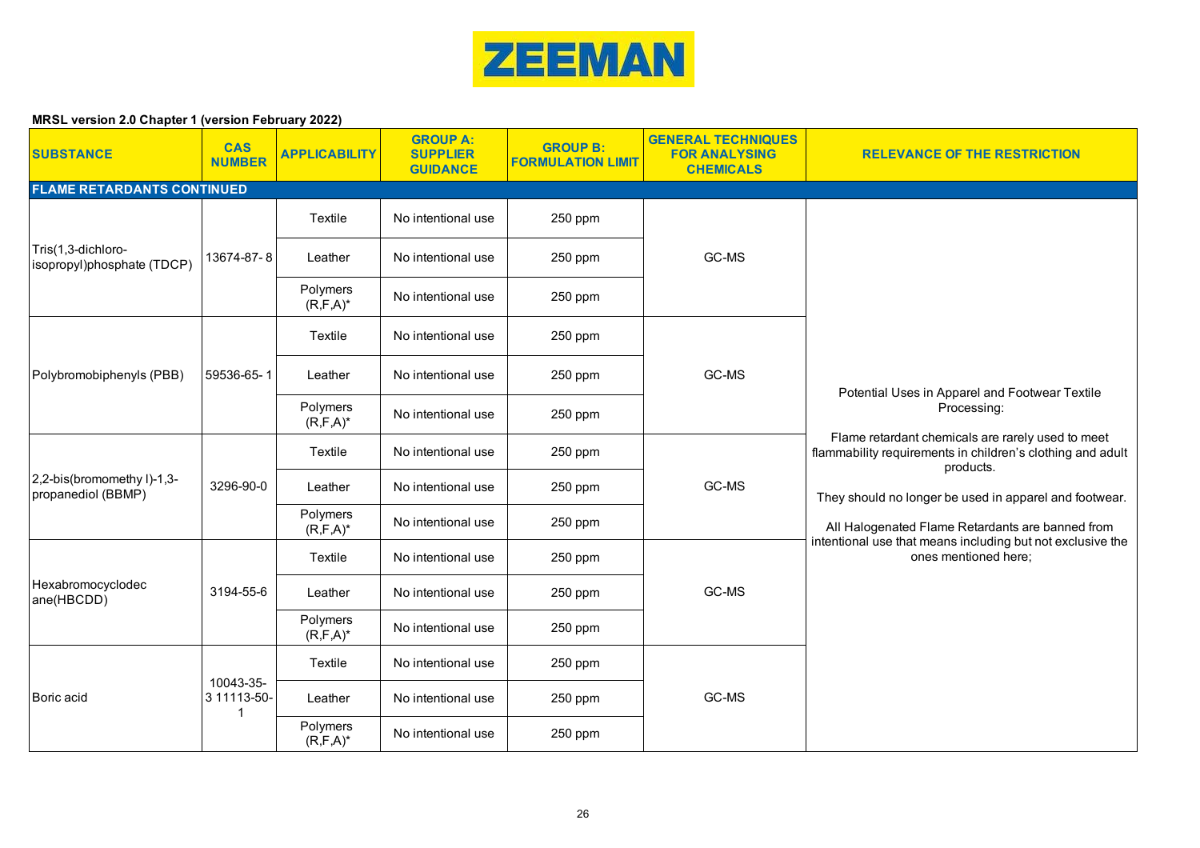**ZEEMAN**

**MRSL version 2.0 Chapter 1 (version February 2022)**

| SUBSTANCE | CAS NUMBER | APPLICABILITY | GROUP A: SUPPLIER GUIDANCE | GROUP B: FORMULATION LIMIT | GENERAL TECHNIQUES FOR ANALYSING CHEMICALS | RELEVANCE OF THE RESTRICTION |
|---|---|---|---|---|---|---|
| **FLAME RETARDANTS CONTINUED** | | | | | | |
| Tris(1,3-dichloro-isopropyl)phosphate (TDCP) | 13674-87-8 | Textile | No intentional use | 250 ppm | GC-MS | Potential Uses in Apparel and Footwear Textile Processing: Flame retardant chemicals are rarely used to meet flammability requirements in children's clothing and adult products. They should no longer be used in apparel and footwear. All Halogenated Flame Retardants are banned from intentional use that means including but not exclusive the ones mentioned here; |
| | | Leather | No intentional use | 250 ppm | | |
| | | Polymers (R,F,A)* | No intentional use | 250 ppm | | |
| Polybromobiphenyls (PBB) | 59536-65-1 | Textile | No intentional use | 250 ppm | GC-MS | |
| | | Leather | No intentional use | 250 ppm | | |
| | | Polymers (R,F,A)* | No intentional use | 250 ppm | | |
| 2,2-bis(bromomethyl)-1,3-propanediol (BBMP) | 3296-90-0 | Textile | No intentional use | 250 ppm | GC-MS | |
| | | Leather | No intentional use | 250 ppm | | |
| | | Polymers (R,F,A)* | No intentional use | 250 ppm | | |
| Hexabromocyclodecane(HBCDD) | 3194-55-6 | Textile | No intentional use | 250 ppm | GC-MS | |
| | | Leather | No intentional use | 250 ppm | | |
| | | Polymers (R,F,A)* | No intentional use | 250 ppm | | |
| Boric acid | 10043-35-3 11113-50-1 | Textile | No intentional use | 250 ppm | GC-MS | |
| | | Leather | No intentional use | 250 ppm | | |
| | | Polymers (R,F,A)* | No intentional use | 250 ppm | | |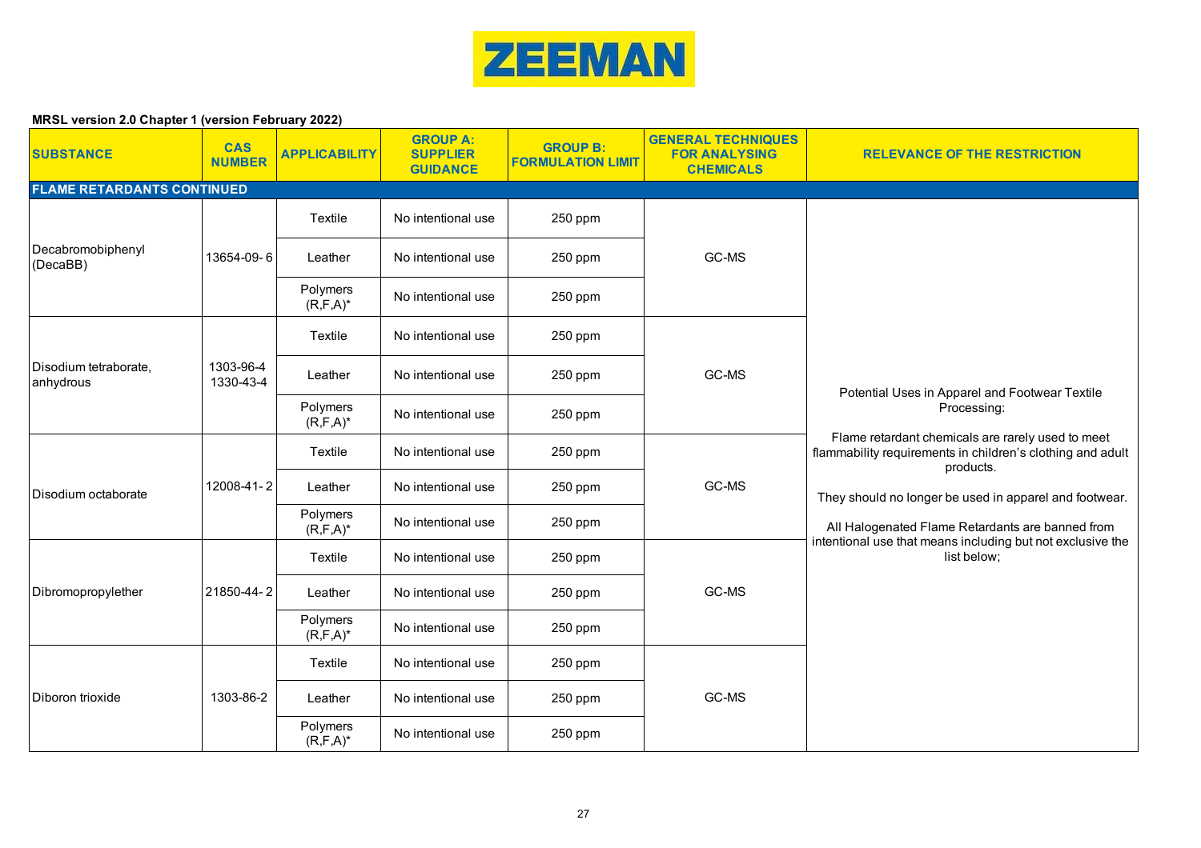**MRSL version 2.0 Chapter 1 (version February 2022)**

| SUBSTANCE | CAS NUMBER | APPLICABILITY | GROUP A: SUPPLIER GUIDANCE | GROUP B: FORMULATION LIMIT | GENERAL TECHNIQUES FOR ANALYSING CHEMICALS | RELEVANCE OF THE RESTRICTION |
|---|---|---|---|---|---|---|
| **FLAME RETARDANTS CONTINUED** | | | | | | |
| Decabromobiphenyl (DecaBB) | 13654-09-6 | Textile | No intentional use | 250 ppm | GC-MS | Potential Uses in Apparel and Footwear Textile Processing: Flame retardant chemicals are rarely used to meet flammability requirements in children's clothing and adult products. They should no longer be used in apparel and footwear. All Halogenated Flame Retardants are banned from intentional use that means including but not exclusive the list below; |
| | | Leather | No intentional use | 250 ppm | | |
| | | Polymers (R,F,A)* | No intentional use | 250 ppm | | |
| Disodium tetraborate, anhydrous | 1303-96-4 1330-43-4 | Textile | No intentional use | 250 ppm | GC-MS | |
| | | Leather | No intentional use | 250 ppm | | |
| | | Polymers (R,F,A)* | No intentional use | 250 ppm | | |
| Disodium octaborate | 12008-41-2 | Textile | No intentional use | 250 ppm | GC-MS | |
| | | Leather | No intentional use | 250 ppm | | |
| | | Polymers (R,F,A)* | No intentional use | 250 ppm | | |
| Dibromopropylether | 21850-44-2 | Textile | No intentional use | 250 ppm | GC-MS | |
| | | Leather | No intentional use | 250 ppm | | |
| | | Polymers (R,F,A)* | No intentional use | 250 ppm | | |
| Diboron trioxide | 1303-86-2 | Textile | No intentional use | 250 ppm | GC-MS | |
| | | Leather | No intentional use | 250 ppm | | |
| | | Polymers (R,F,A)* | No intentional use | 250 ppm | | |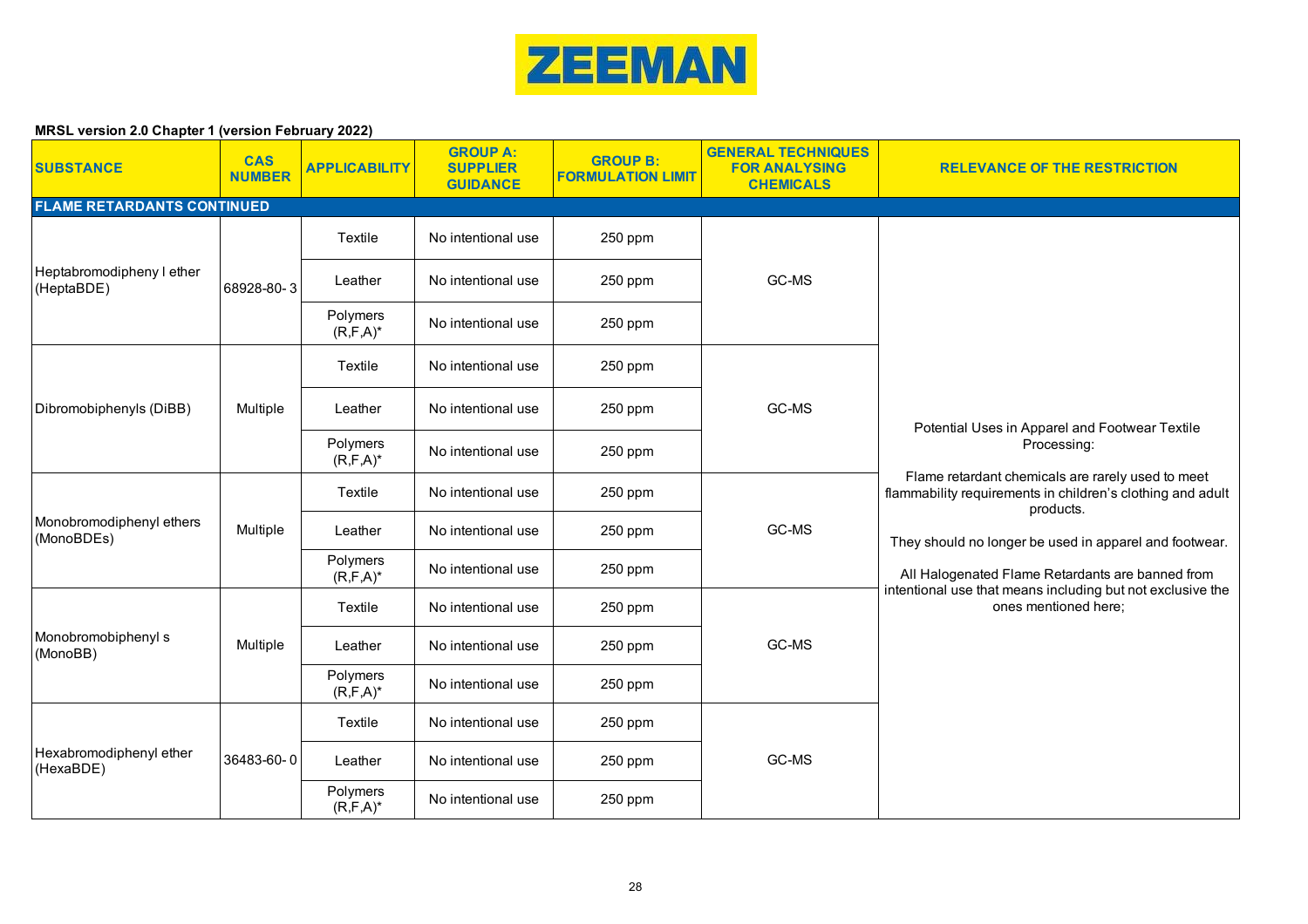**MRSL version 2.0 Chapter 1 (version February 2022)**

| SUBSTANCE | CAS NUMBER | APPLICABILITY | GROUP A: SUPPLIER GUIDANCE | GROUP B: FORMULATION LIMIT | GENERAL TECHNIQUES FOR ANALYSING CHEMICALS | RELEVANCE OF THE RESTRICTION |
|---|---|---|---|---|---|---|
| **FLAME RETARDANTS CONTINUED** | | | | | | |
| Heptabromodipheny l ether (HeptaBDE) | 68928-80- 3 | Textile | No intentional use | 250 ppm | GC-MS | Potential Uses in Apparel and Footwear Textile Processing: Flame retardant chemicals are rarely used to meet flammability requirements in children's clothing and adult products. They should no longer be used in apparel and footwear. All Halogenated Flame Retardants are banned from intentional use that means including but not exclusive the ones mentioned here; |
| | | Leather | No intentional use | 250 ppm | | |
| | | Polymers (R,F,A)* | No intentional use | 250 ppm | | |
| Dibromobiphenyls (DiBB) | Multiple | Textile | No intentional use | 250 ppm | GC-MS | |
| | | Leather | No intentional use | 250 ppm | | |
| | | Polymers (R,F,A)* | No intentional use | 250 ppm | | |
| Monobromodiphenyl ethers (MonoBDEs) | Multiple | Textile | No intentional use | 250 ppm | GC-MS | |
| | | Leather | No intentional use | 250 ppm | | |
| | | Polymers (R,F,A)* | No intentional use | 250 ppm | | |
| Monobromobiphenyl s (MonoBB) | Multiple | Textile | No intentional use | 250 ppm | GC-MS | |
| | | Leather | No intentional use | 250 ppm | | |
| | | Polymers (R,F,A)* | No intentional use | 250 ppm | | |
| Hexabromodiphenyl ether (HexaBDE) | 36483-60- 0 | Textile | No intentional use | 250 ppm | GC-MS | |
| | | Leather | No intentional use | 250 ppm | | |
| | | Polymers (R,F,A)* | No intentional use | 250 ppm | | |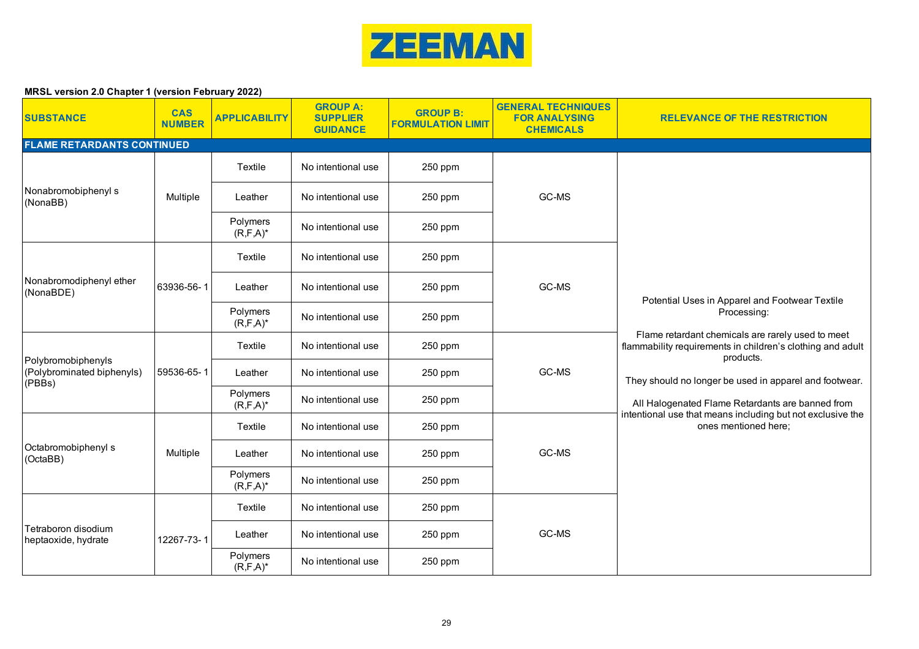**ZEEMAN**

**MRSL version 2.0 Chapter 1 (version February 2022)**

| SUBSTANCE | CAS NUMBER | APPLICABILITY | GROUP A: SUPPLIER GUIDANCE | GROUP B: FORMULATION LIMIT | GENERAL TECHNIQUES FOR ANALYSING CHEMICALS | RELEVANCE OF THE RESTRICTION |
|---|---|---|---|---|---|---|
| **FLAME RETARDANTS CONTINUED** | | | | | | |
| Nonabromobiphenyl s (NonaBB) | Multiple | Textile | No intentional use | 250 ppm | GC-MS | Potential Uses in Apparel and Footwear Textile Processing: Flame retardant chemicals are rarely used to meet flammability requirements in children's clothing and adult products. They should no longer be used in apparel and footwear. All Halogenated Flame Retardants are banned from intentional use that means including but not exclusive the ones mentioned here; |
| | | Leather | No intentional use | 250 ppm | | |
| | | Polymers (R,F,A)* | No intentional use | 250 ppm | | |
| Nonabromodiphenyl ether (NonaBDE) | 63936-56-1 | Textile | No intentional use | 250 ppm | GC-MS | |
| | | Leather | No intentional use | 250 ppm | | |
| | | Polymers (R,F,A)* | No intentional use | 250 ppm | | |
| Polybromobiphenyls (Polybrominated biphenyls) (PBBs) | 59536-65-1 | Textile | No intentional use | 250 ppm | GC-MS | |
| | | Leather | No intentional use | 250 ppm | | |
| | | Polymers (R,F,A)* | No intentional use | 250 ppm | | |
| Octabromobiphenyl s (OctaBB) | Multiple | Textile | No intentional use | 250 ppm | GC-MS | |
| | | Leather | No intentional use | 250 ppm | | |
| | | Polymers (R,F,A)* | No intentional use | 250 ppm | | |
| Tetraboron disodium heptaoxide, hydrate | 12267-73-1 | Textile | No intentional use | 250 ppm | GC-MS | |
| | | Leather | No intentional use | 250 ppm | | |
| | | Polymers (R,F,A)* | No intentional use | 250 ppm | | |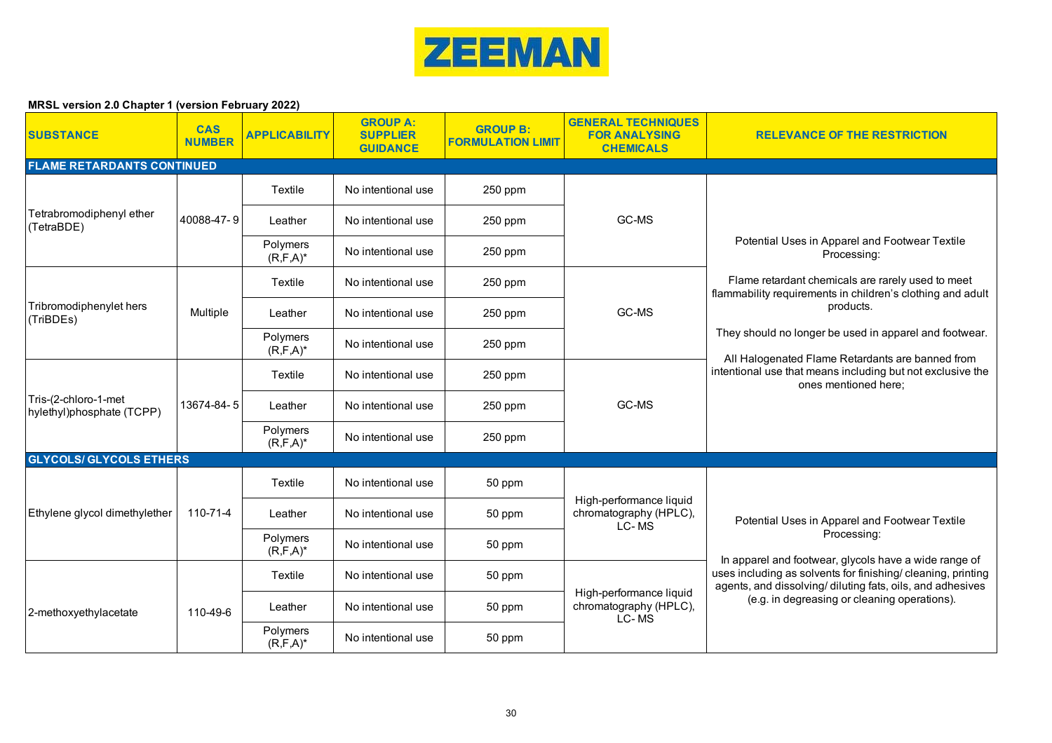**ZEEMAN**

**MRSL version 2.0 Chapter 1 (version February 2022)**

| SUBSTANCE | CAS NUMBER | APPLICABILITY | GROUP A: SUPPLIER GUIDANCE | GROUP B: FORMULATION LIMIT | GENERAL TECHNIQUES FOR ANALYSING CHEMICALS | RELEVANCE OF THE RESTRICTION |
|---|---|---|---|---|---|---|
| **FLAME RETARDANTS CONTINUED** | | | | | | |
| Tetrabromodiphenyl ether (TetraBDE) | 40088-47-9 | Textile | No intentional use | 250 ppm | GC-MS | Potential Uses in Apparel and Footwear Textile Processing: Flame retardant chemicals are rarely used to meet flammability requirements in children's clothing and adult products. They should no longer be used in apparel and footwear. All Halogenated Flame Retardants are banned from intentional use that means including but not exclusive the ones mentioned here; |
| | | Leather | No intentional use | 250 ppm | | |
| | | Polymers (R,F,A)* | No intentional use | 250 ppm | | |
| Tribromodiphenylet hers (TriBDEs) | Multiple | Textile | No intentional use | 250 ppm | GC-MS | |
| | | Leather | No intentional use | 250 ppm | | |
| | | Polymers (R,F,A)* | No intentional use | 250 ppm | | |
| Tris-(2-chloro-1-met hylethyl)phosphate (TCPP) | 13674-84-5 | Textile | No intentional use | 250 ppm | GC-MS | |
| | | Leather | No intentional use | 250 ppm | | |
| | | Polymers (R,F,A)* | No intentional use | 250 ppm | | |
| **GLYCOLS/ GLYCOLS ETHERS** | | | | | | |
| Ethylene glycol dimethylether | 110-71-4 | Textile | No intentional use | 50 ppm | High-performance liquid chromatography (HPLC), LC-MS | Potential Uses in Apparel and Footwear Textile Processing: In apparel and footwear, glycols have a wide range of uses including as solvents for finishing/ cleaning, printing agents, and dissolving/ diluting fats, oils, and adhesives (e.g. in degreasing or cleaning operations). |
| | | Leather | No intentional use | 50 ppm | | |
| | | Polymers (R,F,A)* | No intentional use | 50 ppm | | |
| 2-methoxyethylacetate | 110-49-6 | Textile | No intentional use | 50 ppm | High-performance liquid chromatography (HPLC), LC-MS | |
| | | Leather | No intentional use | 50 ppm | | |
| | | Polymers (R,F,A)* | No intentional use | 50 ppm | | |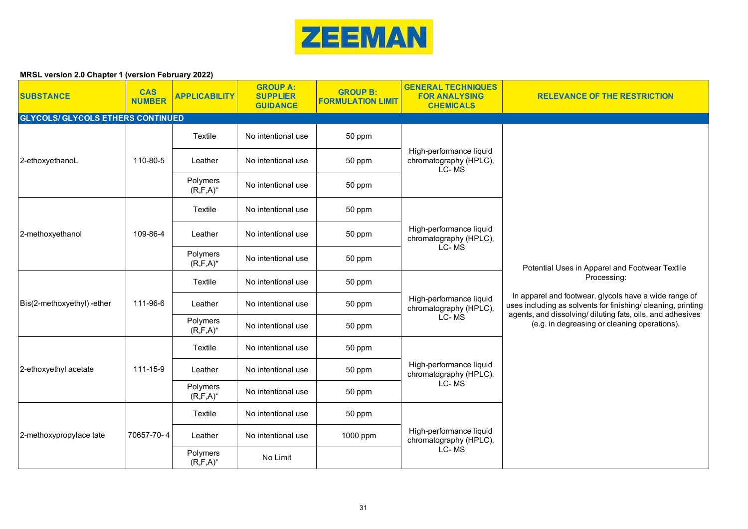ZEEMAN

**MRSL version 2.0 Chapter 1 (version February 2022)**

| SUBSTANCE | CAS NUMBER | APPLICABILITY | GROUP A: SUPPLIER GUIDANCE | GROUP B: FORMULATION LIMIT | GENERAL TECHNIQUES FOR ANALYSING CHEMICALS | RELEVANCE OF THE RESTRICTION |
|---|---|---|---|---|---|---|
| **GLYCOLS/ GLYCOLS ETHERS CONTINUED** | | | | | | |
| 2-ethoxyethanoL | 110-80-5 | Textile | No intentional use | 50 ppm | High-performance liquid chromatography (HPLC), LC- MS | Potential Uses in Apparel and Footwear Textile Processing: In apparel and footwear, glycols have a wide range of uses including as solvents for finishing/ cleaning, printing agents, and dissolving/ diluting fats, oils, and adhesives (e.g. in degreasing or cleaning operations). |
| | | Leather | No intentional use | 50 ppm | | |
| | | Polymers (R,F,A)* | No intentional use | 50 ppm | | |
| 2-methoxyethanol | 109-86-4 | Textile | No intentional use | 50 ppm | High-performance liquid chromatography (HPLC), LC- MS | |
| | | Leather | No intentional use | 50 ppm | | |
| | | Polymers (R,F,A)* | No intentional use | 50 ppm | | |
| Bis(2-methoxyethyl) -ether | 111-96-6 | Textile | No intentional use | 50 ppm | High-performance liquid chromatography (HPLC), LC- MS | |
| | | Leather | No intentional use | 50 ppm | | |
| | | Polymers (R,F,A)* | No intentional use | 50 ppm | | |
| 2-ethoxyethyl acetate | 111-15-9 | Textile | No intentional use | 50 ppm | High-performance liquid chromatography (HPLC), LC- MS | |
| | | Leather | No intentional use | 50 ppm | | |
| | | Polymers (R,F,A)* | No intentional use | 50 ppm | | |
| 2-methoxypropylace tate | 70657-70- 4 | Textile | No intentional use | 50 ppm | High-performance liquid chromatography (HPLC), LC- MS | |
| | | Leather | No intentional use | 1000 ppm | | |
| | | Polymers (R,F,A)* | No Limit | | | |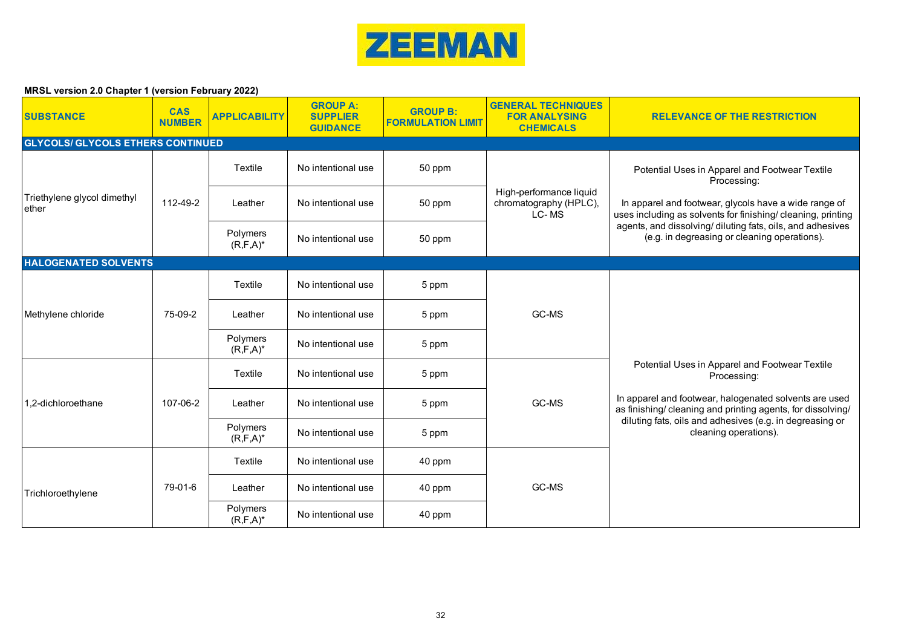**MRSL version 2.0 Chapter 1 (version February 2022)**

| SUBSTANCE | CAS NUMBER | APPLICABILITY | GROUP A: SUPPLIER GUIDANCE | GROUP B: FORMULATION LIMIT | GENERAL TECHNIQUES FOR ANALYSING CHEMICALS | RELEVANCE OF THE RESTRICTION |
|---|---|---|---|---|---|---|
| **GLYCOLS/ GLYCOLS ETHERS CONTINUED** | | | | | | |
| Triethylene glycol dimethyl ether | 112-49-2 | Textile | No intentional use | 50 ppm | High-performance liquid chromatography (HPLC), LC- MS | Potential Uses in Apparel and Footwear Textile Processing: In apparel and footwear, glycols have a wide range of uses including as solvents for finishing/ cleaning, printing agents, and dissolving/ diluting fats, oils, and adhesives (e.g. in degreasing or cleaning operations). |
| | | Leather | No intentional use | 50 ppm | | |
| | | Polymers (R,F,A)* | No intentional use | 50 ppm | | |
| **HALOGENATED SOLVENTS** | | | | | | |
| Methylene chloride | 75-09-2 | Textile | No intentional use | 5 ppm | GC-MS | Potential Uses in Apparel and Footwear Textile Processing: In apparel and footwear, halogenated solvents are used as finishing/ cleaning and printing agents, for dissolving/ diluting fats, oils and adhesives (e.g. in degreasing or cleaning operations). |
| | | Leather | No intentional use | 5 ppm | | |
| | | Polymers (R,F,A)* | No intentional use | 5 ppm | | |
| 1,2-dichloroethane | 107-06-2 | Textile | No intentional use | 5 ppm | GC-MS | |
| | | Leather | No intentional use | 5 ppm | | |
| | | Polymers (R,F,A)* | No intentional use | 5 ppm | | |
| Trichloroethylene | 79-01-6 | Textile | No intentional use | 40 ppm | GC-MS | |
| | | Leather | No intentional use | 40 ppm | | |
| | | Polymers (R,F,A)* | No intentional use | 40 ppm | | |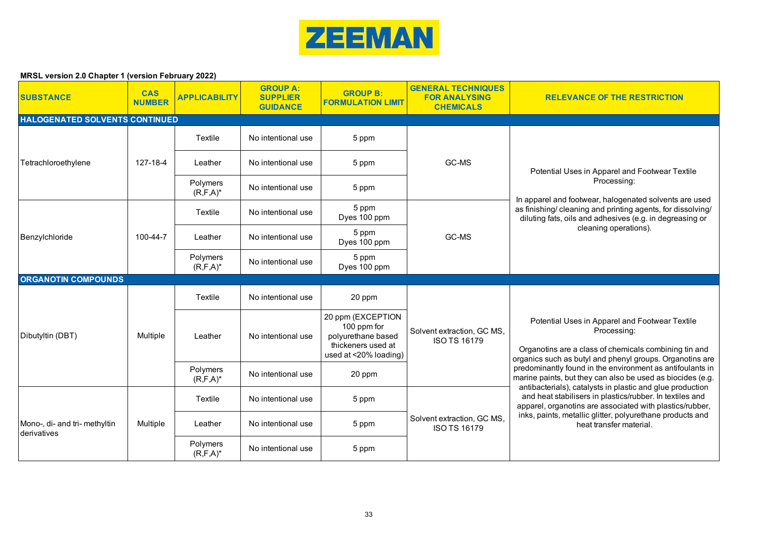ZEEMAN

**MRSL version 2.0 Chapter 1 (version February 2022)**

| SUBSTANCE | CAS NUMBER | APPLICABILITY | GROUP A: SUPPLIER GUIDANCE | GROUP B: FORMULATION LIMIT | GENERAL TECHNIQUES FOR ANALYSING CHEMICALS | RELEVANCE OF THE RESTRICTION |
|---|---|---|---|---|---|---|
| **HALOGENATED SOLVENTS CONTINUED** | | | | | | |
| Tetrachloroethylene | 127-18-4 | Textile | No intentional use | 5 ppm | GC-MS | Potential Uses in Apparel and Footwear Textile Processing: In apparel and footwear, halogenated solvents are used as finishing/ cleaning and printing agents, for dissolving/ diluting fats, oils and adhesives (e.g. in degreasing or cleaning operations). |
| | | Leather | No intentional use | 5 ppm | | |
| | | Polymers (R,F,A)* | No intentional use | 5 ppm | | |
| Benzylchloride | 100-44-7 | Textile | No intentional use | 5 ppm Dyes 100 ppm | GC-MS | |
| | | Leather | No intentional use | 5 ppm Dyes 100 ppm | | |
| | | Polymers (R,F,A)* | No intentional use | 5 ppm Dyes 100 ppm | | |
| **ORGANOTIN COMPOUNDS** | | | | | | |
| Dibutyltin (DBT) | Multiple | Textile | No intentional use | 20 ppm | Solvent extraction, GC MS, ISO TS 16179 | Potential Uses in Apparel and Footwear Textile Processing: Organotins are a class of chemicals combining tin and organics such as butyl and phenyl groups. Organotins are predominantly found in the environment as antifoulants in marine paints, but they can also be used as biocides (e.g. antibacterials), catalysts in plastic and glue production and heat stabilisers in plastics/rubber. In textiles and apparel, organotins are associated with plastics/rubber, inks, paints, metallic glitter, polyurethane products and heat transfer material. |
| | | Leather | No intentional use | 20 ppm (EXCEPTION 100 ppm for polyurethane based thickeners used at used at <20% loading) | | |
| | | Polymers (R,F,A)* | No intentional use | 20 ppm | | |
| Mono-, di- and tri- methyltin derivatives | Multiple | Textile | No intentional use | 5 ppm | Solvent extraction, GC MS, ISO TS 16179 | |
| | | Leather | No intentional use | 5 ppm | | |
| | | Polymers (R,F,A)* | No intentional use | 5 ppm | | |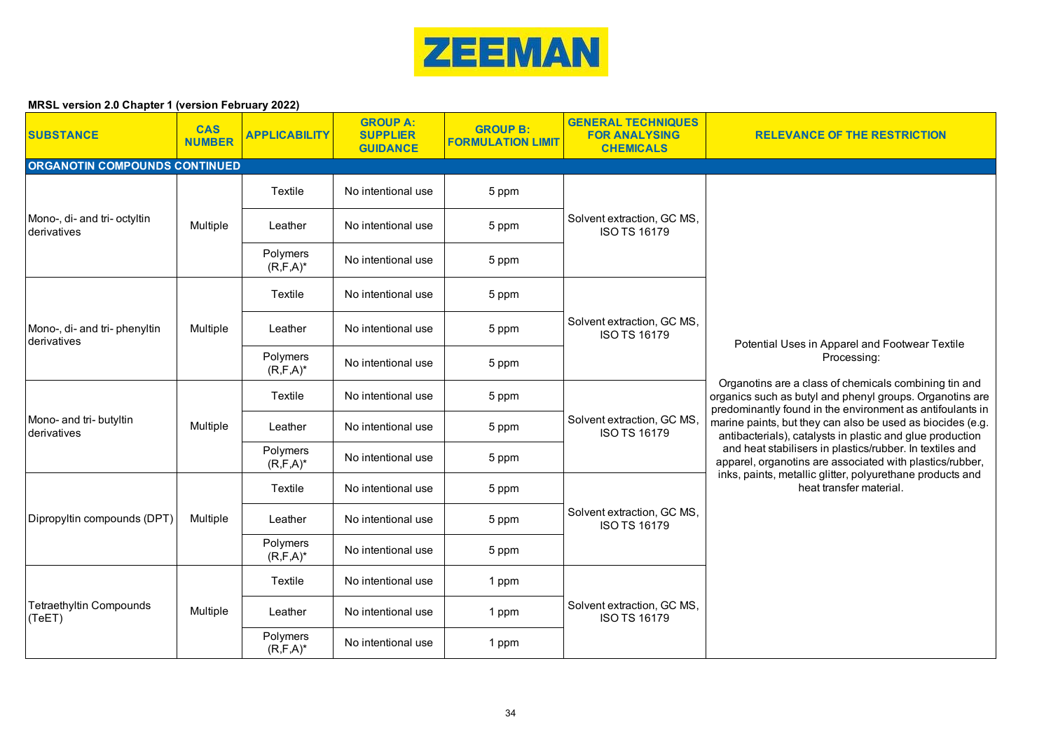ZEEMAN

**MRSL version 2.0 Chapter 1 (version February 2022)**

| SUBSTANCE | CAS NUMBER | APPLICABILITY | GROUP A: SUPPLIER GUIDANCE | GROUP B: FORMULATION LIMIT | GENERAL TECHNIQUES FOR ANALYSING CHEMICALS | RELEVANCE OF THE RESTRICTION |
|---|---|---|---|---|---|---|
| **ORGANOTIN COMPOUNDS CONTINUED** | | | | | | |
| Mono-, di- and tri- octyltin derivatives | Multiple | Textile | No intentional use | 5 ppm | Solvent extraction, GC MS, ISO TS 16179 | Potential Uses in Apparel and Footwear Textile Processing: Organotins are a class of chemicals combining tin and organics such as butyl and phenyl groups. Organotins are predominantly found in the environment as antifoulants in marine paints, but they can also be used as biocides (e.g. antibacterials), catalysts in plastic and glue production and heat stabilisers in plastics/rubber. In textiles and apparel, organotins are associated with plastics/rubber, inks, paints, metallic glitter, polyurethane products and heat transfer material. |
| | | Leather | No intentional use | 5 ppm | | |
| | | Polymers (R,F,A)* | No intentional use | 5 ppm | | |
| Mono-, di- and tri- phenyltin derivatives | Multiple | Textile | No intentional use | 5 ppm | Solvent extraction, GC MS, ISO TS 16179 | |
| | | Leather | No intentional use | 5 ppm | | |
| | | Polymers (R,F,A)* | No intentional use | 5 ppm | | |
| Mono- and tri- butyltin derivatives | Multiple | Textile | No intentional use | 5 ppm | Solvent extraction, GC MS, ISO TS 16179 | |
| | | Leather | No intentional use | 5 ppm | | |
| | | Polymers (R,F,A)* | No intentional use | 5 ppm | | |
| Dipropyltin compounds (DPT) | Multiple | Textile | No intentional use | 5 ppm | Solvent extraction, GC MS, ISO TS 16179 | |
| | | Leather | No intentional use | 5 ppm | | |
| | | Polymers (R,F,A)* | No intentional use | 5 ppm | | |
| Tetraethyltin Compounds (TeET) | Multiple | Textile | No intentional use | 1 ppm | Solvent extraction, GC MS, ISO TS 16179 | |
| | | Leather | No intentional use | 1 ppm | | |
| | | Polymers (R,F,A)* | No intentional use | 1 ppm | | |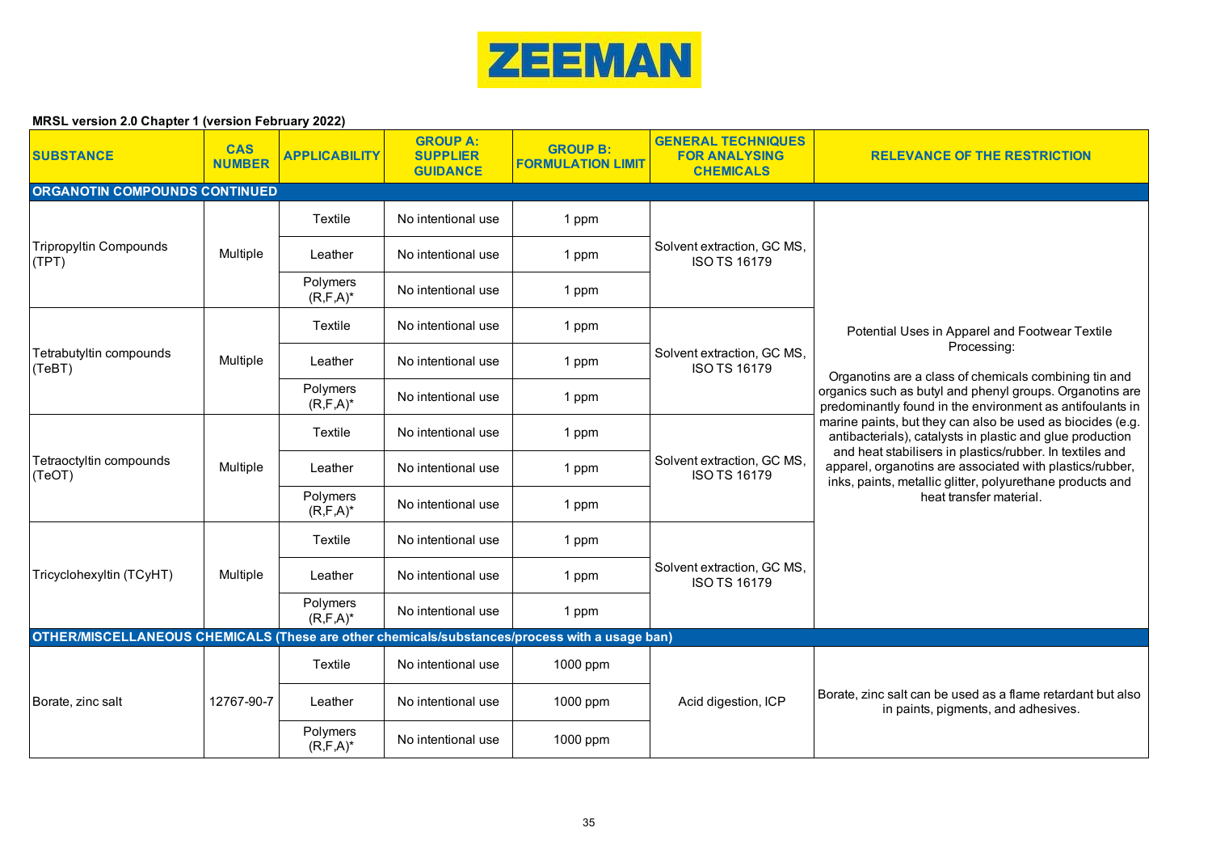**ZEEMAN**

**MRSL version 2.0 Chapter 1 (version February 2022)**

| SUBSTANCE | CAS NUMBER | APPLICABILITY | GROUP A: SUPPLIER GUIDANCE | GROUP B: FORMULATION LIMIT | GENERAL TECHNIQUES FOR ANALYSING CHEMICALS | RELEVANCE OF THE RESTRICTION |
|---|---|---|---|---|---|---|
| **ORGANOTIN COMPOUNDS CONTINUED** | | | | | | |
| Tripropyltin Compounds (TPT) | Multiple | Textile | No intentional use | 1 ppm | Solvent extraction, GC MS, ISO TS 16179 | Potential Uses in Apparel and Footwear Textile Processing: Organotins are a class of chemicals combining tin and organics such as butyl and phenyl groups. Organotins are predominantly found in the environment as antifoulants in marine paints, but they can also be used as biocides (e.g. antibacterials), catalysts in plastic and glue production and heat stabilisers in plastics/rubber. In textiles and apparel, organotins are associated with plastics/rubber, inks, paints, metallic glitter, polyurethane products and heat transfer material. |
| | | Leather | No intentional use | 1 ppm | | |
| | | Polymers (R,F,A)* | No intentional use | 1 ppm | | |
| Tetrabutyltin compounds (TeBT) | Multiple | Textile | No intentional use | 1 ppm | Solvent extraction, GC MS, ISO TS 16179 | |
| | | Leather | No intentional use | 1 ppm | | |
| | | Polymers (R,F,A)* | No intentional use | 1 ppm | | |
| Tetraoctyltin compounds (TeOT) | Multiple | Textile | No intentional use | 1 ppm | Solvent extraction, GC MS, ISO TS 16179 | |
| | | Leather | No intentional use | 1 ppm | | |
| | | Polymers (R,F,A)* | No intentional use | 1 ppm | | |
| Tricyclohexyltin (TCyHT) | Multiple | Textile | No intentional use | 1 ppm | Solvent extraction, GC MS, ISO TS 16179 | |
| | | Leather | No intentional use | 1 ppm | | |
| | | Polymers (R,F,A)* | No intentional use | 1 ppm | | |
| **OTHER/MISCELLANEOUS CHEMICALS (These are other chemicals/substances/process with a usage ban)** | | | | | | |
| Borate, zinc salt | 12767-90-7 | Textile | No intentional use | 1000 ppm | Acid digestion, ICP | Borate, zinc salt can be used as a flame retardant but also in paints, pigments, and adhesives. |
| | | Leather | No intentional use | 1000 ppm | | |
| | | Polymers (R,F,A)* | No intentional use | 1000 ppm | | |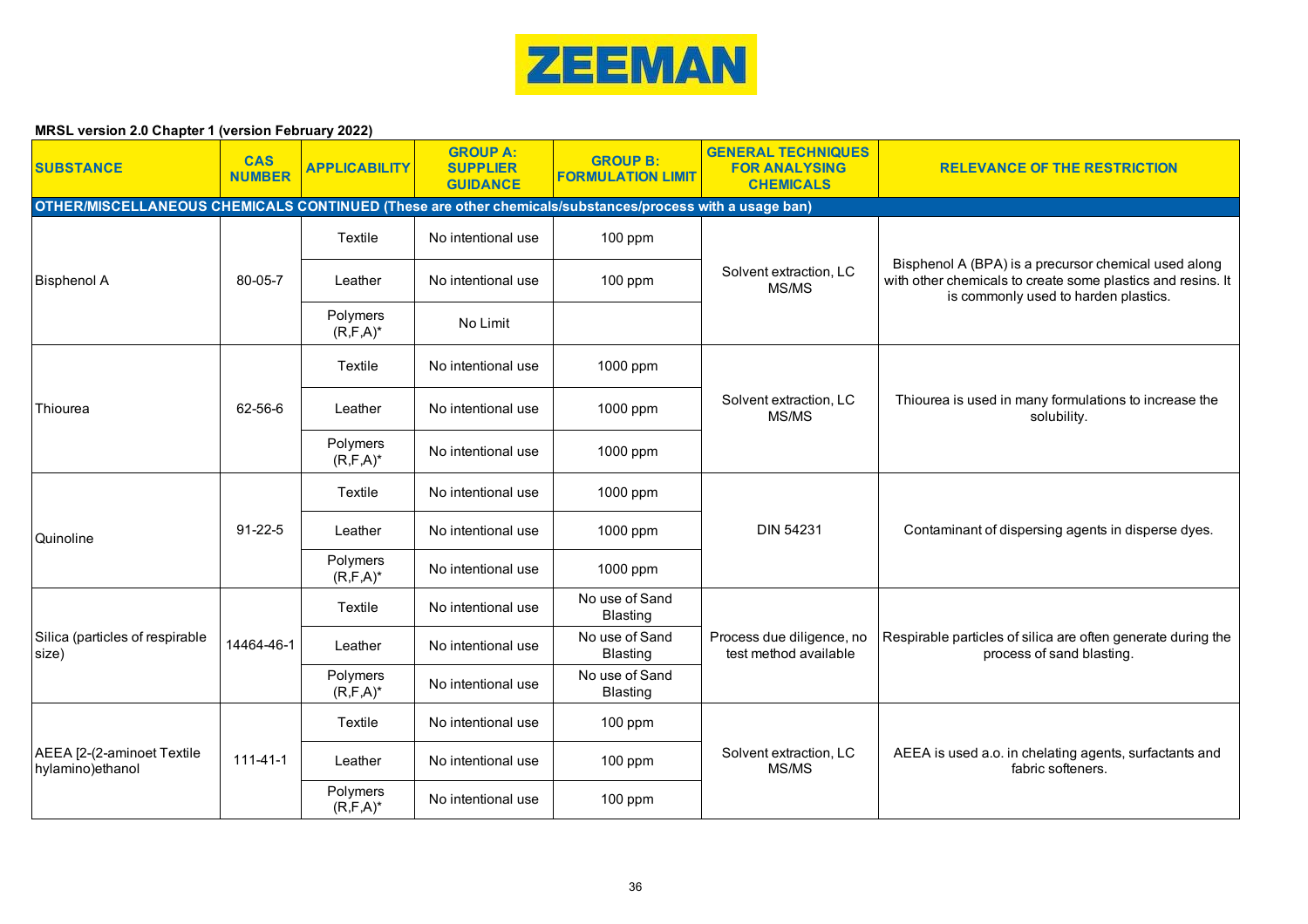**MRSL version 2.0 Chapter 1 (version February 2022)**

| SUBSTANCE | CAS NUMBER | APPLICABILITY | GROUP A: SUPPLIER GUIDANCE | GROUP B: FORMULATION LIMIT | GENERAL TECHNIQUES FOR ANALYSING CHEMICALS | RELEVANCE OF THE RESTRICTION |
|---|---|---|---|---|---|---|
| **OTHER/MISCELLANEOUS CHEMICALS CONTINUED (These are other chemicals/substances/process with a usage ban)** | | | | | | |
| Bisphenol A | 80-05-7 | Textile | No intentional use | 100 ppm | Solvent extraction, LC MS/MS | Bisphenol A (BPA) is a precursor chemical used along with other chemicals to create some plastics and resins. It is commonly used to harden plastics. |
| | | Leather | No intentional use | 100 ppm | | |
| | | Polymers (R,F,A)* | No Limit | | | |
| Thiourea | 62-56-6 | Textile | No intentional use | 1000 ppm | Solvent extraction, LC MS/MS | Thiourea is used in many formulations to increase the solubility. |
| | | Leather | No intentional use | 1000 ppm | | |
| | | Polymers (R,F,A)* | No intentional use | 1000 ppm | | |
| Quinoline | 91-22-5 | Textile | No intentional use | 1000 ppm | DIN 54231 | Contaminant of dispersing agents in disperse dyes. |
| | | Leather | No intentional use | 1000 ppm | | |
| | | Polymers (R,F,A)* | No intentional use | 1000 ppm | | |
| Silica (particles of respirable size) | 14464-46-1 | Textile | No intentional use | No use of Sand Blasting | Process due diligence, no test method available | Respirable particles of silica are often generate during the process of sand blasting. |
| | | Leather | No intentional use | No use of Sand Blasting | | |
| | | Polymers (R,F,A)* | No intentional use | No use of Sand Blasting | | |
| AEEA [2-(2-aminoet Textile hylamino)ethanol | 111-41-1 | Textile | No intentional use | 100 ppm | Solvent extraction, LC MS/MS | AEEA is used a.o. in chelating agents, surfactants and fabric softeners. |
| | | Leather | No intentional use | 100 ppm | | |
| | | Polymers (R,F,A)* | No intentional use | 100 ppm | | |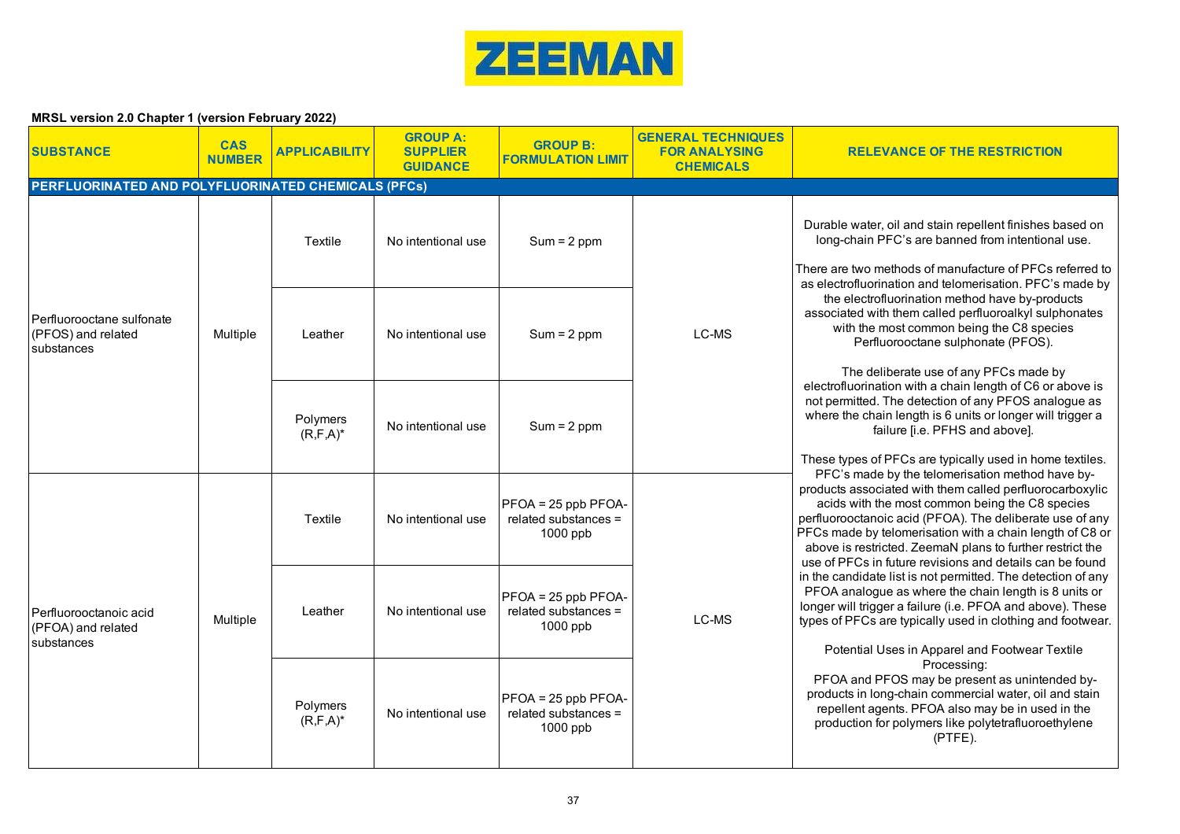**MRSL version 2.0 Chapter 1 (version February 2022)**

| SUBSTANCE | CAS NUMBER | APPLICABILITY | GROUP A: SUPPLIER GUIDANCE | GROUP B: FORMULATION LIMIT | GENERAL TECHNIQUES FOR ANALYSING CHEMICALS | RELEVANCE OF THE RESTRICTION |
|---|---|---|---|---|---|---|
| **PERFLUORINATED AND POLYFLUORINATED CHEMICALS (PFCs)** | | | | | | |
| Perfluorooctane sulfonate (PFOS) and related substances | Multiple | Textile | No intentional use | Sum = 2 ppm | LC-MS | Durable water, oil and stain repellent finishes based on long-chain PFC's are banned from intentional use.<br><br>There are two methods of manufacture of PFCs referred to as electrofluorination and telomerisation. PFC's made by the electrofluorination method have by-products associated with them called perfluoroalkyl sulphonates with the most common being the C8 species Perfluorooctane sulphonate (PFOS).<br><br>The deliberate use of any PFCs made by electrofluorination with a chain length of C6 or above is not permitted. The detection of any PFOS analogue as where the chain length is 6 units or longer will trigger a failure [i.e. PFHS and above].<br><br>These types of PFCs are typically used in home textiles. PFC's made by the telomerisation method have by-products associated with them called perfluorocarboxylic acids with the most common being the C8 species perfluorooctanoic acid (PFOA). The deliberate use of any PFCs made by telomerisation with a chain length of C8 or above is restricted. ZeemaN plans to further restrict the use of PFCs in future revisions and details can be found in the candidate list is not permitted. The detection of any PFOA analogue as where the chain length is 8 units or longer will trigger a failure (i.e. PFOA and above). These types of PFCs are typically used in clothing and footwear.<br><br>Potential Uses in Apparel and Footwear Textile Processing:<br>PFOA and PFOS may be present as unintended by-products in long-chain commercial water, oil and stain repellent agents. PFOA also may be in used in the production for polymers like polytetrafluoroethylene (PTFE). |
| | | Leather | No intentional use | Sum = 2 ppm | | |
| | | Polymers (R,F,A)* | No intentional use | Sum = 2 ppm | | |
| Perfluorooctanoic acid (PFOA) and related substances | Multiple | Textile | No intentional use | PFOA = 25 ppb PFOA-related substances = 1000 ppb | LC-MS | |
| | | Leather | No intentional use | PFOA = 25 ppb PFOA-related substances = 1000 ppb | | |
| | | Polymers (R,F,A)* | No intentional use | PFOA = 25 ppb PFOA-related substances = 1000 ppb | | |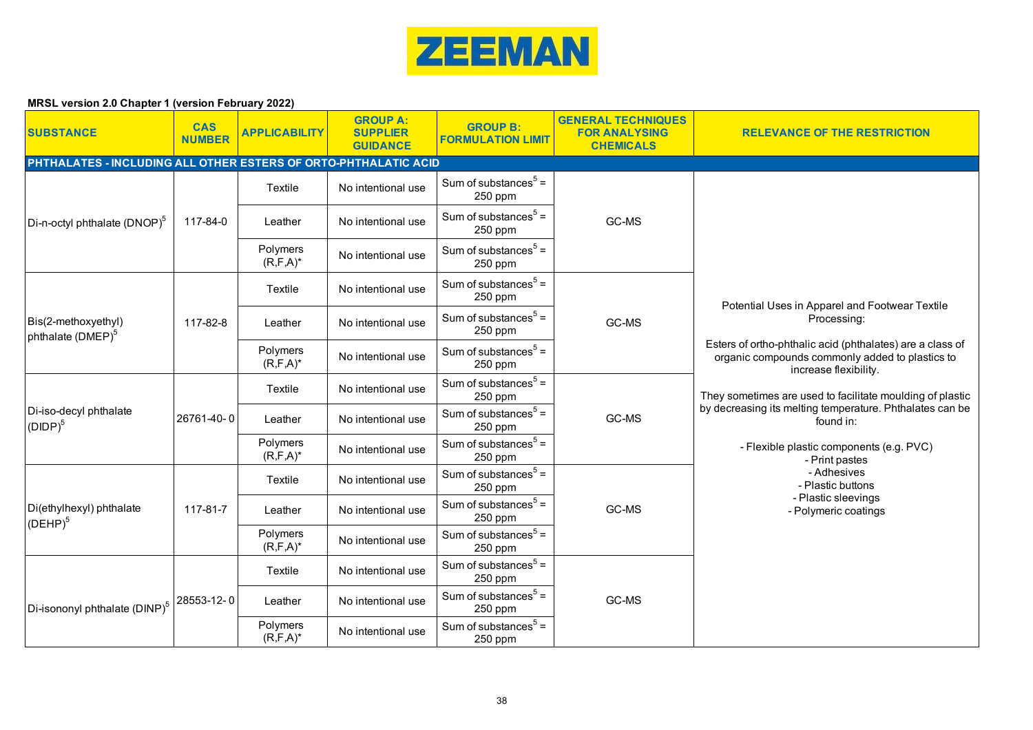ZEEMAN

**MRSL version 2.0 Chapter 1 (version February 2022)**

| SUBSTANCE | CAS NUMBER | APPLICABILITY | GROUP A: SUPPLIER GUIDANCE | GROUP B: FORMULATION LIMIT | GENERAL TECHNIQUES FOR ANALYSING CHEMICALS | RELEVANCE OF THE RESTRICTION |
|---|---|---|---|---|---|---|
| **PHTHALATES - INCLUDING ALL OTHER ESTERS OF ORTO-PHTHALIC ACID** | | | | | | |
| Di-n-octyl phthalate (DNOP)[5] | 117-84-0 | Textile | No intentional use | Sum of substances[5] = 250 ppm | GC-MS | Potential Uses in Apparel and Footwear Textile Processing:<br><br>Esters of ortho-phthalic acid (phthalates) are a class of organic compounds commonly added to plastics to increase flexibility.<br><br>They sometimes are used to facilitate moulding of plastic by decreasing its melting temperature. Phthalates can be found in:<br><br>- Flexible plastic components (e.g. PVC)<br>- Print pastes<br>- Adhesives<br>- Plastic buttons<br>- Plastic sleevings<br>- Polymeric coatings |
| | | Leather | No intentional use | Sum of substances[5] = 250 ppm | | |
| | | Polymers (R,F,A)* | No intentional use | Sum of substances[5] = 250 ppm | | |
| Bis(2-methoxyethyl) phthalate (DMEP)[5] | 117-82-8 | Textile | No intentional use | Sum of substances[5] = 250 ppm | GC-MS | |
| | | Leather | No intentional use | Sum of substances[5] = 250 ppm | | |
| | | Polymers (R,F,A)* | No intentional use | Sum of substances[5] = 250 ppm | | |
| Di-iso-decyl phthalate (DIDP)[5] | 26761-40-0 | Textile | No intentional use | Sum of substances[5] = 250 ppm | GC-MS | |
| | | Leather | No intentional use | Sum of substances[5] = 250 ppm | | |
| | | Polymers (R,F,A)* | No intentional use | Sum of substances[5] = 250 ppm | | |
| Di(ethylhexyl) phthalate (DEHP)[5] | 117-81-7 | Textile | No intentional use | Sum of substances[5] = 250 ppm | GC-MS | |
| | | Leather | No intentional use | Sum of substances[5] = 250 ppm | | |
| | | Polymers (R,F,A)* | No intentional use | Sum of substances[5] = 250 ppm | | |
| Di-isononyl phthalate (DINP)[5] | 28553-12-0 | Textile | No intentional use | Sum of substances[5] = 250 ppm | GC-MS | |
| | | Leather | No intentional use | Sum of substances[5] = 250 ppm | | |
| | | Polymers (R,F,A)* | No intentional use | Sum of substances[5] = 250 ppm | | |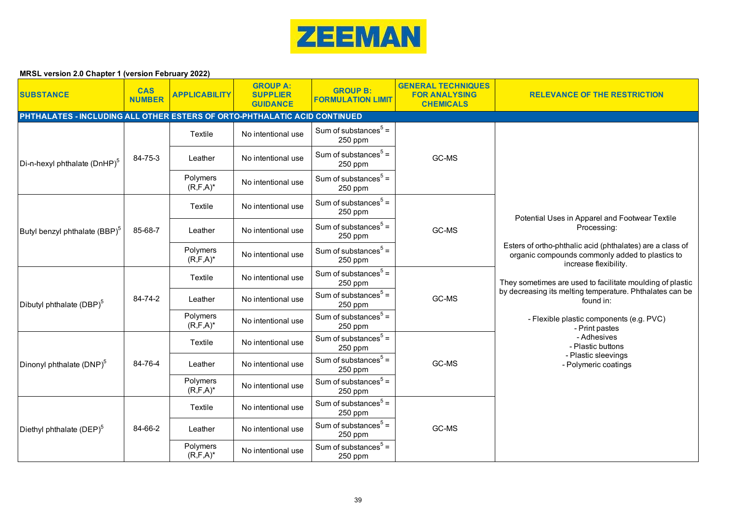**MRSL version 2.0 Chapter 1 (version February 2022)**

| SUBSTANCE | CAS NUMBER | APPLICABILITY | GROUP A: SUPPLIER GUIDANCE | GROUP B: FORMULATION LIMIT | GENERAL TECHNIQUES FOR ANALYSING CHEMICALS | RELEVANCE OF THE RESTRICTION |
|---|---|---|---|---|---|---|
| **PHTHALATES - INCLUDING ALL OTHER ESTERS OF ORTO-PHTHALATIC ACID CONTINUED** | | | | | | |
| Di-n-hexyl phthalate (DnHP)[5] | 84-75-3 | Textile | No intentional use | Sum of substances[5] = 250 ppm | GC-MS | Potential Uses in Apparel and Footwear Textile Processing:<br><br>Esters of ortho-phthalic acid (phthalates) are a class of organic compounds commonly added to plastics to increase flexibility.<br><br>They sometimes are used to facilitate moulding of plastic by decreasing its melting temperature. Phthalates can be found in:<br><br>- Flexible plastic components (e.g. PVC)<br>- Print pastes<br>- Adhesives<br>- Plastic buttons<br>- Plastic sleevings<br>- Polymeric coatings |
| | | Leather | No intentional use | Sum of substances[5] = 250 ppm | | |
| | | Polymers (R,F,A)* | No intentional use | Sum of substances[5] = 250 ppm | | |
| Butyl benzyl phthalate (BBP)[5] | 85-68-7 | Textile | No intentional use | Sum of substances[5] = 250 ppm | GC-MS | |
| | | Leather | No intentional use | Sum of substances[5] = 250 ppm | | |
| | | Polymers (R,F,A)* | No intentional use | Sum of substances[5] = 250 ppm | | |
| Dibutyl phthalate (DBP)[5] | 84-74-2 | Textile | No intentional use | Sum of substances[5] = 250 ppm | GC-MS | |
| | | Leather | No intentional use | Sum of substances[5] = 250 ppm | | |
| | | Polymers (R,F,A)* | No intentional use | Sum of substances[5] = 250 ppm | | |
| Dinonyl phthalate (DNP)[5] | 84-76-4 | Textile | No intentional use | Sum of substances[5] = 250 ppm | GC-MS | |
| | | Leather | No intentional use | Sum of substances[5] = 250 ppm | | |
| | | Polymers (R,F,A)* | No intentional use | Sum of substances[5] = 250 ppm | | |
| Diethyl phthalate (DEP)[5] | 84-66-2 | Textile | No intentional use | Sum of substances[5] = 250 ppm | GC-MS | |
| | | Leather | No intentional use | Sum of substances[5] = 250 ppm | | |
| | | Polymers (R,F,A)* | No intentional use | Sum of substances[5] = 250 ppm | | |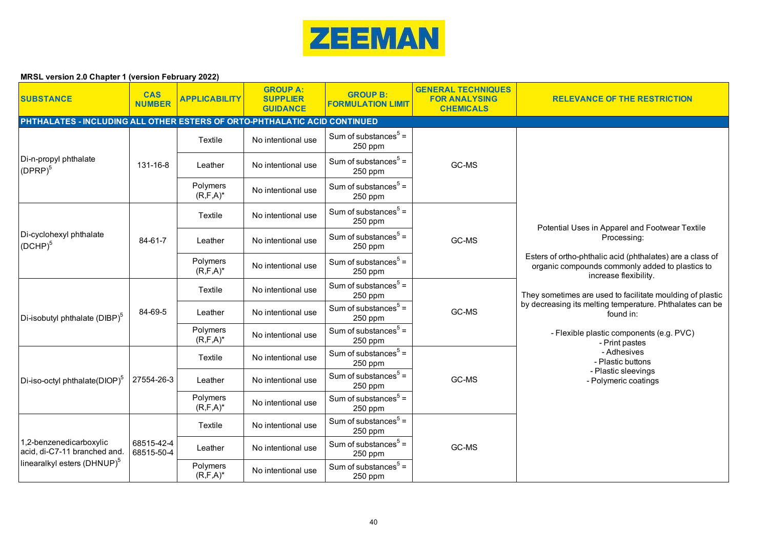**ZEEMAN**

**MRSL version 2.0 Chapter 1 (version February 2022)**

| SUBSTANCE | CAS NUMBER | APPLICABILITY | GROUP A: SUPPLIER GUIDANCE | GROUP B: FORMULATION LIMIT | GENERAL TECHNIQUES FOR ANALYSING CHEMICALS | RELEVANCE OF THE RESTRICTION |
|---|---|---|---|---|---|---|
| **PHTHALATES - INCLUDING ALL OTHER ESTERS OF ORTO-PHTHALATIC ACID CONTINUED** | | | | | | |
| Di-n-propyl phthalate (DPRP)[5] | 131-16-8 | Textile | No intentional use | Sum of substances[5] = 250 ppm | GC-MS | Potential Uses in Apparel and Footwear Textile Processing:<br><br>Esters of ortho-phthalic acid (phthalates) are a class of organic compounds commonly added to plastics to increase flexibility.<br><br>They sometimes are used to facilitate moulding of plastic by decreasing its melting temperature. Phthalates can be found in:<br><br>- Flexible plastic components (e.g. PVC)<br>- Print pastes<br>- Adhesives<br>- Plastic buttons<br>- Plastic sleevings<br>- Polymeric coatings |
| | | Leather | No intentional use | Sum of substances[5] = 250 ppm | | |
| | | Polymers (R,F,A)* | No intentional use | Sum of substances[5] = 250 ppm | | |
| Di-cyclohexyl phthalate (DCHP)[5] | 84-61-7 | Textile | No intentional use | Sum of substances[5] = 250 ppm | GC-MS | |
| | | Leather | No intentional use | Sum of substances[5] = 250 ppm | | |
| | | Polymers (R,F,A)* | No intentional use | Sum of substances[5] = 250 ppm | | |
| Di-isobutyl phthalate (DIBP)[5] | 84-69-5 | Textile | No intentional use | Sum of substances[5] = 250 ppm | GC-MS | |
| | | Leather | No intentional use | Sum of substances[5] = 250 ppm | | |
| | | Polymers (R,F,A)* | No intentional use | Sum of substances[5] = 250 ppm | | |
| Di-iso-octyl phthalate(DIOP)[5] | 27554-26-3 | Textile | No intentional use | Sum of substances[5] = 250 ppm | GC-MS | |
| | | Leather | No intentional use | Sum of substances[5] = 250 ppm | | |
| | | Polymers (R,F,A)* | No intentional use | Sum of substances[5] = 250 ppm | | |
| 1,2-benzenedicarboxylic acid, di-C7-11 branched and. linearalkyl esters (DHNUP)[5] | 68515-42-4 68515-50-4 | Textile | No intentional use | Sum of substances[5] = 250 ppm | GC-MS | |
| | | Leather | No intentional use | Sum of substances[5] = 250 ppm | | |
| | | Polymers (R,F,A)* | No intentional use | Sum of substances[5] = 250 ppm | | |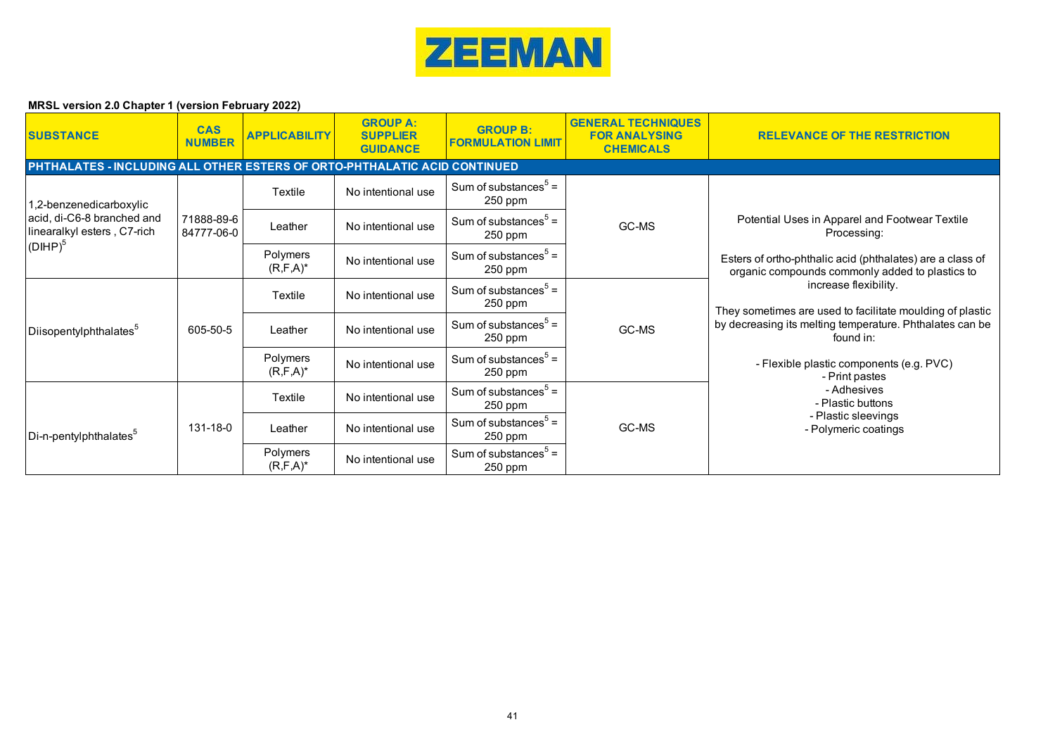**MRSL version 2.0 Chapter 1 (version February 2022)**

| SUBSTANCE | CAS NUMBER | APPLICABILITY | GROUP A: SUPPLIER GUIDANCE | GROUP B: FORMULATION LIMIT | GENERAL TECHNIQUES FOR ANALYSING CHEMICALS | RELEVANCE OF THE RESTRICTION |
|---|---|---|---|---|---|---|
| **PHTHALATES - INCLUDING ALL OTHER ESTERS OF ORTO-PHTHALATIC ACID CONTINUED** | | | | | | |
| 1,2-benzenedicarboxylic acid, di-C6-8 branched and linearalkyl esters , C7-rich (DIHP)[5] | 71888-89-6 84777-06-0 | Textile | No intentional use | Sum of substances[5] = 250 ppm | GC-MS | Potential Uses in Apparel and Footwear Textile Processing: Esters of ortho-phthalic acid (phthalates) are a class of organic compounds commonly added to plastics to increase flexibility. They sometimes are used to facilitate moulding of plastic by decreasing its melting temperature. Phthalates can be found in: - Flexible plastic components (e.g. PVC) - Print pastes - Adhesives - Plastic buttons - Plastic sleevings - Polymeric coatings |
| | | Leather | No intentional use | Sum of substances[5] = 250 ppm | | |
| | | Polymers (R,F,A)* | No intentional use | Sum of substances[5] = 250 ppm | | |
| Diisopentylphthalates[5] | 605-50-5 | Textile | No intentional use | Sum of substances[5] = 250 ppm | GC-MS | |
| | | Leather | No intentional use | Sum of substances[5] = 250 ppm | | |
| | | Polymers (R,F,A)* | No intentional use | Sum of substances[5] = 250 ppm | | |
| Di-n-pentylphthalates[5] | 131-18-0 | Textile | No intentional use | Sum of substances[5] = 250 ppm | GC-MS | |
| | | Leather | No intentional use | Sum of substances[5] = 250 ppm | | |
| | | Polymers (R,F,A)* | No intentional use | Sum of substances[5] = 250 ppm | | |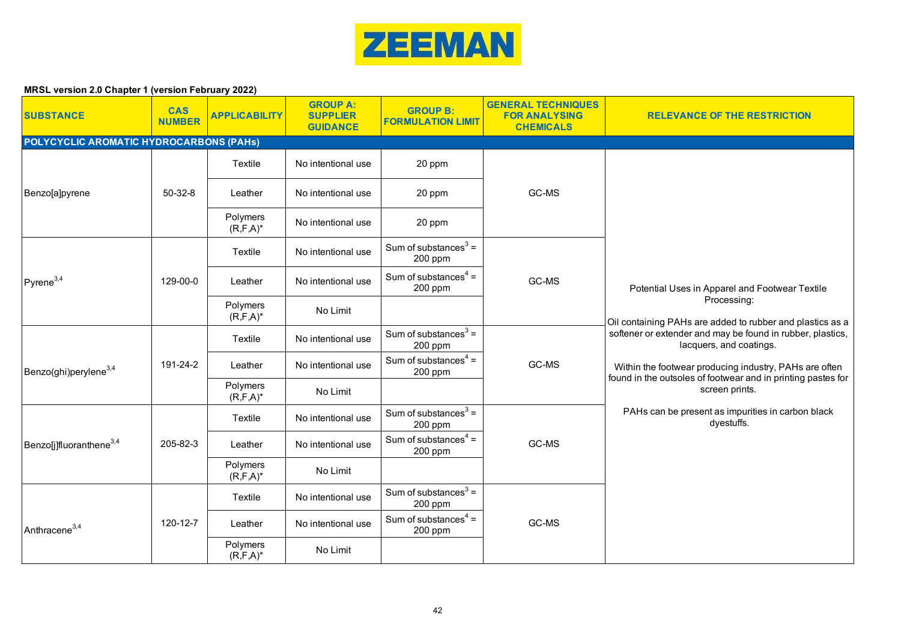**ZEEMAN**

**MRSL version 2.0 Chapter 1 (version February 2022)**

| SUBSTANCE | CAS NUMBER | APPLICABILITY | GROUP A: SUPPLIER GUIDANCE | GROUP B: FORMULATION LIMIT | GENERAL TECHNIQUES FOR ANALYSING CHEMICALS | RELEVANCE OF THE RESTRICTION |
|---|---|---|---|---|---|---|
| **POLYCYCLIC AROMATIC HYDROCARBONS (PAHs)** | | | | | | |
| Benzo[a]pyrene | 50-32-8 | Textile | No intentional use | 20 ppm | GC-MS | Potential Uses in Apparel and Footwear Textile Processing: Oil containing PAHs are added to rubber and plastics as a softener or extender and may be found in rubber, plastics, lacquers, and coatings. Within the footwear producing industry, PAHs are often found in the outsoles of footwear and in printing pastes for screen prints. PAHs can be present as impurities in carbon black dyestuffs. |
| | | Leather | No intentional use | 20 ppm | | |
| | | Polymers (R,F,A)* | No intentional use | 20 ppm | | |
| Pyrene[3,4] | 129-00-0 | Textile | No intentional use | Sum of substances[3] = 200 ppm | GC-MS | |
| | | Leather | No intentional use | Sum of substances[4] = 200 ppm | | |
| | | Polymers (R,F,A)* | No Limit | | | |
| Benzo(ghi)perylene[3,4] | 191-24-2 | Textile | No intentional use | Sum of substances[3] = 200 ppm | GC-MS | |
| | | Leather | No intentional use | Sum of substances[4] = 200 ppm | | |
| | | Polymers (R,F,A)* | No Limit | | | |
| Benzo[j]fluoranthene[3,4] | 205-82-3 | Textile | No intentional use | Sum of substances[3] = 200 ppm | GC-MS | |
| | | Leather | No intentional use | Sum of substances[4] = 200 ppm | | |
| | | Polymers (R,F,A)* | No Limit | | | |
| Anthracene[3,4] | 120-12-7 | Textile | No intentional use | Sum of substances[3] = 200 ppm | GC-MS | |
| | | Leather | No intentional use | Sum of substances[4] = 200 ppm | | |
| | | Polymers (R,F,A)* | No Limit | | | |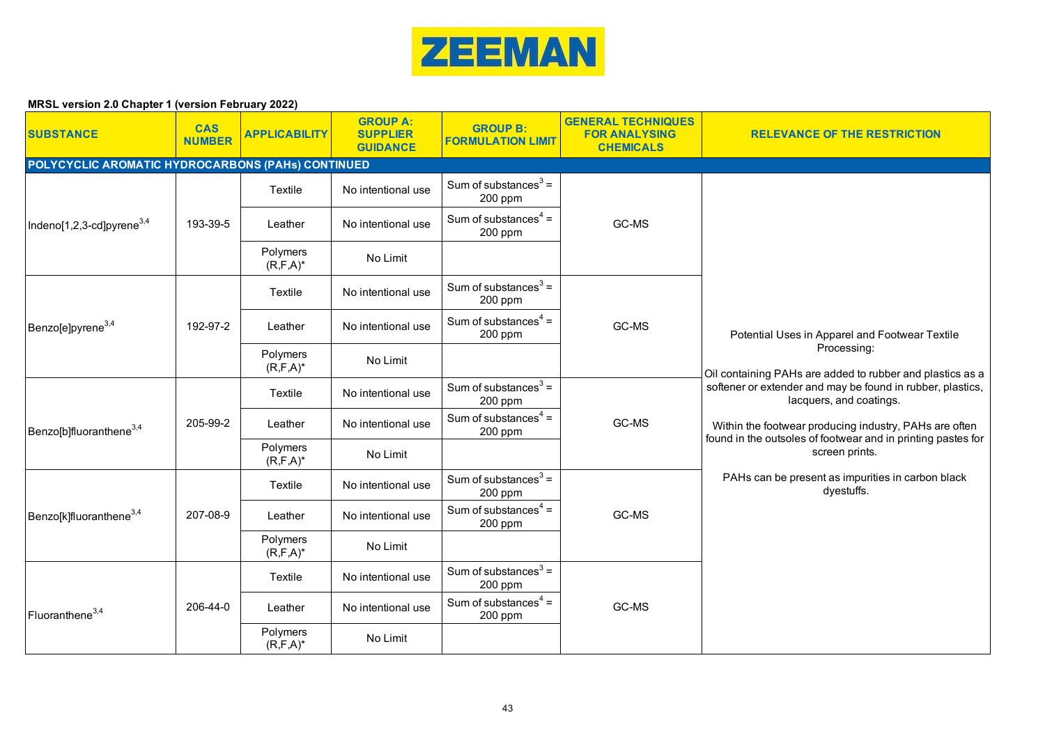**MRSL version 2.0 Chapter 1 (version February 2022)**

| SUBSTANCE | CAS NUMBER | APPLICABILITY | GROUP A: SUPPLIER GUIDANCE | GROUP B: FORMULATION LIMIT | GENERAL TECHNIQUES FOR ANALYSING CHEMICALS | RELEVANCE OF THE RESTRICTION |
|---|---|---|---|---|---|---|
| **POLYCYCLIC AROMATIC HYDROCARBONS (PAHs) CONTINUED** | | | | | | |
| Indeno[1,2,3-cd]pyrene[3,4] | 193-39-5 | Textile | No intentional use | Sum of substances[3] = 200 ppm | GC-MS | Potential Uses in Apparel and Footwear Textile Processing:<br><br>Oil containing PAHs are added to rubber and plastics as a softener or extender and may be found in rubber, plastics, lacquers, and coatings.<br><br>Within the footwear producing industry, PAHs are often found in the outsoles of footwear and in printing pastes for screen prints.<br><br>PAHs can be present as impurities in carbon black dyestuffs. |
| | | Leather | No intentional use | Sum of substances[4] = 200 ppm | | |
| | | Polymers (R,F,A)* | No Limit | | | |
| Benzo[e]pyrene[3,4] | 192-97-2 | Textile | No intentional use | Sum of substances[3] = 200 ppm | GC-MS | |
| | | Leather | No intentional use | Sum of substances[4] = 200 ppm | | |
| | | Polymers (R,F,A)* | No Limit | | | |
| Benzo[b]fluoranthene[3,4] | 205-99-2 | Textile | No intentional use | Sum of substances[3] = 200 ppm | GC-MS | |
| | | Leather | No intentional use | Sum of substances[4] = 200 ppm | | |
| | | Polymers (R,F,A)* | No Limit | | | |
| Benzo[k]fluoranthene[3,4] | 207-08-9 | Textile | No intentional use | Sum of substances[3] = 200 ppm | GC-MS | |
| | | Leather | No intentional use | Sum of substances[4] = 200 ppm | | |
| | | Polymers (R,F,A)* | No Limit | | | |
| Fluoranthene[3,4] | 206-44-0 | Textile | No intentional use | Sum of substances[3] = 200 ppm | GC-MS | |
| | | Leather | No intentional use | Sum of substances[4] = 200 ppm | | |
| | | Polymers (R,F,A)* | No Limit | | | |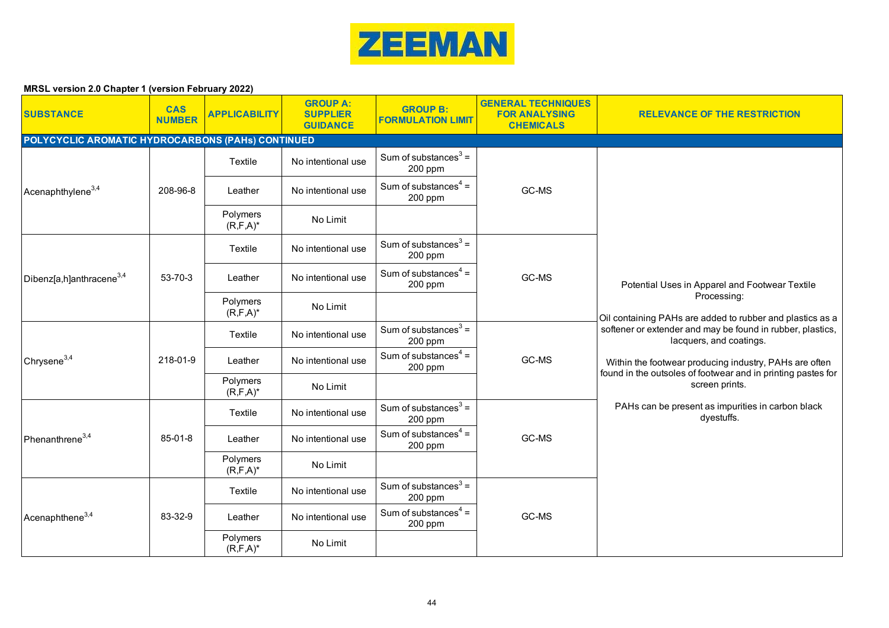ZEEMAN

**MRSL version 2.0 Chapter 1 (version February 2022)**

| SUBSTANCE | CAS NUMBER | APPLICABILITY | GROUP A: SUPPLIER GUIDANCE | GROUP B: FORMULATION LIMIT | GENERAL TECHNIQUES FOR ANALYSING CHEMICALS | RELEVANCE OF THE RESTRICTION |
|---|---|---|---|---|---|---|
| **POLYCYCLIC AROMATIC HYDROCARBONS (PAHs) CONTINUED** | | | | | | |
| Acenaphthylene[3,4] | 208-96-8 | Textile | No intentional use | Sum of substances[3] = 200 ppm | GC-MS | Potential Uses in Apparel and Footwear Textile Processing: Oil containing PAHs are added to rubber and plastics as a softener or extender and may be found in rubber, plastics, lacquers, and coatings. Within the footwear producing industry, PAHs are often found in the outsoles of footwear and in printing pastes for screen prints. PAHs can be present as impurities in carbon black dyestuffs. |
| | | Leather | No intentional use | Sum of substances[4] = 200 ppm | | |
| | | Polymers (R,F,A)* | No Limit | | | |
| Dibenz[a,h]anthracene[3,4] | 53-70-3 | Textile | No intentional use | Sum of substances[3] = 200 ppm | GC-MS | |
| | | Leather | No intentional use | Sum of substances[4] = 200 ppm | | |
| | | Polymers (R,F,A)* | No Limit | | | |
| Chrysene[3,4] | 218-01-9 | Textile | No intentional use | Sum of substances[3] = 200 ppm | GC-MS | |
| | | Leather | No intentional use | Sum of substances[4] = 200 ppm | | |
| | | Polymers (R,F,A)* | No Limit | | | |
| Phenanthrene[3,4] | 85-01-8 | Textile | No intentional use | Sum of substances[3] = 200 ppm | GC-MS | |
| | | Leather | No intentional use | Sum of substances[4] = 200 ppm | | |
| | | Polymers (R,F,A)* | No Limit | | | |
| Acenaphthene[3,4] | 83-32-9 | Textile | No intentional use | Sum of substances[3] = 200 ppm | GC-MS | |
| | | Leather | No intentional use | Sum of substances[4] = 200 ppm | | |
| | | Polymers (R,F,A)* | No Limit | | | |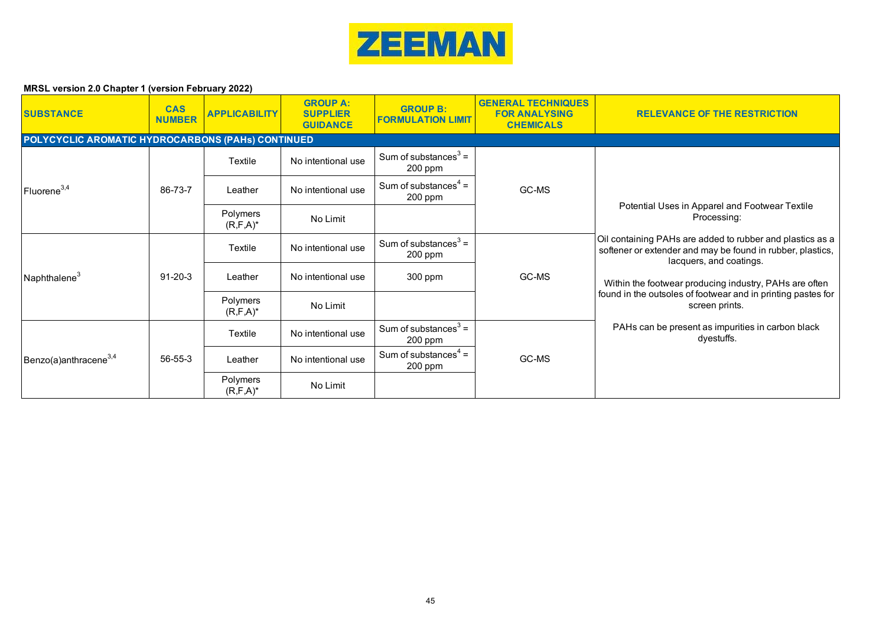**ZEEMAN**

**MRSL version 2.0 Chapter 1 (version February 2022)**

| SUBSTANCE | CAS NUMBER | APPLICABILITY | GROUP A: SUPPLIER GUIDANCE | GROUP B: FORMULATION LIMIT | GENERAL TECHNIQUES FOR ANALYSING CHEMICALS | RELEVANCE OF THE RESTRICTION |
|---|---|---|---|---|---|---|
| **POLYCYCLIC AROMATIC HYDROCARBONS (PAHs) CONTINUED** | | | | | | |
| Fluorene[3,4] | 86-73-7 | Textile | No intentional use | Sum of substances[3] = 200 ppm | GC-MS | Potential Uses in Apparel and Footwear Textile Processing: Oil containing PAHs are added to rubber and plastics as a softener or extender and may be found in rubber, plastics, lacquers, and coatings. Within the footwear producing industry, PAHs are often found in the outsoles of footwear and in printing pastes for screen prints. PAHs can be present as impurities in carbon black dyestuffs. |
| | | Leather | No intentional use | Sum of substances[4] = 200 ppm | | |
| | | Polymers (R,F,A)* | No Limit | | | |
| Naphthalene[3] | 91-20-3 | Textile | No intentional use | Sum of substances[3] = 200 ppm | GC-MS | |
| | | Leather | No intentional use | 300 ppm | | |
| | | Polymers (R,F,A)* | No Limit | | | |
| Benzo(a)anthracene[3,4] | 56-55-3 | Textile | No intentional use | Sum of substances[3] = 200 ppm | GC-MS | |
| | | Leather | No intentional use | Sum of substances[4] = 200 ppm | | |
| | | Polymers (R,F,A)* | No Limit | | | |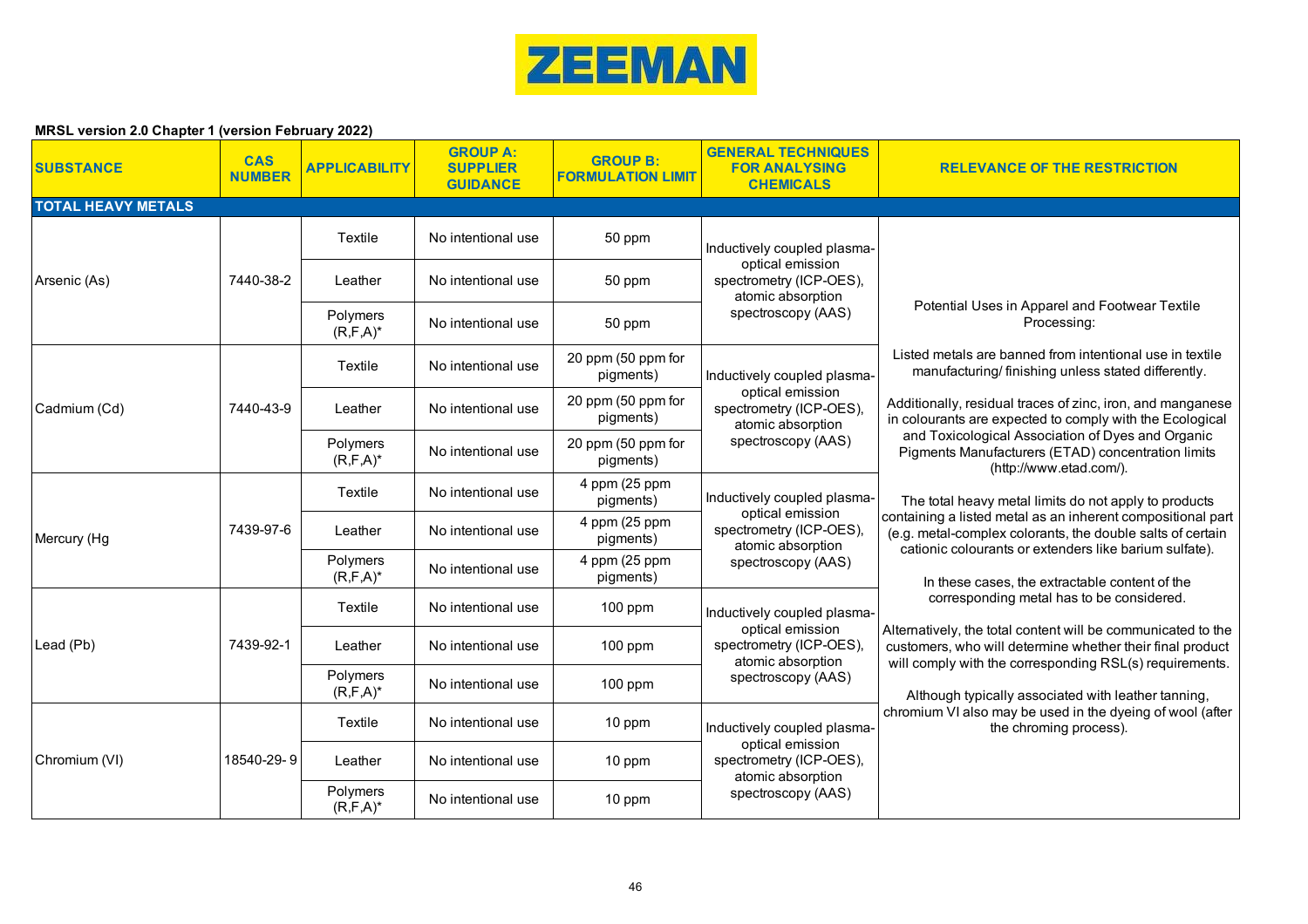ZEEMAN

**MRSL version 2.0 Chapter 1 (version February 2022)**

| SUBSTANCE | CAS NUMBER | APPLICABILITY | GROUP A: SUPPLIER GUIDANCE | GROUP B: FORMULATION LIMIT | GENERAL TECHNIQUES FOR ANALYSING CHEMICALS | RELEVANCE OF THE RESTRICTION |
|---|---|---|---|---|---|---|
| **TOTAL HEAVY METALS** | | | | | | |
| Arsenic (As) | 7440-38-2 | Textile | No intentional use | 50 ppm | Inductively coupled plasma-optical emission spectrometry (ICP-OES), atomic absorption spectroscopy (AAS) | Potential Uses in Apparel and Footwear Textile Processing: Listed metals are banned from intentional use in textile manufacturing/ finishing unless stated differently. Additionally, residual traces of zinc, iron, and manganese in colourants are expected to comply with the Ecological and Toxicological Association of Dyes and Organic Pigments Manufacturers (ETAD) concentration limits (http://www.etad.com/). The total heavy metal limits do not apply to products containing a listed metal as an inherent compositional part (e.g. metal-complex colorants, the double salts of certain cationic colourants or extenders like barium sulfate). In these cases, the extractable content of the corresponding metal has to be considered. Alternatively, the total content will be communicated to the customers, who will determine whether their final product will comply with the corresponding RSL(s) requirements. Although typically associated with leather tanning, chromium VI also may be used in the dyeing of wool (after the chroming process). |
| | | Leather | No intentional use | 50 ppm | | |
| | | Polymers (R,F,A)* | No intentional use | 50 ppm | | |
| Cadmium (Cd) | 7440-43-9 | Textile | No intentional use | 20 ppm (50 ppm for pigments) | Inductively coupled plasma-optical emission spectrometry (ICP-OES), atomic absorption spectroscopy (AAS) | |
| | | Leather | No intentional use | 20 ppm (50 ppm for pigments) | | |
| | | Polymers (R,F,A)* | No intentional use | 20 ppm (50 ppm for pigments) | | |
| Mercury (Hg | 7439-97-6 | Textile | No intentional use | 4 ppm (25 ppm pigments) | Inductively coupled plasma-optical emission spectrometry (ICP-OES), atomic absorption spectroscopy (AAS) | |
| | | Leather | No intentional use | 4 ppm (25 ppm pigments) | | |
| | | Polymers (R,F,A)* | No intentional use | 4 ppm (25 ppm pigments) | | |
| Lead (Pb) | 7439-92-1 | Textile | No intentional use | 100 ppm | Inductively coupled plasma-optical emission spectrometry (ICP-OES), atomic absorption spectroscopy (AAS) | |
| | | Leather | No intentional use | 100 ppm | | |
| | | Polymers (R,F,A)* | No intentional use | 100 ppm | | |
| Chromium (VI) | 18540-29- 9 | Textile | No intentional use | 10 ppm | Inductively coupled plasma-optical emission spectrometry (ICP-OES), atomic absorption spectroscopy (AAS) | |
| | | Leather | No intentional use | 10 ppm | | |
| | | Polymers (R,F,A)* | No intentional use | 10 ppm | | |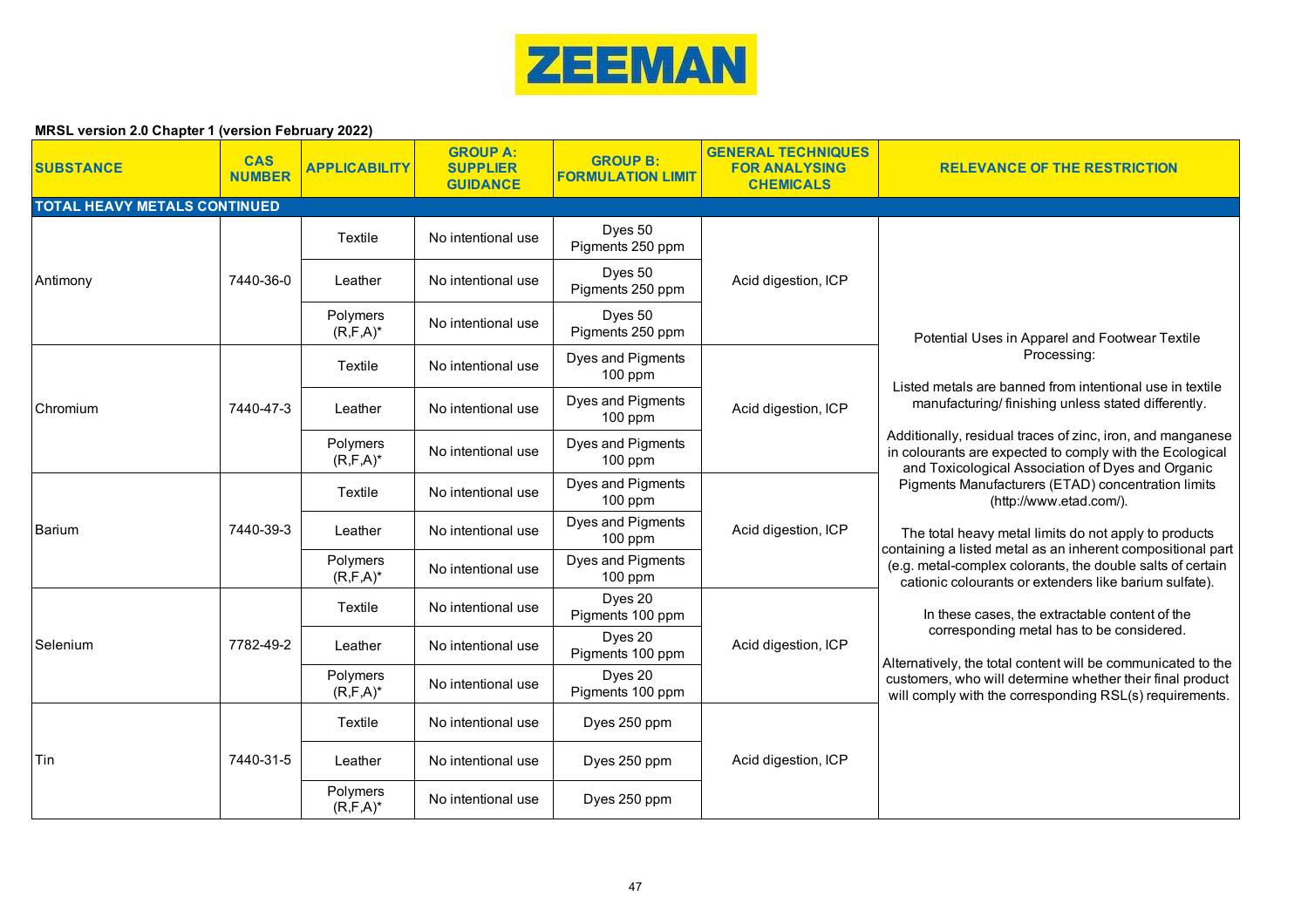**MRSL version 2.0 Chapter 1 (version February 2022)**

| SUBSTANCE | CAS NUMBER | APPLICABILITY | GROUP A: SUPPLIER GUIDANCE | GROUP B: FORMULATION LIMIT | GENERAL TECHNIQUES FOR ANALYSING CHEMICALS | RELEVANCE OF THE RESTRICTION |
|---|---|---|---|---|---|---|
| **TOTAL HEAVY METALS CONTINUED** | | | | | | |
| Antimony | 7440-36-0 | Textile | No intentional use | Dyes 50<br>Pigments 250 ppm | Acid digestion, ICP | Potential Uses in Apparel and Footwear Textile Processing:<br><br>Listed metals are banned from intentional use in textile manufacturing/ finishing unless stated differently.<br><br>Additionally, residual traces of zinc, iron, and manganese in colourants are expected to comply with the Ecological and Toxicological Association of Dyes and Organic Pigments Manufacturers (ETAD) concentration limits (http://www.etad.com/).<br><br>The total heavy metal limits do not apply to products containing a listed metal as an inherent compositional part (e.g. metal-complex colorants, the double salts of certain cationic colourants or extenders like barium sulfate).<br><br>In these cases, the extractable content of the corresponding metal has to be considered.<br><br>Alternatively, the total content will be communicated to the customers, who will determine whether their final product will comply with the corresponding RSL(s) requirements. |
| | | Leather | No intentional use | Dyes 50<br>Pigments 250 ppm | | |
| | | Polymers (R,F,A)* | No intentional use | Dyes 50<br>Pigments 250 ppm | | |
| Chromium | 7440-47-3 | Textile | No intentional use | Dyes and Pigments 100 ppm | Acid digestion, ICP | |
| | | Leather | No intentional use | Dyes and Pigments 100 ppm | | |
| | | Polymers (R,F,A)* | No intentional use | Dyes and Pigments 100 ppm | | |
| Barium | 7440-39-3 | Textile | No intentional use | Dyes and Pigments 100 ppm | Acid digestion, ICP | |
| | | Leather | No intentional use | Dyes and Pigments 100 ppm | | |
| | | Polymers (R,F,A)* | No intentional use | Dyes and Pigments 100 ppm | | |
| Selenium | 7782-49-2 | Textile | No intentional use | Dyes 20<br>Pigments 100 ppm | Acid digestion, ICP | |
| | | Leather | No intentional use | Dyes 20<br>Pigments 100 ppm | | |
| | | Polymers (R,F,A)* | No intentional use | Dyes 20<br>Pigments 100 ppm | | |
| Tin | 7440-31-5 | Textile | No intentional use | Dyes 250 ppm | Acid digestion, ICP | |
| | | Leather | No intentional use | Dyes 250 ppm | | |
| | | Polymers (R,F,A)* | No intentional use | Dyes 250 ppm | | |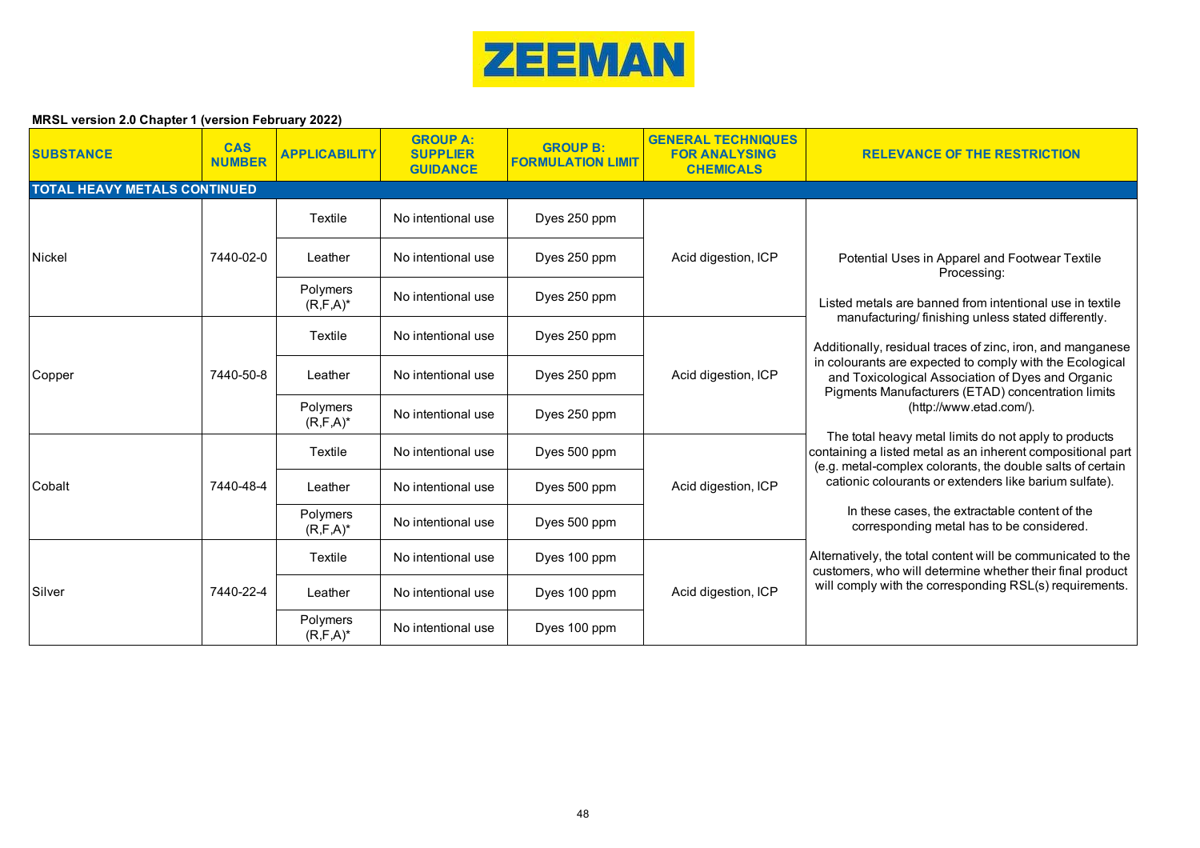ZEEMAN

**MRSL version 2.0 Chapter 1 (version February 2022)**

| SUBSTANCE | CAS NUMBER | APPLICABILITY | GROUP A: SUPPLIER GUIDANCE | GROUP B: FORMULATION LIMIT | GENERAL TECHNIQUES FOR ANALYSING CHEMICALS | RELEVANCE OF THE RESTRICTION |
|---|---|---|---|---|---|---|
| **TOTAL HEAVY METALS CONTINUED** | | | | | | |
| Nickel | 7440-02-0 | Textile | No intentional use | Dyes 250 ppm | Acid digestion, ICP | Potential Uses in Apparel and Footwear Textile Processing:<br><br>Listed metals are banned from intentional use in textile manufacturing/ finishing unless stated differently.<br><br>Additionally, residual traces of zinc, iron, and manganese in colourants are expected to comply with the Ecological and Toxicological Association of Dyes and Organic Pigments Manufacturers (ETAD) concentration limits (http://www.etad.com/).<br><br>The total heavy metal limits do not apply to products containing a listed metal as an inherent compositional part (e.g. metal-complex colorants, the double salts of certain cationic colourants or extenders like barium sulfate).<br><br>In these cases, the extractable content of the corresponding metal has to be considered.<br><br>Alternatively, the total content will be communicated to the customers, who will determine whether their final product will comply with the corresponding RSL(s) requirements. |
| | | Leather | No intentional use | Dyes 250 ppm | | |
| | | Polymers (R,F,A)* | No intentional use | Dyes 250 ppm | | |
| Copper | 7440-50-8 | Textile | No intentional use | Dyes 250 ppm | Acid digestion, ICP | |
| | | Leather | No intentional use | Dyes 250 ppm | | |
| | | Polymers (R,F,A)* | No intentional use | Dyes 250 ppm | | |
| Cobalt | 7440-48-4 | Textile | No intentional use | Dyes 500 ppm | Acid digestion, ICP | |
| | | Leather | No intentional use | Dyes 500 ppm | | |
| | | Polymers (R,F,A)* | No intentional use | Dyes 500 ppm | | |
| Silver | 7440-22-4 | Textile | No intentional use | Dyes 100 ppm | Acid digestion, ICP | |
| | | Leather | No intentional use | Dyes 100 ppm | | |
| | | Polymers (R,F,A)* | No intentional use | Dyes 100 ppm | | |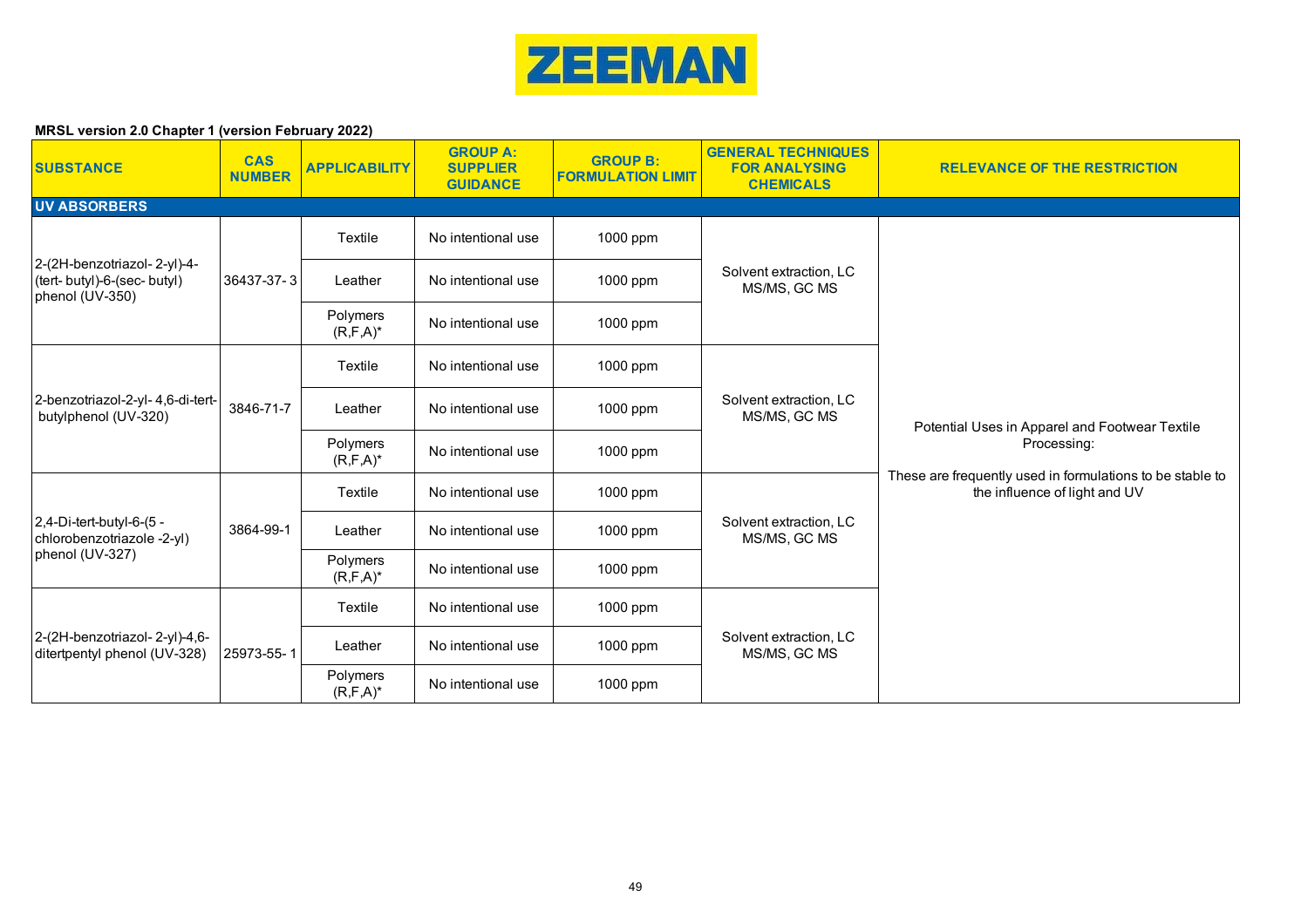**ZEEMAN**

**MRSL version 2.0 Chapter 1 (version February 2022)**

| SUBSTANCE | CAS NUMBER | APPLICABILITY | GROUP A: SUPPLIER GUIDANCE | GROUP B: FORMULATION LIMIT | GENERAL TECHNIQUES FOR ANALYSING CHEMICALS | RELEVANCE OF THE RESTRICTION |
|---|---|---|---|---|---|---|
| **UV ABSORBERS** | | | | | | |
| 2-(2H-benzotriazol- 2-yl)-4-(tert- butyl)-6-(sec- butyl) phenol (UV-350) | 36437-37- 3 | Textile | No intentional use | 1000 ppm | Solvent extraction, LC MS/MS, GC MS | Potential Uses in Apparel and Footwear Textile Processing: These are frequently used in formulations to be stable to the influence of light and UV |
| | | Leather | No intentional use | 1000 ppm | | |
| | | Polymers (R,F,A)* | No intentional use | 1000 ppm | | |
| 2-benzotriazol-2-yl- 4,6-di-tert-butylphenol (UV-320) | 3846-71-7 | Textile | No intentional use | 1000 ppm | Solvent extraction, LC MS/MS, GC MS | |
| | | Leather | No intentional use | 1000 ppm | | |
| | | Polymers (R,F,A)* | No intentional use | 1000 ppm | | |
| 2,4-Di-tert-butyl-6-(5 -chlorobenzotriazole -2-yl) phenol (UV-327) | 3864-99-1 | Textile | No intentional use | 1000 ppm | Solvent extraction, LC MS/MS, GC MS | |
| | | Leather | No intentional use | 1000 ppm | | |
| | | Polymers (R,F,A)* | No intentional use | 1000 ppm | | |
| 2-(2H-benzotriazol- 2-yl)-4,6-ditertpentyl phenol (UV-328) | 25973-55- 1 | Textile | No intentional use | 1000 ppm | Solvent extraction, LC MS/MS, GC MS | |
| | | Leather | No intentional use | 1000 ppm | | |
| | | Polymers (R,F,A)* | No intentional use | 1000 ppm | | |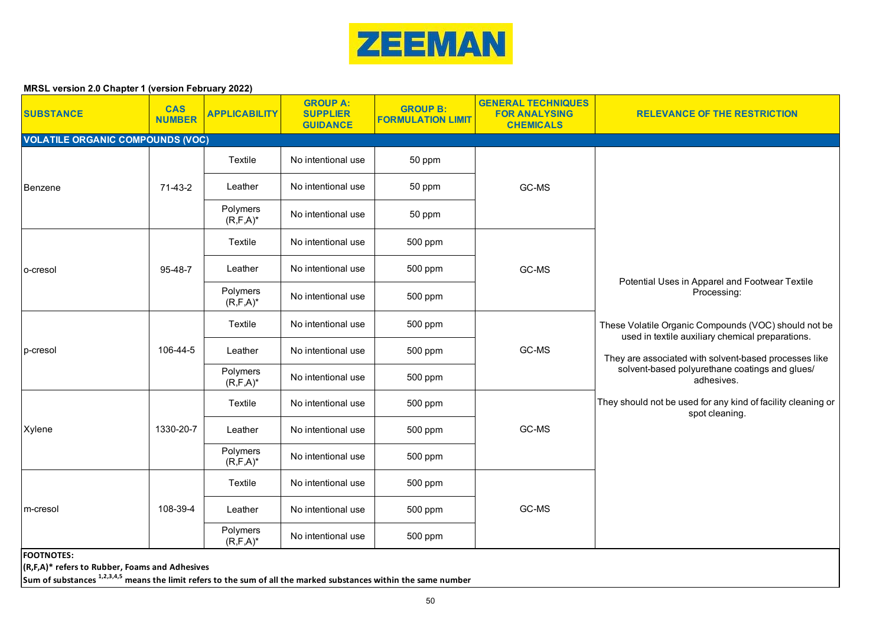**ZEEMAN**

**MRSL version 2.0 Chapter 1 (version February 2022)**

| SUBSTANCE | CAS NUMBER | APPLICABILITY | GROUP A: SUPPLIER GUIDANCE | GROUP B: FORMULATION LIMIT | GENERAL TECHNIQUES FOR ANALYSING CHEMICALS | RELEVANCE OF THE RESTRICTION |
|---|---|---|---|---|---|---|
| **VOLATILE ORGANIC COMPOUNDS (VOC)** | | | | | | |
| Benzene | 71-43-2 | Textile | No intentional use | 50 ppm | GC-MS | Potential Uses in Apparel and Footwear Textile Processing: These Volatile Organic Compounds (VOC) should not be used in textile auxiliary chemical preparations. They are associated with solvent-based processes like solvent-based polyurethane coatings and glues/ adhesives. They should not be used for any kind of facility cleaning or spot cleaning. |
| | | Leather | No intentional use | 50 ppm | | |
| | | Polymers (R,F,A)* | No intentional use | 50 ppm | | |
| o-cresol | 95-48-7 | Textile | No intentional use | 500 ppm | GC-MS | |
| | | Leather | No intentional use | 500 ppm | | |
| | | Polymers (R,F,A)* | No intentional use | 500 ppm | | |
| p-cresol | 106-44-5 | Textile | No intentional use | 500 ppm | GC-MS | |
| | | Leather | No intentional use | 500 ppm | | |
| | | Polymers (R,F,A)* | No intentional use | 500 ppm | | |
| Xylene | 1330-20-7 | Textile | No intentional use | 500 ppm | GC-MS | |
| | | Leather | No intentional use | 500 ppm | | |
| | | Polymers (R,F,A)* | No intentional use | 500 ppm | | |
| m-cresol | 108-39-4 | Textile | No intentional use | 500 ppm | GC-MS | |
| | | Leather | No intentional use | 500 ppm | | |
| | | Polymers (R,F,A)* | No intentional use | 500 ppm | | |

**FOOTNOTES:**

**(R,F,A)* refers to Rubber, Foams and Adhesives**

**Sum of substances [1,2,3,4,5] means the limit refers to the sum of all the marked substances within the same number**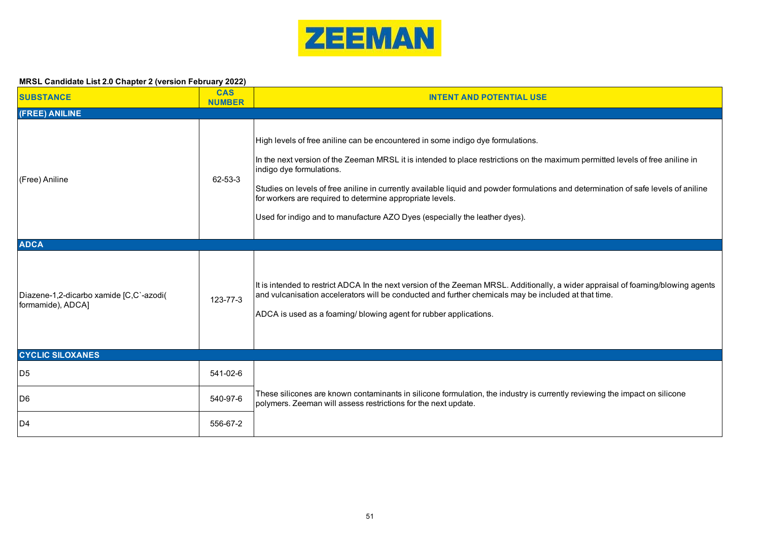**ZEEMAN**

**MRSL Candidate List 2.0 Chapter 2 (version February 2022)**

| SUBSTANCE | CAS NUMBER | INTENT AND POTENTIAL USE |
|---|---|---|
| **(FREE) ANILINE** | | |
| (Free) Aniline | 62-53-3 | High levels of free aniline can be encountered in some indigo dye formulations.<br><br>In the next version of the Zeeman MRSL it is intended to place restrictions on the maximum permitted levels of free aniline in indigo dye formulations.<br><br>Studies on levels of free aniline in currently available liquid and powder formulations and determination of safe levels of aniline for workers are required to determine appropriate levels.<br><br>Used for indigo and to manufacture AZO Dyes (especially the leather dyes). |
| **ADCA** | | |
| Diazene-1,2-dicarbo xamide [C,C`-azodi( formamide), ADCA] | 123-77-3 | It is intended to restrict ADCA In the next version of the Zeeman MRSL. Additionally, a wider appraisal of foaming/blowing agents and vulcanisation accelerators will be conducted and further chemicals may be included at that time.<br><br>ADCA is used as a foaming/ blowing agent for rubber applications. |
| **CYCLIC SILOXANES** | | |
| D5 | 541-02-6 | These silicones are known contaminants in silicone formulation, the industry is currently reviewing the impact on silicone polymers. Zeeman will assess restrictions for the next update. |
| D6 | 540-97-6 | |
| D4 | 556-67-2 | |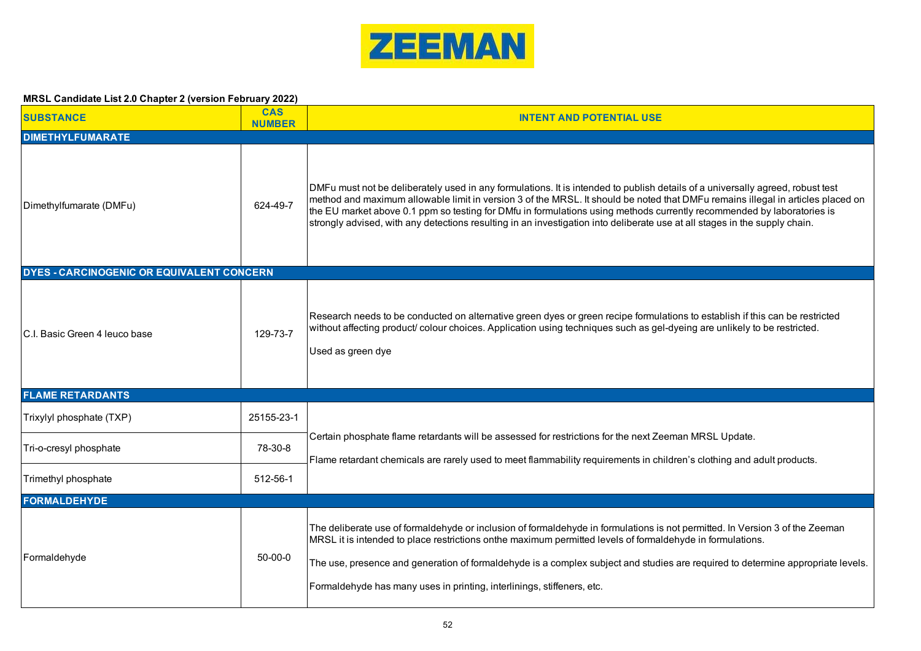ZEEMAN

**MRSL Candidate List 2.0 Chapter 2 (version February 2022)**

| SUBSTANCE | CAS NUMBER | INTENT AND POTENTIAL USE |
| --- | --- | --- |
| **DIMETHYLFUMARATE** | | |
| Dimethylfumarate (DMFu) | 624-49-7 | DMFu must not be deliberately used in any formulations. It is intended to publish details of a universally agreed, robust test method and maximum allowable limit in version 3 of the MRSL. It should be noted that DMFu remains illegal in articles placed on the EU market above 0.1 ppm so testing for DMfu in formulations using methods currently recommended by laboratories is strongly advised, with any detections resulting in an investigation into deliberate use at all stages in the supply chain. |
| **DYES - CARCINOGENIC OR EQUIVALENT CONCERN** | | |
| C.I. Basic Green 4 leuco base | 129-73-7 | Research needs to be conducted on alternative green dyes or green recipe formulations to establish if this can be restricted without affecting product/ colour choices. Application using techniques such as gel-dyeing are unlikely to be restricted.<br><br>Used as green dye |
| **FLAME RETARDANTS** | | |
| Trixylyl phosphate (TXP) | 25155-23-1 | Certain phosphate flame retardants will be assessed for restrictions for the next Zeeman MRSL Update.<br><br>Flame retardant chemicals are rarely used to meet flammability requirements in children's clothing and adult products. |
| Tri-o-cresyl phosphate | 78-30-8 | |
| Trimethyl phosphate | 512-56-1 | |
| **FORMALDEHYDE** | | |
| Formaldehyde | 50-00-0 | The deliberate use of formaldehyde or inclusion of formaldehyde in formulations is not permitted. In Version 3 of the Zeeman MRSL it is intended to place restrictions onthe maximum permitted levels of formaldehyde in formulations.<br><br>The use, presence and generation of formaldehyde is a complex subject and studies are required to determine appropriate levels.<br><br>Formaldehyde has many uses in printing, interlinings, stiffeners, etc. |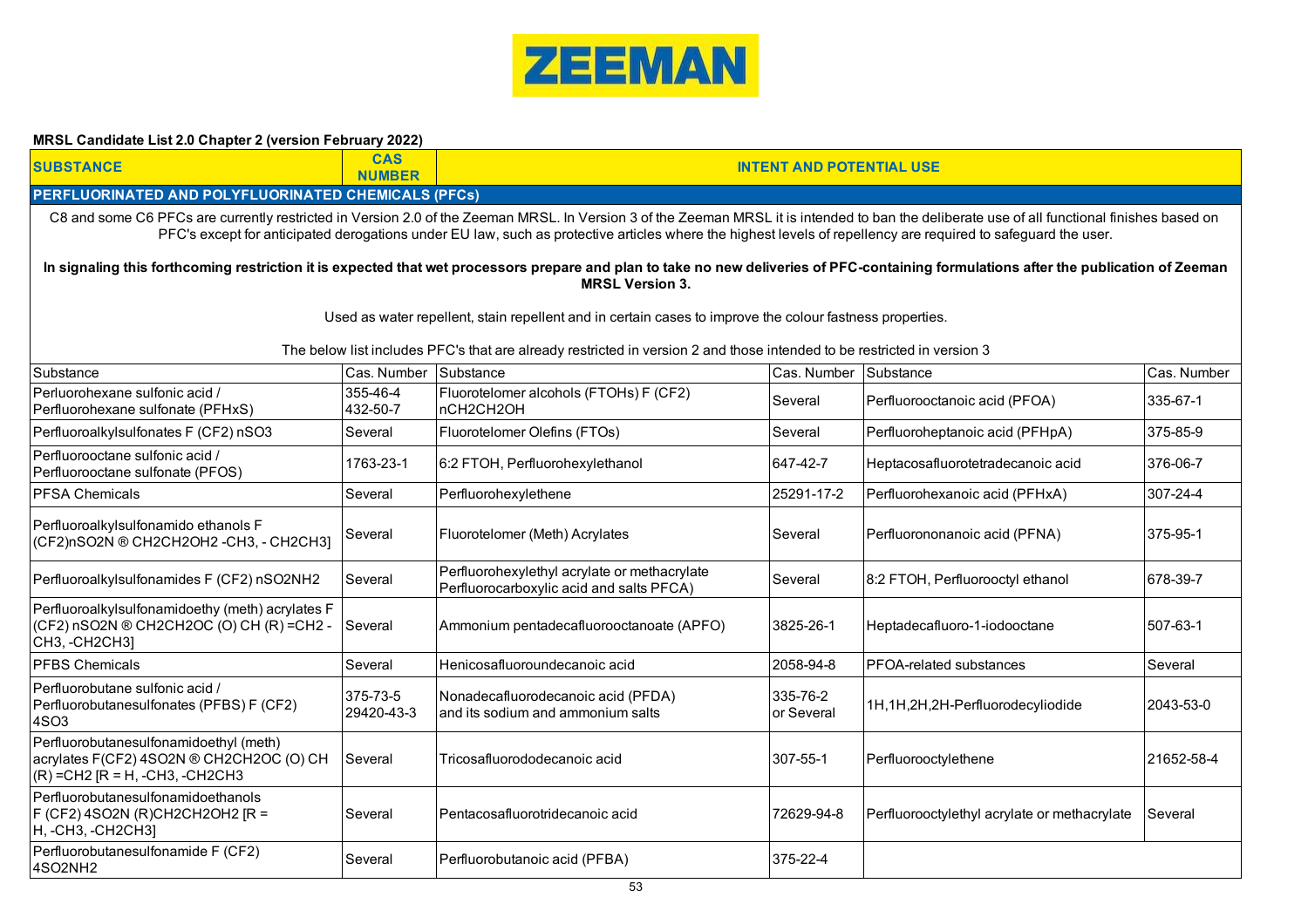**ZEEMAN**

**MRSL Candidate List 2.0 Chapter 2 (version February 2022)**

| SUBSTANCE | CAS NUMBER | INTENT AND POTENTIAL USE |
|---|---|---|
| **PERFLUORINATED AND POLYFLUORINATED CHEMICALS (PFCs)** | | |

C8 and some C6 PFCs are currently restricted in Version 2.0 of the Zeeman MRSL. In Version 3 of the Zeeman MRSL it is intended to ban the deliberate use of all functional finishes based on PFC's except for anticipated derogations under EU law, such as protective articles where the highest levels of repellency are required to safeguard the user.

**In signaling this forthcoming restriction it is expected that wet processors prepare and plan to take no new deliveries of PFC-containing formulations after the publication of Zeeman MRSL Version 3.**

Used as water repellent, stain repellent and in certain cases to improve the colour fastness properties.

The below list includes PFC's that are already restricted in version 2 and those intended to be restricted in version 3

| Substance | Cas. Number | Substance | Cas. Number | Substance | Cas. Number |
|---|---|---|---|---|---|
| Perluorohexane sulfonic acid / Perfluorohexane sulfonate (PFHxS) | 355-46-4 432-50-7 | Fluorotelomer alcohols (FTOHs) F (CF2) nCH2CH2OH | Several | Perfluorooctanoic acid (PFOA) | 335-67-1 |
| Perfluoroalkylsulfonates F (CF2) nSO3 | Several | Fluorotelomer Olefins (FTOs) | Several | Perfluoroheptanoic acid (PFHpA) | 375-85-9 |
| Perfluorooctane sulfonic acid / Perfluorooctane sulfonate (PFOS) | 1763-23-1 | 6:2 FTOH, Perfluorohexylethanol | 647-42-7 | Heptacosafluorotetradecanoic acid | 376-06-7 |
| PFSA Chemicals | Several | Perfluorohexylethene | 25291-17-2 | Perfluorohexanoic acid (PFHxA) | 307-24-4 |
| Perfluoroalkylsulfonamido ethanols F (CF2)nSO2N ® CH2CH2OH2 -CH3, - CH2CH3] | Several | Fluorotelomer (Meth) Acrylates | Several | Perfluorononanoic acid (PFNA) | 375-95-1 |
| Perfluoroalkylsulfonamides F (CF2) nSO2NH2 | Several | Perfluorohexylethyl acrylate or methacrylate Perfluorocarboxylic acid and salts PFCA) | Several | 8:2 FTOH, Perfluorooctyl ethanol | 678-39-7 |
| Perfluoroalkylsulfonamidoethy (meth) acrylates F (CF2) nSO2N ® CH2CH2OC (O) CH (R) =CH2 - CH3, -CH2CH3] | Several | Ammonium pentadecafluorooctanoate (APFO) | 3825-26-1 | Heptadecafluoro-1-iodooctane | 507-63-1 |
| PFBS Chemicals | Several | Henicosafluoroundecanoic acid | 2058-94-8 | PFOA-related substances | Several |
| Perfluorobutane sulfonic acid / Perfluorobutanesulfonates (PFBS) F (CF2) 4SO3 | 375-73-5 29420-43-3 | Nonadecafluorodecanoic acid (PFDA) and its sodium and ammonium salts | 335-76-2 or Several | 1H,1H,2H,2H-Perfluorodecyliodide | 2043-53-0 |
| Perfluorobutanesulfonamidoethyl (meth) acrylates F(CF2) 4SO2N ® CH2CH2OC (O) CH (R) =CH2 [R = H, -CH3, -CH2CH3 | Several | Tricosafluorododecanoic acid | 307-55-1 | Perfluorooctylethene | 21652-58-4 |
| Perfluorobutanesulfonamidoethanols F (CF2) 4SO2N (R)CH2CH2OH2 [R = H, -CH3, -CH2CH3] | Several | Pentacosafluorotridecanoic acid | 72629-94-8 | Perfluorooctylethyl acrylate or methacrylate | Several |
| Perfluorobutanesulfonamide F (CF2) 4SO2NH2 | Several | Perfluorobutanoic acid (PFBA) | 375-22-4 | | |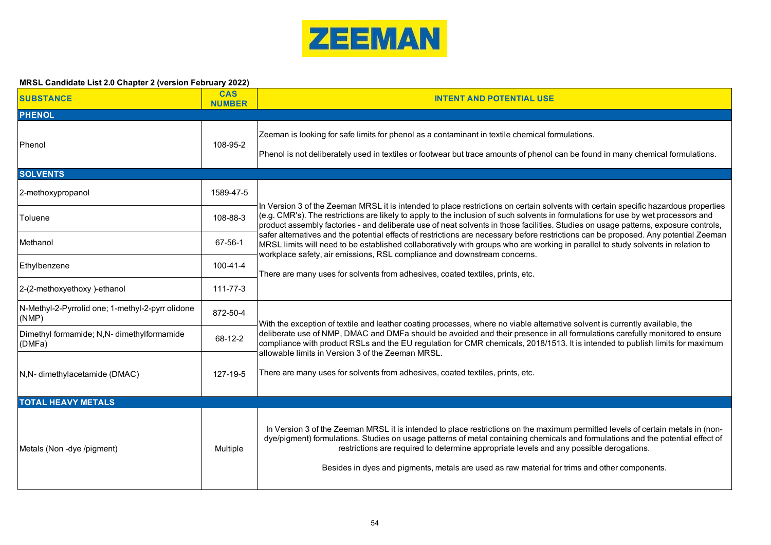ZEEMAN

**MRSL Candidate List 2.0 Chapter 2 (version February 2022)**

| SUBSTANCE | CAS NUMBER | INTENT AND POTENTIAL USE |
|---|---|---|
| **PHENOL** | | |
| Phenol | 108-95-2 | Zeeman is looking for safe limits for phenol as a contaminant in textile chemical formulations. Phenol is not deliberately used in textiles or footwear but trace amounts of phenol can be found in many chemical formulations. |
| **SOLVENTS** | | |
| 2-methoxypropanol | 1589-47-5 | In Version 3 of the Zeeman MRSL it is intended to place restrictions on certain solvents with certain specific hazardous properties (e.g. CMR's). The restrictions are likely to apply to the inclusion of such solvents in formulations for use by wet processors and product assembly factories - and deliberate use of neat solvents in those facilities. Studies on usage patterns, exposure controls, safer alternatives and the potential effects of restrictions are necessary before restrictions can be proposed. Any potential Zeeman MRSL limits will need to be established collaboratively with groups who are working in parallel to study solvents in relation to workplace safety, air emissions, RSL compliance and downstream concerns. There are many uses for solvents from adhesives, coated textiles, prints, etc. |
| Toluene | 108-88-3 | |
| Methanol | 67-56-1 | |
| Ethylbenzene | 100-41-4 | |
| 2-(2-methoxyethoxy )-ethanol | 111-77-3 | |
| N-Methyl-2-Pyrrolid one; 1-methyl-2-pyrr olidone (NMP) | 872-50-4 | With the exception of textile and leather coating processes, where no viable alternative solvent is currently available, the deliberate use of NMP, DMAC and DMFa should be avoided and their presence in all formulations carefully monitored to ensure compliance with product RSLs and the EU regulation for CMR chemicals, 2018/1513. It is intended to publish limits for maximum allowable limits in Version 3 of the Zeeman MRSL. There are many uses for solvents from adhesives, coated textiles, prints, etc. |
| Dimethyl formamide; N,N- dimethylformamide (DMFa) | 68-12-2 | |
| N,N- dimethylacetamide (DMAC) | 127-19-5 | |
| **TOTAL HEAVY METALS** | | |
| Metals (Non -dye /pigment) | Multiple | In Version 3 of the Zeeman MRSL it is intended to place restrictions on the maximum permitted levels of certain metals in (non-dye/pigment) formulations. Studies on usage patterns of metal containing chemicals and formulations and the potential effect of restrictions are required to determine appropriate levels and any possible derogations. Besides in dyes and pigments, metals are used as raw material for trims and other components. |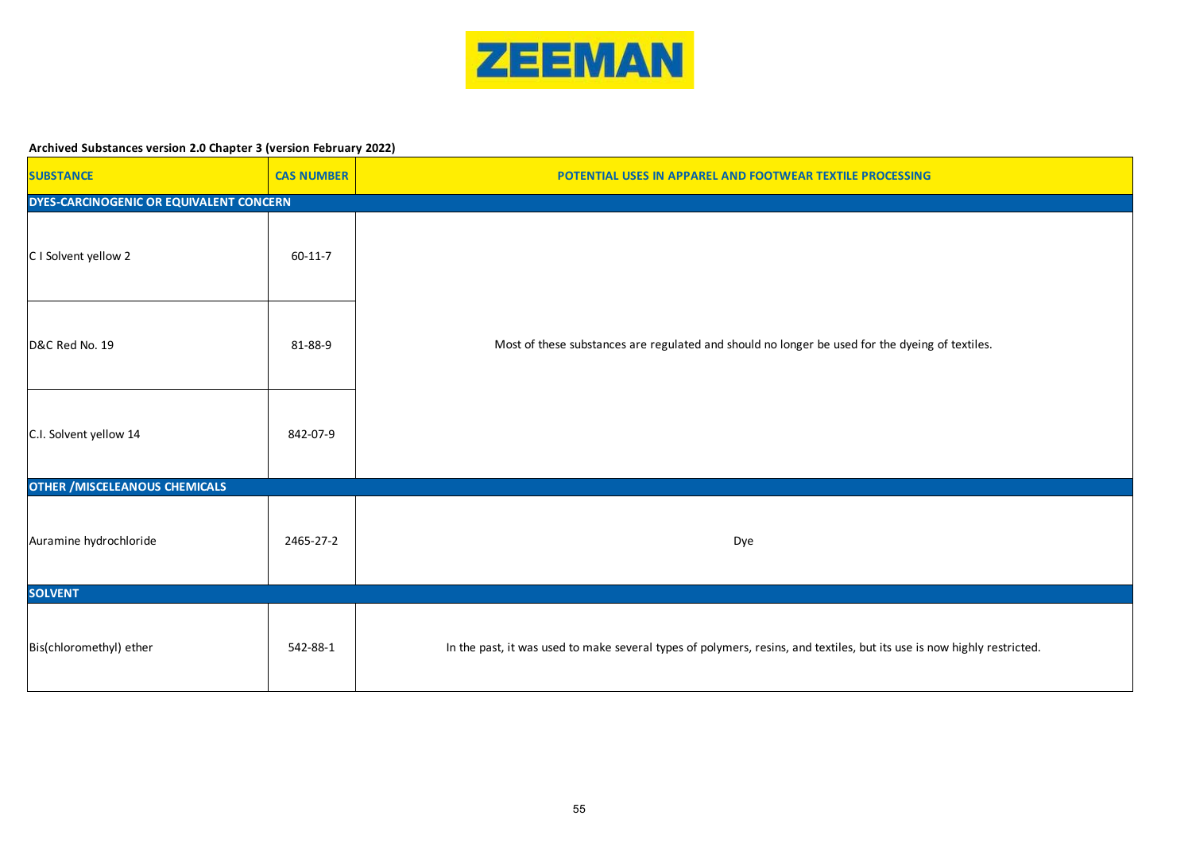ZEEMAN

**Archived Substances version 2.0 Chapter 3 (version February 2022)**

| SUBSTANCE | CAS NUMBER | POTENTIAL USES IN APPAREL AND FOOTWEAR TEXTILE PROCESSING |
|---|---|---|
| **DYES-CARCINOGENIC OR EQUIVALENT CONCERN** | | |
| C I Solvent yellow 2 | 60-11-7 | Most of these substances are regulated and should no longer be used for the dyeing of textiles. |
| D&C Red No. 19 | 81-88-9 | |
| C.I. Solvent yellow 14 | 842-07-9 | |
| **OTHER /MISCELEANOUS CHEMICALS** | | |
| Auramine hydrochloride | 2465-27-2 | Dye |
| **SOLVENT** | | |
| Bis(chloromethyl) ether | 542-88-1 | In the past, it was used to make several types of polymers, resins, and textiles, but its use is now highly restricted. |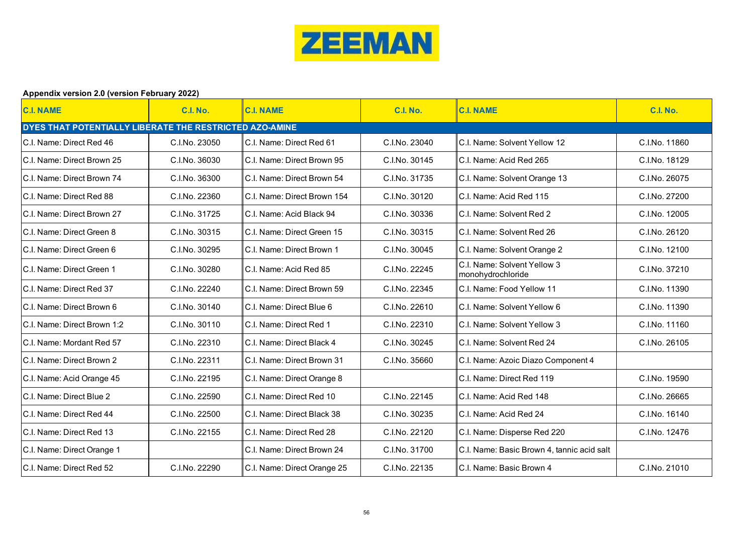ZEEMAN

**Appendix version 2.0 (version February 2022)**

| C.I. NAME | C.I. No. | C.I. NAME | C.I. No. | C.I. NAME | C.I. No. |
|---|---|---|---|---|---|
| **DYES THAT POTENTIALLY LIBERATE THE RESTRICTED AZO-AMINE** | | | | | |
| C.I. Name: Direct Red 46 | C.I.No. 23050 | C.I. Name: Direct Red 61 | C.I.No. 23040 | C.I. Name: Solvent Yellow 12 | C.I.No. 11860 |
| C.I. Name: Direct Brown 25 | C.I.No. 36030 | C.I. Name: Direct Brown 95 | C.I.No. 30145 | C.I. Name: Acid Red 265 | C.I.No. 18129 |
| C.I. Name: Direct Brown 74 | C.I.No. 36300 | C.I. Name: Direct Brown 54 | C.I.No. 31735 | C.I. Name: Solvent Orange 13 | C.I.No. 26075 |
| C.I. Name: Direct Red 88 | C.I.No. 22360 | C.I. Name: Direct Brown 154 | C.I.No. 30120 | C.I. Name: Acid Red 115 | C.I.No. 27200 |
| C.I. Name: Direct Brown 27 | C.I.No. 31725 | C.I. Name: Acid Black 94 | C.I.No. 30336 | C.I. Name: Solvent Red 2 | C.I.No. 12005 |
| C.I. Name: Direct Green 8 | C.I.No. 30315 | C.I. Name: Direct Green 15 | C.I.No. 30315 | C.I. Name: Solvent Red 26 | C.I.No. 26120 |
| C.I. Name: Direct Green 6 | C.I.No. 30295 | C.I. Name: Direct Brown 1 | C.I.No. 30045 | C.I. Name: Solvent Orange 2 | C.I.No. 12100 |
| C.I. Name: Direct Green 1 | C.I.No. 30280 | C.I. Name: Acid Red 85 | C.I.No. 22245 | C.I. Name: Solvent Yellow 3 monohydrochloride | C.I.No. 37210 |
| C.I. Name: Direct Red 37 | C.I.No. 22240 | C.I. Name: Direct Brown 59 | C.I.No. 22345 | C.I. Name: Food Yellow 11 | C.I.No. 11390 |
| C.I. Name: Direct Brown 6 | C.I.No. 30140 | C.I. Name: Direct Blue 6 | C.I.No. 22610 | C.I. Name: Solvent Yellow 6 | C.I.No. 11390 |
| C.I. Name: Direct Brown 1:2 | C.I.No. 30110 | C.I. Name: Direct Red 1 | C.I.No. 22310 | C.I. Name: Solvent Yellow 3 | C.I.No. 11160 |
| C.I. Name: Mordant Red 57 | C.I.No. 22310 | C.I. Name: Direct Black 4 | C.I.No. 30245 | C.I. Name: Solvent Red 24 | C.I.No. 26105 |
| C.I. Name: Direct Brown 2 | C.I.No. 22311 | C.I. Name: Direct Brown 31 | C.I.No. 35660 | C.I. Name: Azoic Diazo Component 4 | |
| C.I. Name: Acid Orange 45 | C.I.No. 22195 | C.I. Name: Direct Orange 8 | | C.I. Name: Direct Red 119 | C.I.No. 19590 |
| C.I. Name: Direct Blue 2 | C.I.No. 22590 | C.I. Name: Direct Red 10 | C.I.No. 22145 | C.I. Name: Acid Red 148 | C.I.No. 26665 |
| C.I. Name: Direct Red 44 | C.I.No. 22500 | C.I. Name: Direct Black 38 | C.I.No. 30235 | C.I. Name: Acid Red 24 | C.I.No. 16140 |
| C.I. Name: Direct Red 13 | C.I.No. 22155 | C.I. Name: Direct Red 28 | C.I.No. 22120 | C.I. Name: Disperse Red 220 | C.I.No. 12476 |
| C.I. Name: Direct Orange 1 | | C.I. Name: Direct Brown 24 | C.I.No. 31700 | C.I. Name: Basic Brown 4, tannic acid salt | |
| C.I. Name: Direct Red 52 | C.I.No. 22290 | C.I. Name: Direct Orange 25 | C.I.No. 22135 | C.I. Name: Basic Brown 4 | C.I.No. 21010 |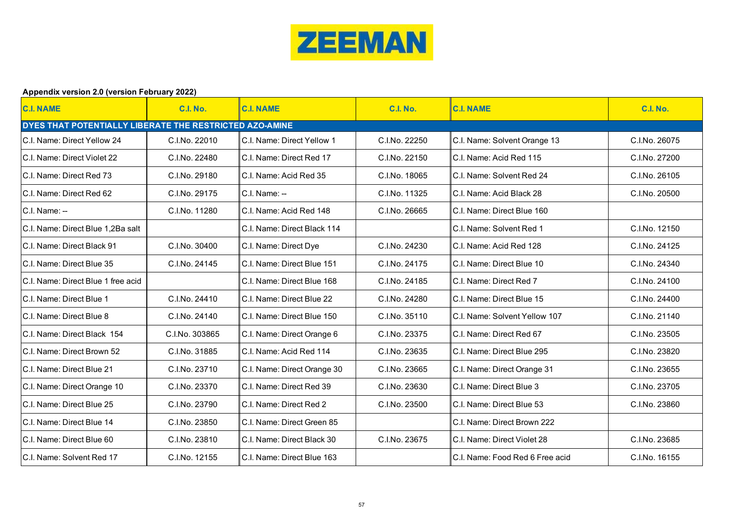ZEEMAN

**Appendix version 2.0 (version February 2022)**

| C.I. NAME | C.I. No. | C.I. NAME | C.I. No. | C.I. NAME | C.I. No. |
|---|---|---|---|---|---|
| **DYES THAT POTENTIALLY LIBERATE THE RESTRICTED AZO-AMINE** | | | | | |
| C.I. Name: Direct Yellow 24 | C.I.No. 22010 | C.I. Name: Direct Yellow 1 | C.I.No. 22250 | C.I. Name: Solvent Orange 13 | C.I.No. 26075 |
| C.I. Name: Direct Violet 22 | C.I.No. 22480 | C.I. Name: Direct Red 17 | C.I.No. 22150 | C.I. Name: Acid Red 115 | C.I.No. 27200 |
| C.I. Name: Direct Red 73 | C.I.No. 29180 | C.I. Name: Acid Red 35 | C.I.No. 18065 | C.I. Name: Solvent Red 24 | C.I.No. 26105 |
| C.I. Name: Direct Red 62 | C.I.No. 29175 | C.I. Name: -- | C.I.No. 11325 | C.I. Name: Acid Black 28 | C.I.No. 20500 |
| C.I. Name: -- | C.I.No. 11280 | C.I. Name: Acid Red 148 | C.I.No. 26665 | C.I. Name: Direct Blue 160 | |
| C.I. Name: Direct Blue 1,2Ba salt | | C.I. Name: Direct Black 114 | | C.I. Name: Solvent Red 1 | C.I.No. 12150 |
| C.I. Name: Direct Black 91 | C.I.No. 30400 | C.I. Name: Direct Dye | C.I.No. 24230 | C.I. Name: Acid Red 128 | C.I.No. 24125 |
| C.I. Name: Direct Blue 35 | C.I.No. 24145 | C.I. Name: Direct Blue 151 | C.I.No. 24175 | C.I. Name: Direct Blue 10 | C.I.No. 24340 |
| C.I. Name: Direct Blue 1 free acid | | C.I. Name: Direct Blue 168 | C.I.No. 24185 | C.I. Name: Direct Red 7 | C.I.No. 24100 |
| C.I. Name: Direct Blue 1 | C.I.No. 24410 | C.I. Name: Direct Blue 22 | C.I.No. 24280 | C.I. Name: Direct Blue 15 | C.I.No. 24400 |
| C.I. Name: Direct Blue 8 | C.I.No. 24140 | C.I. Name: Direct Blue 150 | C.I.No. 35110 | C.I. Name: Solvent Yellow 107 | C.I.No. 21140 |
| C.I. Name: Direct Black 154 | C.I.No. 303865 | C.I. Name: Direct Orange 6 | C.I.No. 23375 | C.I. Name: Direct Red 67 | C.I.No. 23505 |
| C.I. Name: Direct Brown 52 | C.I.No. 31885 | C.I. Name: Acid Red 114 | C.I.No. 23635 | C.I. Name: Direct Blue 295 | C.I.No. 23820 |
| C.I. Name: Direct Blue 21 | C.I.No. 23710 | C.I. Name: Direct Orange 30 | C.I.No. 23665 | C.I. Name: Direct Orange 31 | C.I.No. 23655 |
| C.I. Name: Direct Orange 10 | C.I.No. 23370 | C.I. Name: Direct Red 39 | C.I.No. 23630 | C.I. Name: Direct Blue 3 | C.I.No. 23705 |
| C.I. Name: Direct Blue 25 | C.I.No. 23790 | C.I. Name: Direct Red 2 | C.I.No. 23500 | C.I. Name: Direct Blue 53 | C.I.No. 23860 |
| C.I. Name: Direct Blue 14 | C.I.No. 23850 | C.I. Name: Direct Green 85 | | C.I. Name: Direct Brown 222 | |
| C.I. Name: Direct Blue 60 | C.I.No. 23810 | C.I. Name: Direct Black 30 | C.I.No. 23675 | C.I. Name: Direct Violet 28 | C.I.No. 23685 |
| C.I. Name: Solvent Red 17 | C.I.No. 12155 | C.I. Name: Direct Blue 163 | | C.I. Name: Food Red 6 Free acid | C.I.No. 16155 |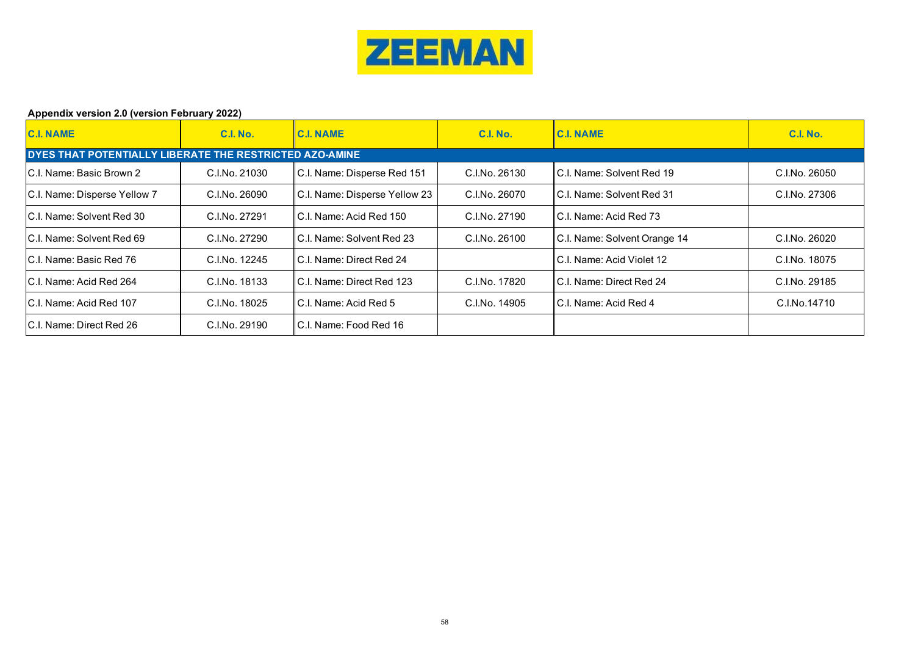ZEEMAN

**Appendix version 2.0 (version February 2022)**

| C.I. NAME | C.I. No. | C.I. NAME | C.I. No. | C.I. NAME | C.I. No. |
|---|---|---|---|---|---|
| **DYES THAT POTENTIALLY LIBERATE THE RESTRICTED AZO-AMINE** | | | | | |
| C.I. Name: Basic Brown 2 | C.I.No. 21030 | C.I. Name: Disperse Red 151 | C.I.No. 26130 | C.I. Name: Solvent Red 19 | C.I.No. 26050 |
| C.I. Name: Disperse Yellow 7 | C.I.No. 26090 | C.I. Name: Disperse Yellow 23 | C.I.No. 26070 | C.I. Name: Solvent Red 31 | C.I.No. 27306 |
| C.I. Name: Solvent Red 30 | C.I.No. 27291 | C.I. Name: Acid Red 150 | C.I.No. 27190 | C.I. Name: Acid Red 73 | |
| C.I. Name: Solvent Red 69 | C.I.No. 27290 | C.I. Name: Solvent Red 23 | C.I.No. 26100 | C.I. Name: Solvent Orange 14 | C.I.No. 26020 |
| C.I. Name: Basic Red 76 | C.I.No. 12245 | C.I. Name: Direct Red 24 | | C.I. Name: Acid Violet 12 | C.I.No. 18075 |
| C.I. Name: Acid Red 264 | C.I.No. 18133 | C.I. Name: Direct Red 123 | C.I.No. 17820 | C.I. Name: Direct Red 24 | C.I.No. 29185 |
| C.I. Name: Acid Red 107 | C.I.No. 18025 | C.I. Name: Acid Red 5 | C.I.No. 14905 | C.I. Name: Acid Red 4 | C.I.No.14710 |
| C.I. Name: Direct Red 26 | C.I.No. 29190 | C.I. Name: Food Red 16 | | | |